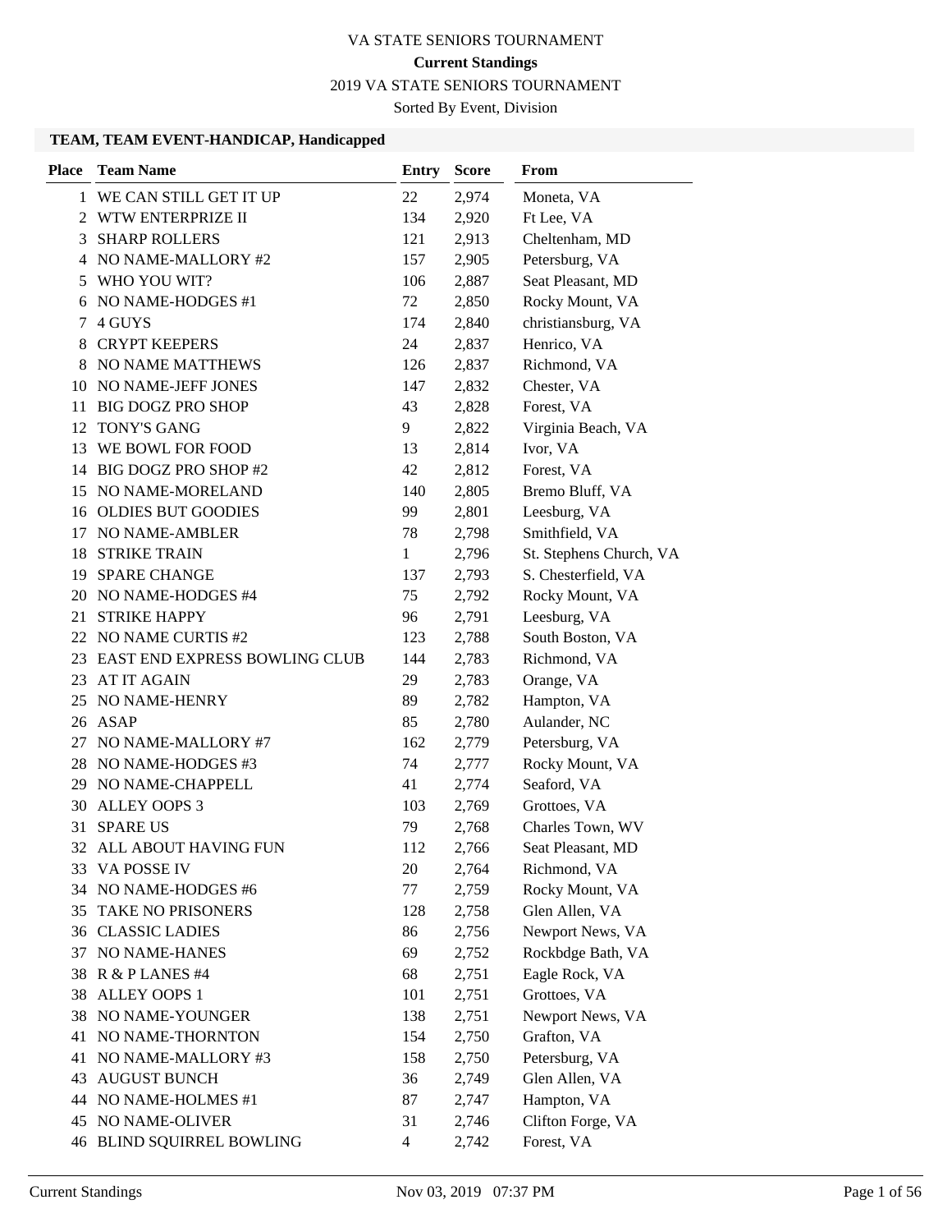# VA STATE SENIORS TOURNAMENT

## Current Standings

2019 VA STATE SENIORS TOURNAMENT

Sorted By Event, Division

### TEAM, TEAM EVENT-HANDICAP, Handicapped

| Place | Team Name | Entry | Score | From |
|---|---|---|---|---|
| 1 | WE CAN STILL GET IT UP | 22 | 2,974 | Moneta, VA |
| 2 | WTW ENTERPRIZE II | 134 | 2,920 | Ft Lee, VA |
| 3 | SHARP ROLLERS | 121 | 2,913 | Cheltenham, MD |
| 4 | NO NAME-MALLORY #2 | 157 | 2,905 | Petersburg, VA |
| 5 | WHO YOU WIT? | 106 | 2,887 | Seat Pleasant, MD |
| 6 | NO NAME-HODGES #1 | 72 | 2,850 | Rocky Mount, VA |
| 7 | 4 GUYS | 174 | 2,840 | christiansburg, VA |
| 8 | CRYPT KEEPERS | 24 | 2,837 | Henrico, VA |
| 8 | NO NAME MATTHEWS | 126 | 2,837 | Richmond, VA |
| 10 | NO NAME-JEFF JONES | 147 | 2,832 | Chester, VA |
| 11 | BIG DOGZ PRO SHOP | 43 | 2,828 | Forest, VA |
| 12 | TONY'S GANG | 9 | 2,822 | Virginia Beach, VA |
| 13 | WE BOWL FOR FOOD | 13 | 2,814 | Ivor, VA |
| 14 | BIG DOGZ PRO SHOP #2 | 42 | 2,812 | Forest, VA |
| 15 | NO NAME-MORELAND | 140 | 2,805 | Bremo Bluff, VA |
| 16 | OLDIES BUT GOODIES | 99 | 2,801 | Leesburg, VA |
| 17 | NO NAME-AMBLER | 78 | 2,798 | Smithfield, VA |
| 18 | STRIKE TRAIN | 1 | 2,796 | St. Stephens Church, VA |
| 19 | SPARE CHANGE | 137 | 2,793 | S. Chesterfield, VA |
| 20 | NO NAME-HODGES #4 | 75 | 2,792 | Rocky Mount, VA |
| 21 | STRIKE HAPPY | 96 | 2,791 | Leesburg, VA |
| 22 | NO NAME CURTIS #2 | 123 | 2,788 | South Boston, VA |
| 23 | EAST END EXPRESS BOWLING CLUB | 144 | 2,783 | Richmond, VA |
| 23 | AT IT AGAIN | 29 | 2,783 | Orange, VA |
| 25 | NO NAME-HENRY | 89 | 2,782 | Hampton, VA |
| 26 | ASAP | 85 | 2,780 | Aulander, NC |
| 27 | NO NAME-MALLORY #7 | 162 | 2,779 | Petersburg, VA |
| 28 | NO NAME-HODGES #3 | 74 | 2,777 | Rocky Mount, VA |
| 29 | NO NAME-CHAPPELL | 41 | 2,774 | Seaford, VA |
| 30 | ALLEY OOPS 3 | 103 | 2,769 | Grottoes, VA |
| 31 | SPARE US | 79 | 2,768 | Charles Town, WV |
| 32 | ALL ABOUT HAVING FUN | 112 | 2,766 | Seat Pleasant, MD |
| 33 | VA POSSE IV | 20 | 2,764 | Richmond, VA |
| 34 | NO NAME-HODGES #6 | 77 | 2,759 | Rocky Mount, VA |
| 35 | TAKE NO PRISONERS | 128 | 2,758 | Glen Allen, VA |
| 36 | CLASSIC LADIES | 86 | 2,756 | Newport News, VA |
| 37 | NO NAME-HANES | 69 | 2,752 | Rockbdge Bath, VA |
| 38 | R & P LANES #4 | 68 | 2,751 | Eagle Rock, VA |
| 38 | ALLEY OOPS 1 | 101 | 2,751 | Grottoes, VA |
| 38 | NO NAME-YOUNGER | 138 | 2,751 | Newport News, VA |
| 41 | NO NAME-THORNTON | 154 | 2,750 | Grafton, VA |
| 41 | NO NAME-MALLORY #3 | 158 | 2,750 | Petersburg, VA |
| 43 | AUGUST BUNCH | 36 | 2,749 | Glen Allen, VA |
| 44 | NO NAME-HOLMES #1 | 87 | 2,747 | Hampton, VA |
| 45 | NO NAME-OLIVER | 31 | 2,746 | Clifton Forge, VA |
| 46 | BLIND SQUIRREL BOWLING | 4 | 2,742 | Forest, VA |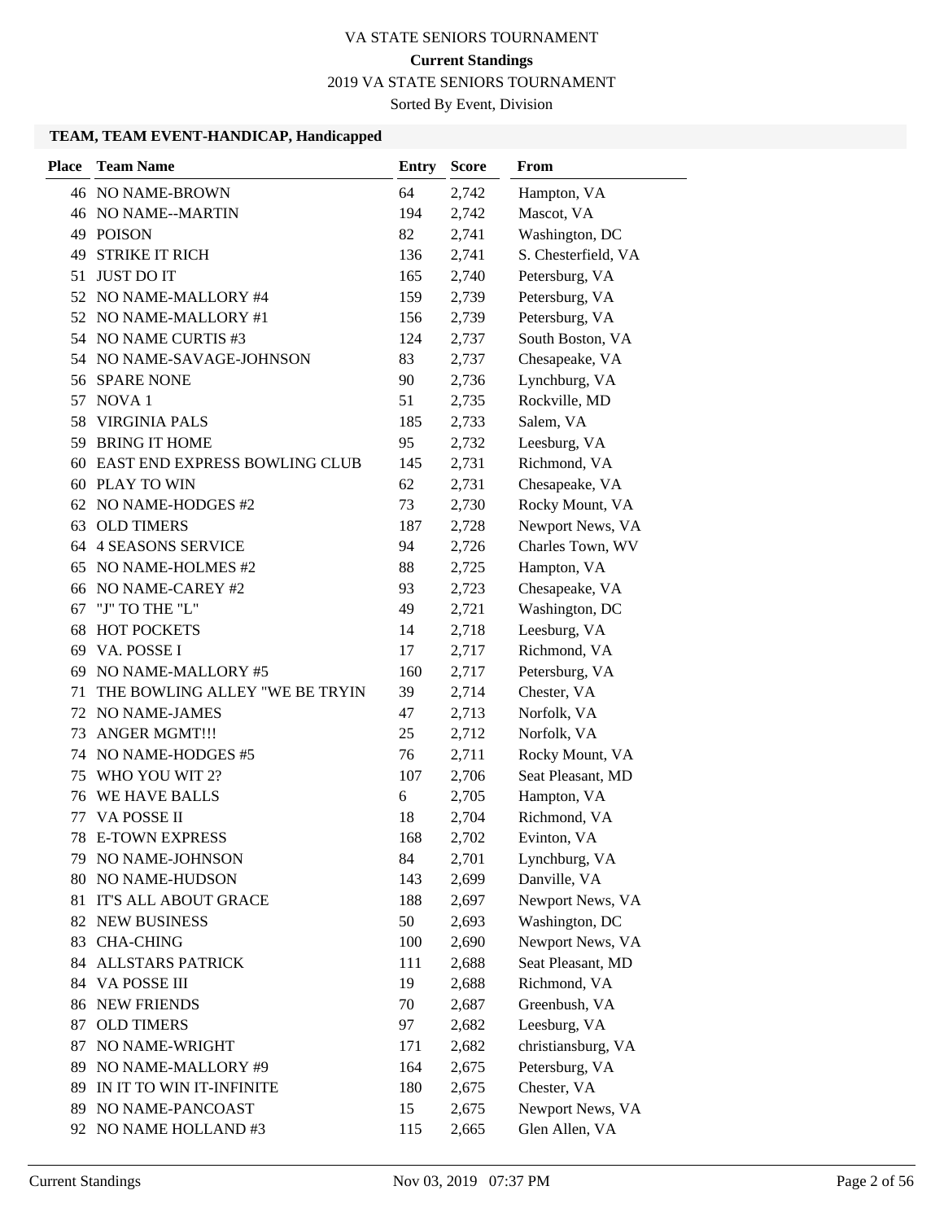VA STATE SENIORS TOURNAMENT

**Current Standings**

2019 VA STATE SENIORS TOURNAMENT

Sorted By Event, Division

### TEAM, TEAM EVENT-HANDICAP, Handicapped

| Place | Team Name | Entry | Score | From |
|---|---|---|---|---|
| 46 | NO NAME-BROWN | 64 | 2,742 | Hampton, VA |
| 46 | NO NAME--MARTIN | 194 | 2,742 | Mascot, VA |
| 49 | POISON | 82 | 2,741 | Washington, DC |
| 49 | STRIKE IT RICH | 136 | 2,741 | S. Chesterfield, VA |
| 51 | JUST DO IT | 165 | 2,740 | Petersburg, VA |
| 52 | NO NAME-MALLORY #4 | 159 | 2,739 | Petersburg, VA |
| 52 | NO NAME-MALLORY #1 | 156 | 2,739 | Petersburg, VA |
| 54 | NO NAME CURTIS #3 | 124 | 2,737 | South Boston, VA |
| 54 | NO NAME-SAVAGE-JOHNSON | 83 | 2,737 | Chesapeake, VA |
| 56 | SPARE NONE | 90 | 2,736 | Lynchburg, VA |
| 57 | NOVA 1 | 51 | 2,735 | Rockville, MD |
| 58 | VIRGINIA PALS | 185 | 2,733 | Salem, VA |
| 59 | BRING IT HOME | 95 | 2,732 | Leesburg, VA |
| 60 | EAST END EXPRESS BOWLING CLUB | 145 | 2,731 | Richmond, VA |
| 60 | PLAY TO WIN | 62 | 2,731 | Chesapeake, VA |
| 62 | NO NAME-HODGES #2 | 73 | 2,730 | Rocky Mount, VA |
| 63 | OLD TIMERS | 187 | 2,728 | Newport News, VA |
| 64 | 4 SEASONS SERVICE | 94 | 2,726 | Charles Town, WV |
| 65 | NO NAME-HOLMES #2 | 88 | 2,725 | Hampton, VA |
| 66 | NO NAME-CAREY #2 | 93 | 2,723 | Chesapeake, VA |
| 67 | "J" TO THE "L" | 49 | 2,721 | Washington, DC |
| 68 | HOT POCKETS | 14 | 2,718 | Leesburg, VA |
| 69 | VA. POSSE I | 17 | 2,717 | Richmond, VA |
| 69 | NO NAME-MALLORY #5 | 160 | 2,717 | Petersburg, VA |
| 71 | THE BOWLING ALLEY "WE BE TRYIN | 39 | 2,714 | Chester, VA |
| 72 | NO NAME-JAMES | 47 | 2,713 | Norfolk, VA |
| 73 | ANGER MGMT!!! | 25 | 2,712 | Norfolk, VA |
| 74 | NO NAME-HODGES #5 | 76 | 2,711 | Rocky Mount, VA |
| 75 | WHO YOU WIT 2? | 107 | 2,706 | Seat Pleasant, MD |
| 76 | WE HAVE BALLS | 6 | 2,705 | Hampton, VA |
| 77 | VA POSSE II | 18 | 2,704 | Richmond, VA |
| 78 | E-TOWN EXPRESS | 168 | 2,702 | Evinton, VA |
| 79 | NO NAME-JOHNSON | 84 | 2,701 | Lynchburg, VA |
| 80 | NO NAME-HUDSON | 143 | 2,699 | Danville, VA |
| 81 | IT'S ALL ABOUT GRACE | 188 | 2,697 | Newport News, VA |
| 82 | NEW BUSINESS | 50 | 2,693 | Washington, DC |
| 83 | CHA-CHING | 100 | 2,690 | Newport News, VA |
| 84 | ALLSTARS PATRICK | 111 | 2,688 | Seat Pleasant, MD |
| 84 | VA POSSE III | 19 | 2,688 | Richmond, VA |
| 86 | NEW FRIENDS | 70 | 2,687 | Greenbush, VA |
| 87 | OLD TIMERS | 97 | 2,682 | Leesburg, VA |
| 87 | NO NAME-WRIGHT | 171 | 2,682 | christiansburg, VA |
| 89 | NO NAME-MALLORY #9 | 164 | 2,675 | Petersburg, VA |
| 89 | IN IT TO WIN IT-INFINITE | 180 | 2,675 | Chester, VA |
| 89 | NO NAME-PANCOAST | 15 | 2,675 | Newport News, VA |
| 92 | NO NAME HOLLAND #3 | 115 | 2,665 | Glen Allen, VA |

Current Standings Nov 03, 2019 07:37 PM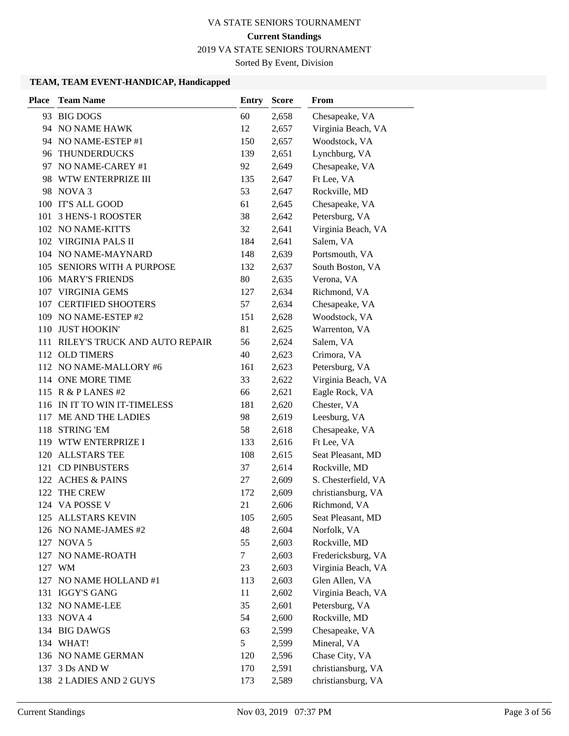VA STATE SENIORS TOURNAMENT

**Current Standings**

2019 VA STATE SENIORS TOURNAMENT

Sorted By Event, Division

### TEAM, TEAM EVENT-HANDICAP, Handicapped

| Place | Team Name | Entry | Score | From |
|---|---|---|---|---|
| 93 | BIG DOGS | 60 | 2,658 | Chesapeake, VA |
| 94 | NO NAME HAWK | 12 | 2,657 | Virginia Beach, VA |
| 94 | NO NAME-ESTEP #1 | 150 | 2,657 | Woodstock, VA |
| 96 | THUNDERDUCKS | 139 | 2,651 | Lynchburg, VA |
| 97 | NO NAME-CAREY #1 | 92 | 2,649 | Chesapeake, VA |
| 98 | WTW ENTERPRIZE III | 135 | 2,647 | Ft Lee, VA |
| 98 | NOVA 3 | 53 | 2,647 | Rockville, MD |
| 100 | IT'S ALL GOOD | 61 | 2,645 | Chesapeake, VA |
| 101 | 3 HENS-1 ROOSTER | 38 | 2,642 | Petersburg, VA |
| 102 | NO NAME-KITTS | 32 | 2,641 | Virginia Beach, VA |
| 102 | VIRGINIA PALS II | 184 | 2,641 | Salem, VA |
| 104 | NO NAME-MAYNARD | 148 | 2,639 | Portsmouth, VA |
| 105 | SENIORS WITH A PURPOSE | 132 | 2,637 | South Boston, VA |
| 106 | MARY'S FRIENDS | 80 | 2,635 | Verona, VA |
| 107 | VIRGINIA GEMS | 127 | 2,634 | Richmond, VA |
| 107 | CERTIFIED SHOOTERS | 57 | 2,634 | Chesapeake, VA |
| 109 | NO NAME-ESTEP #2 | 151 | 2,628 | Woodstock, VA |
| 110 | JUST HOOKIN' | 81 | 2,625 | Warrenton, VA |
| 111 | RILEY'S TRUCK AND AUTO REPAIR | 56 | 2,624 | Salem, VA |
| 112 | OLD TIMERS | 40 | 2,623 | Crimora, VA |
| 112 | NO NAME-MALLORY #6 | 161 | 2,623 | Petersburg, VA |
| 114 | ONE MORE TIME | 33 | 2,622 | Virginia Beach, VA |
| 115 | R & P LANES #2 | 66 | 2,621 | Eagle Rock, VA |
| 116 | IN IT TO WIN IT-TIMELESS | 181 | 2,620 | Chester, VA |
| 117 | ME AND THE LADIES | 98 | 2,619 | Leesburg, VA |
| 118 | STRING 'EM | 58 | 2,618 | Chesapeake, VA |
| 119 | WTW ENTERPRIZE I | 133 | 2,616 | Ft Lee, VA |
| 120 | ALLSTARS TEE | 108 | 2,615 | Seat Pleasant, MD |
| 121 | CD PINBUSTERS | 37 | 2,614 | Rockville, MD |
| 122 | ACHES & PAINS | 27 | 2,609 | S. Chesterfield, VA |
| 122 | THE CREW | 172 | 2,609 | christiansburg, VA |
| 124 | VA POSSE V | 21 | 2,606 | Richmond, VA |
| 125 | ALLSTARS KEVIN | 105 | 2,605 | Seat Pleasant, MD |
| 126 | NO NAME-JAMES #2 | 48 | 2,604 | Norfolk, VA |
| 127 | NOVA 5 | 55 | 2,603 | Rockville, MD |
| 127 | NO NAME-ROATH | 7 | 2,603 | Fredericksburg, VA |
| 127 | WM | 23 | 2,603 | Virginia Beach, VA |
| 127 | NO NAME HOLLAND #1 | 113 | 2,603 | Glen Allen, VA |
| 131 | IGGY'S GANG | 11 | 2,602 | Virginia Beach, VA |
| 132 | NO NAME-LEE | 35 | 2,601 | Petersburg, VA |
| 133 | NOVA 4 | 54 | 2,600 | Rockville, MD |
| 134 | BIG DAWGS | 63 | 2,599 | Chesapeake, VA |
| 134 | WHAT! | 5 | 2,599 | Mineral, VA |
| 136 | NO NAME GERMAN | 120 | 2,596 | Chase City, VA |
| 137 | 3 Ds AND W | 170 | 2,591 | christiansburg, VA |
| 138 | 2 LADIES AND 2 GUYS | 173 | 2,589 | christiansburg, VA |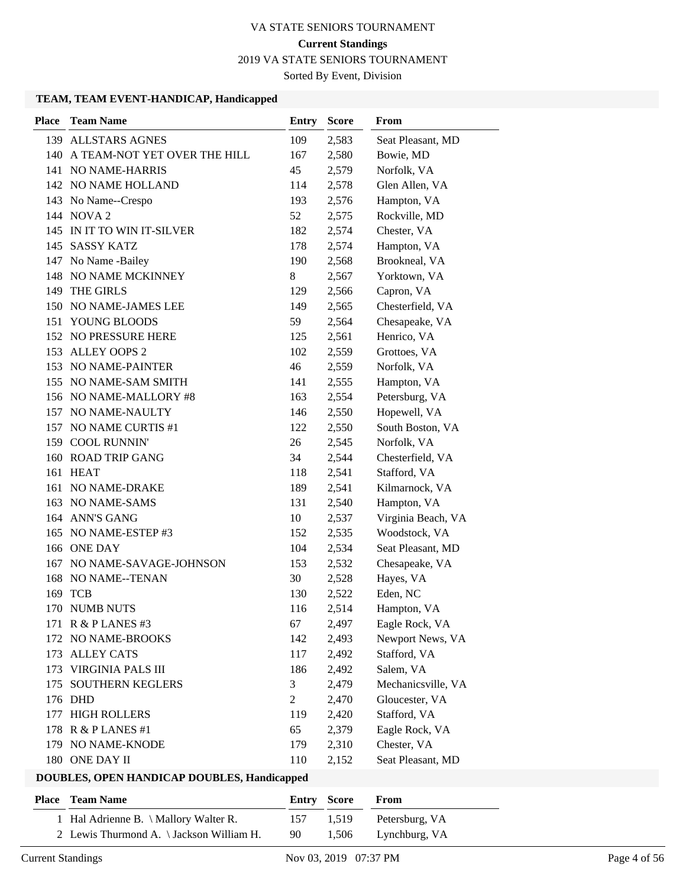VA STATE SENIORS TOURNAMENT

**Current Standings**

2019 VA STATE SENIORS TOURNAMENT

Sorted By Event, Division

### TEAM, TEAM EVENT-HANDICAP, Handicapped

| Place | Team Name | Entry | Score | From |
|---|---|---|---|---|
| 139 | ALLSTARS AGNES | 109 | 2,583 | Seat Pleasant, MD |
| 140 | A TEAM-NOT YET OVER THE HILL | 167 | 2,580 | Bowie, MD |
| 141 | NO NAME-HARRIS | 45 | 2,579 | Norfolk, VA |
| 142 | NO NAME HOLLAND | 114 | 2,578 | Glen Allen, VA |
| 143 | No Name--Crespo | 193 | 2,576 | Hampton, VA |
| 144 | NOVA 2 | 52 | 2,575 | Rockville, MD |
| 145 | IN IT TO WIN IT-SILVER | 182 | 2,574 | Chester, VA |
| 145 | SASSY KATZ | 178 | 2,574 | Hampton, VA |
| 147 | No Name -Bailey | 190 | 2,568 | Brookneal, VA |
| 148 | NO NAME MCKINNEY | 8 | 2,567 | Yorktown, VA |
| 149 | THE GIRLS | 129 | 2,566 | Capron, VA |
| 150 | NO NAME-JAMES LEE | 149 | 2,565 | Chesterfield, VA |
| 151 | YOUNG BLOODS | 59 | 2,564 | Chesapeake, VA |
| 152 | NO PRESSURE HERE | 125 | 2,561 | Henrico, VA |
| 153 | ALLEY OOPS 2 | 102 | 2,559 | Grottoes, VA |
| 153 | NO NAME-PAINTER | 46 | 2,559 | Norfolk, VA |
| 155 | NO NAME-SAM SMITH | 141 | 2,555 | Hampton, VA |
| 156 | NO NAME-MALLORY #8 | 163 | 2,554 | Petersburg, VA |
| 157 | NO NAME-NAULTY | 146 | 2,550 | Hopewell, VA |
| 157 | NO NAME CURTIS #1 | 122 | 2,550 | South Boston, VA |
| 159 | COOL RUNNIN' | 26 | 2,545 | Norfolk, VA |
| 160 | ROAD TRIP GANG | 34 | 2,544 | Chesterfield, VA |
| 161 | HEAT | 118 | 2,541 | Stafford, VA |
| 161 | NO NAME-DRAKE | 189 | 2,541 | Kilmarnock, VA |
| 163 | NO NAME-SAMS | 131 | 2,540 | Hampton, VA |
| 164 | ANN'S GANG | 10 | 2,537 | Virginia Beach, VA |
| 165 | NO NAME-ESTEP #3 | 152 | 2,535 | Woodstock, VA |
| 166 | ONE DAY | 104 | 2,534 | Seat Pleasant, MD |
| 167 | NO NAME-SAVAGE-JOHNSON | 153 | 2,532 | Chesapeake, VA |
| 168 | NO NAME--TENAN | 30 | 2,528 | Hayes, VA |
| 169 | TCB | 130 | 2,522 | Eden, NC |
| 170 | NUMB NUTS | 116 | 2,514 | Hampton, VA |
| 171 | R & P LANES #3 | 67 | 2,497 | Eagle Rock, VA |
| 172 | NO NAME-BROOKS | 142 | 2,493 | Newport News, VA |
| 173 | ALLEY CATS | 117 | 2,492 | Stafford, VA |
| 173 | VIRGINIA PALS III | 186 | 2,492 | Salem, VA |
| 175 | SOUTHERN KEGLERS | 3 | 2,479 | Mechanicsville, VA |
| 176 | DHD | 2 | 2,470 | Gloucester, VA |
| 177 | HIGH ROLLERS | 119 | 2,420 | Stafford, VA |
| 178 | R & P LANES #1 | 65 | 2,379 | Eagle Rock, VA |
| 179 | NO NAME-KNODE | 179 | 2,310 | Chester, VA |
| 180 | ONE DAY II | 110 | 2,152 | Seat Pleasant, MD |

### DOUBLES, OPEN HANDICAP DOUBLES, Handicapped

| Place | Team Name | Entry | Score | From |
|---|---|---|---|---|
| 1 | Hal Adrienne B. \ Mallory Walter R. | 157 | 1,519 | Petersburg, VA |
| 2 | Lewis Thurmond A. \ Jackson William H. | 90 | 1,506 | Lynchburg, VA |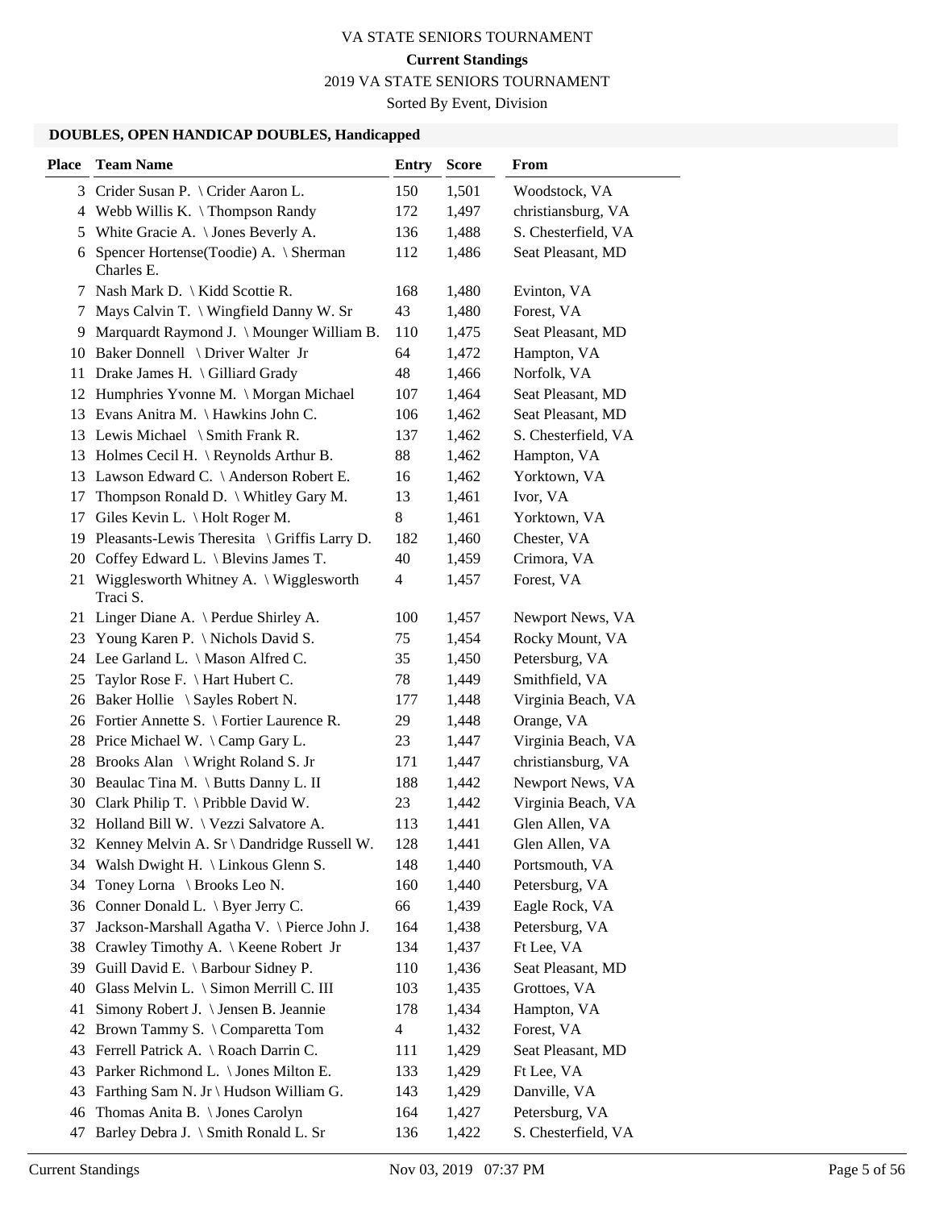VA STATE SENIORS TOURNAMENT

**Current Standings**

2019 VA STATE SENIORS TOURNAMENT

Sorted By Event, Division

### DOUBLES, OPEN HANDICAP DOUBLES, Handicapped

| Place | Team Name | Entry | Score | From |
|---|---|---|---|---|
| 3 | Crider Susan P. \ Crider Aaron L. | 150 | 1,501 | Woodstock, VA |
| 4 | Webb Willis K. \ Thompson Randy | 172 | 1,497 | christiansburg, VA |
| 5 | White Gracie A. \ Jones Beverly A. | 136 | 1,488 | S. Chesterfield, VA |
| 6 | Spencer Hortense(Toodie) A. \ Sherman Charles E. | 112 | 1,486 | Seat Pleasant, MD |
| 7 | Nash Mark D. \ Kidd Scottie R. | 168 | 1,480 | Evinton, VA |
| 7 | Mays Calvin T. \ Wingfield Danny W. Sr | 43 | 1,480 | Forest, VA |
| 9 | Marquardt Raymond J. \ Mounger William B. | 110 | 1,475 | Seat Pleasant, MD |
| 10 | Baker Donnell \ Driver Walter Jr | 64 | 1,472 | Hampton, VA |
| 11 | Drake James H. \ Gilliard Grady | 48 | 1,466 | Norfolk, VA |
| 12 | Humphries Yvonne M. \ Morgan Michael | 107 | 1,464 | Seat Pleasant, MD |
| 13 | Evans Anitra M. \ Hawkins John C. | 106 | 1,462 | Seat Pleasant, MD |
| 13 | Lewis Michael \ Smith Frank R. | 137 | 1,462 | S. Chesterfield, VA |
| 13 | Holmes Cecil H. \ Reynolds Arthur B. | 88 | 1,462 | Hampton, VA |
| 13 | Lawson Edward C. \ Anderson Robert E. | 16 | 1,462 | Yorktown, VA |
| 17 | Thompson Ronald D. \ Whitley Gary M. | 13 | 1,461 | Ivor, VA |
| 17 | Giles Kevin L. \ Holt Roger M. | 8 | 1,461 | Yorktown, VA |
| 19 | Pleasants-Lewis Theresita \ Griffis Larry D. | 182 | 1,460 | Chester, VA |
| 20 | Coffey Edward L. \ Blevins James T. | 40 | 1,459 | Crimora, VA |
| 21 | Wigglesworth Whitney A. \ Wigglesworth Traci S. | 4 | 1,457 | Forest, VA |
| 21 | Linger Diane A. \ Perdue Shirley A. | 100 | 1,457 | Newport News, VA |
| 23 | Young Karen P. \ Nichols David S. | 75 | 1,454 | Rocky Mount, VA |
| 24 | Lee Garland L. \ Mason Alfred C. | 35 | 1,450 | Petersburg, VA |
| 25 | Taylor Rose F. \ Hart Hubert C. | 78 | 1,449 | Smithfield, VA |
| 26 | Baker Hollie \ Sayles Robert N. | 177 | 1,448 | Virginia Beach, VA |
| 26 | Fortier Annette S. \ Fortier Laurence R. | 29 | 1,448 | Orange, VA |
| 28 | Price Michael W. \ Camp Gary L. | 23 | 1,447 | Virginia Beach, VA |
| 28 | Brooks Alan \ Wright Roland S. Jr | 171 | 1,447 | christiansburg, VA |
| 30 | Beaulac Tina M. \ Butts Danny L. II | 188 | 1,442 | Newport News, VA |
| 30 | Clark Philip T. \ Pribble David W. | 23 | 1,442 | Virginia Beach, VA |
| 32 | Holland Bill W. \ Vezzi Salvatore A. | 113 | 1,441 | Glen Allen, VA |
| 32 | Kenney Melvin A. Sr \ Dandridge Russell W. | 128 | 1,441 | Glen Allen, VA |
| 34 | Walsh Dwight H. \ Linkous Glenn S. | 148 | 1,440 | Portsmouth, VA |
| 34 | Toney Lorna \ Brooks Leo N. | 160 | 1,440 | Petersburg, VA |
| 36 | Conner Donald L. \ Byer Jerry C. | 66 | 1,439 | Eagle Rock, VA |
| 37 | Jackson-Marshall Agatha V. \ Pierce John J. | 164 | 1,438 | Petersburg, VA |
| 38 | Crawley Timothy A. \ Keene Robert Jr | 134 | 1,437 | Ft Lee, VA |
| 39 | Guill David E. \ Barbour Sidney P. | 110 | 1,436 | Seat Pleasant, MD |
| 40 | Glass Melvin L. \ Simon Merrill C. III | 103 | 1,435 | Grottoes, VA |
| 41 | Simony Robert J. \ Jensen B. Jeannie | 178 | 1,434 | Hampton, VA |
| 42 | Brown Tammy S. \ Comparetta Tom | 4 | 1,432 | Forest, VA |
| 43 | Ferrell Patrick A. \ Roach Darrin C. | 111 | 1,429 | Seat Pleasant, MD |
| 43 | Parker Richmond L. \ Jones Milton E. | 133 | 1,429 | Ft Lee, VA |
| 43 | Farthing Sam N. Jr \ Hudson William G. | 143 | 1,429 | Danville, VA |
| 46 | Thomas Anita B. \ Jones Carolyn | 164 | 1,427 | Petersburg, VA |
| 47 | Barley Debra J. \ Smith Ronald L. Sr | 136 | 1,422 | S. Chesterfield, VA |

Current Standings    Nov 03, 2019 07:37 PM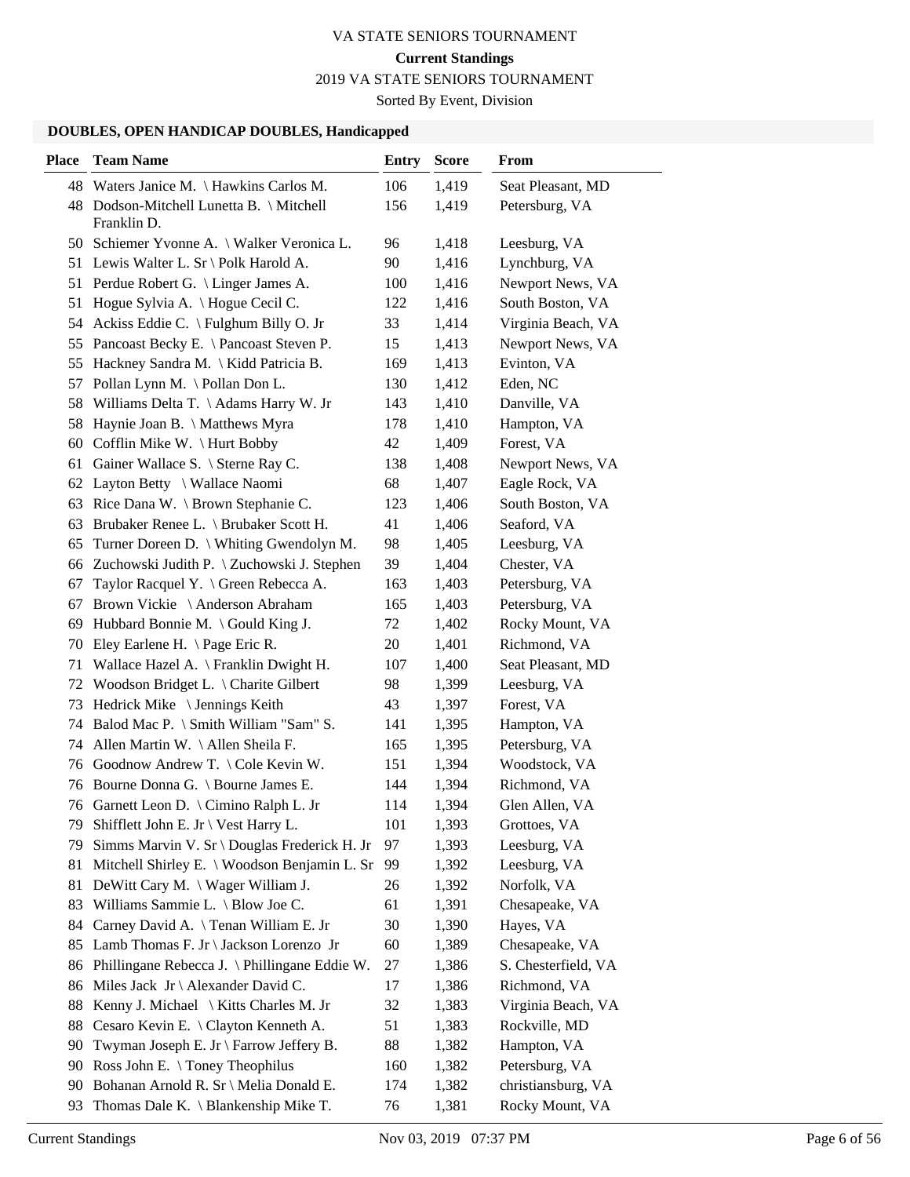# VA STATE SENIORS TOURNAMENT

**Current Standings**

2019 VA STATE SENIORS TOURNAMENT

Sorted By Event, Division

### DOUBLES, OPEN HANDICAP DOUBLES, Handicapped

| Place | Team Name | Entry | Score | From |
|---|---|---|---|---|
| 48 | Waters Janice M. \ Hawkins Carlos M. | 106 | 1,419 | Seat Pleasant, MD |
| 48 | Dodson-Mitchell Lunetta B. \ Mitchell Franklin D. | 156 | 1,419 | Petersburg, VA |
| 50 | Schiemer Yvonne A. \ Walker Veronica L. | 96 | 1,418 | Leesburg, VA |
| 51 | Lewis Walter L. Sr \ Polk Harold A. | 90 | 1,416 | Lynchburg, VA |
| 51 | Perdue Robert G. \ Linger James A. | 100 | 1,416 | Newport News, VA |
| 51 | Hogue Sylvia A. \ Hogue Cecil C. | 122 | 1,416 | South Boston, VA |
| 54 | Ackiss Eddie C. \ Fulghum Billy O. Jr | 33 | 1,414 | Virginia Beach, VA |
| 55 | Pancoast Becky E. \ Pancoast Steven P. | 15 | 1,413 | Newport News, VA |
| 55 | Hackney Sandra M. \ Kidd Patricia B. | 169 | 1,413 | Evinton, VA |
| 57 | Pollan Lynn M. \ Pollan Don L. | 130 | 1,412 | Eden, NC |
| 58 | Williams Delta T. \ Adams Harry W. Jr | 143 | 1,410 | Danville, VA |
| 58 | Haynie Joan B. \ Matthews Myra | 178 | 1,410 | Hampton, VA |
| 60 | Cofflin Mike W. \ Hurt Bobby | 42 | 1,409 | Forest, VA |
| 61 | Gainer Wallace S. \ Sterne Ray C. | 138 | 1,408 | Newport News, VA |
| 62 | Layton Betty \ Wallace Naomi | 68 | 1,407 | Eagle Rock, VA |
| 63 | Rice Dana W. \ Brown Stephanie C. | 123 | 1,406 | South Boston, VA |
| 63 | Brubaker Renee L. \ Brubaker Scott H. | 41 | 1,406 | Seaford, VA |
| 65 | Turner Doreen D. \ Whiting Gwendolyn M. | 98 | 1,405 | Leesburg, VA |
| 66 | Zuchowski Judith P. \ Zuchowski J. Stephen | 39 | 1,404 | Chester, VA |
| 67 | Taylor Racquel Y. \ Green Rebecca A. | 163 | 1,403 | Petersburg, VA |
| 67 | Brown Vickie \ Anderson Abraham | 165 | 1,403 | Petersburg, VA |
| 69 | Hubbard Bonnie M. \ Gould King J. | 72 | 1,402 | Rocky Mount, VA |
| 70 | Eley Earlene H. \ Page Eric R. | 20 | 1,401 | Richmond, VA |
| 71 | Wallace Hazel A. \ Franklin Dwight H. | 107 | 1,400 | Seat Pleasant, MD |
| 72 | Woodson Bridget L. \ Charite Gilbert | 98 | 1,399 | Leesburg, VA |
| 73 | Hedrick Mike \ Jennings Keith | 43 | 1,397 | Forest, VA |
| 74 | Balod Mac P. \ Smith William "Sam" S. | 141 | 1,395 | Hampton, VA |
| 74 | Allen Martin W. \ Allen Sheila F. | 165 | 1,395 | Petersburg, VA |
| 76 | Goodnow Andrew T. \ Cole Kevin W. | 151 | 1,394 | Woodstock, VA |
| 76 | Bourne Donna G. \ Bourne James E. | 144 | 1,394 | Richmond, VA |
| 76 | Garnett Leon D. \ Cimino Ralph L. Jr | 114 | 1,394 | Glen Allen, VA |
| 79 | Shifflett John E. Jr \ Vest Harry L. | 101 | 1,393 | Grottoes, VA |
| 79 | Simms Marvin V. Sr \ Douglas Frederick H. Jr | 97 | 1,393 | Leesburg, VA |
| 81 | Mitchell Shirley E. \ Woodson Benjamin L. Sr | 99 | 1,392 | Leesburg, VA |
| 81 | DeWitt Cary M. \ Wager William J. | 26 | 1,392 | Norfolk, VA |
| 83 | Williams Sammie L. \ Blow Joe C. | 61 | 1,391 | Chesapeake, VA |
| 84 | Carney David A. \ Tenan William E. Jr | 30 | 1,390 | Hayes, VA |
| 85 | Lamb Thomas F. Jr \ Jackson Lorenzo Jr | 60 | 1,389 | Chesapeake, VA |
| 86 | Phillingane Rebecca J. \ Phillingane Eddie W. | 27 | 1,386 | S. Chesterfield, VA |
| 86 | Miles Jack Jr \ Alexander David C. | 17 | 1,386 | Richmond, VA |
| 88 | Kenny J. Michael \ Kitts Charles M. Jr | 32 | 1,383 | Virginia Beach, VA |
| 88 | Cesaro Kevin E. \ Clayton Kenneth A. | 51 | 1,383 | Rockville, MD |
| 90 | Twyman Joseph E. Jr \ Farrow Jeffery B. | 88 | 1,382 | Hampton, VA |
| 90 | Ross John E. \ Toney Theophilus | 160 | 1,382 | Petersburg, VA |
| 90 | Bohanan Arnold R. Sr \ Melia Donald E. | 174 | 1,382 | christiansburg, VA |
| 93 | Thomas Dale K. \ Blankenship Mike T. | 76 | 1,381 | Rocky Mount, VA |

Current Standings Nov 03, 2019 07:37 PM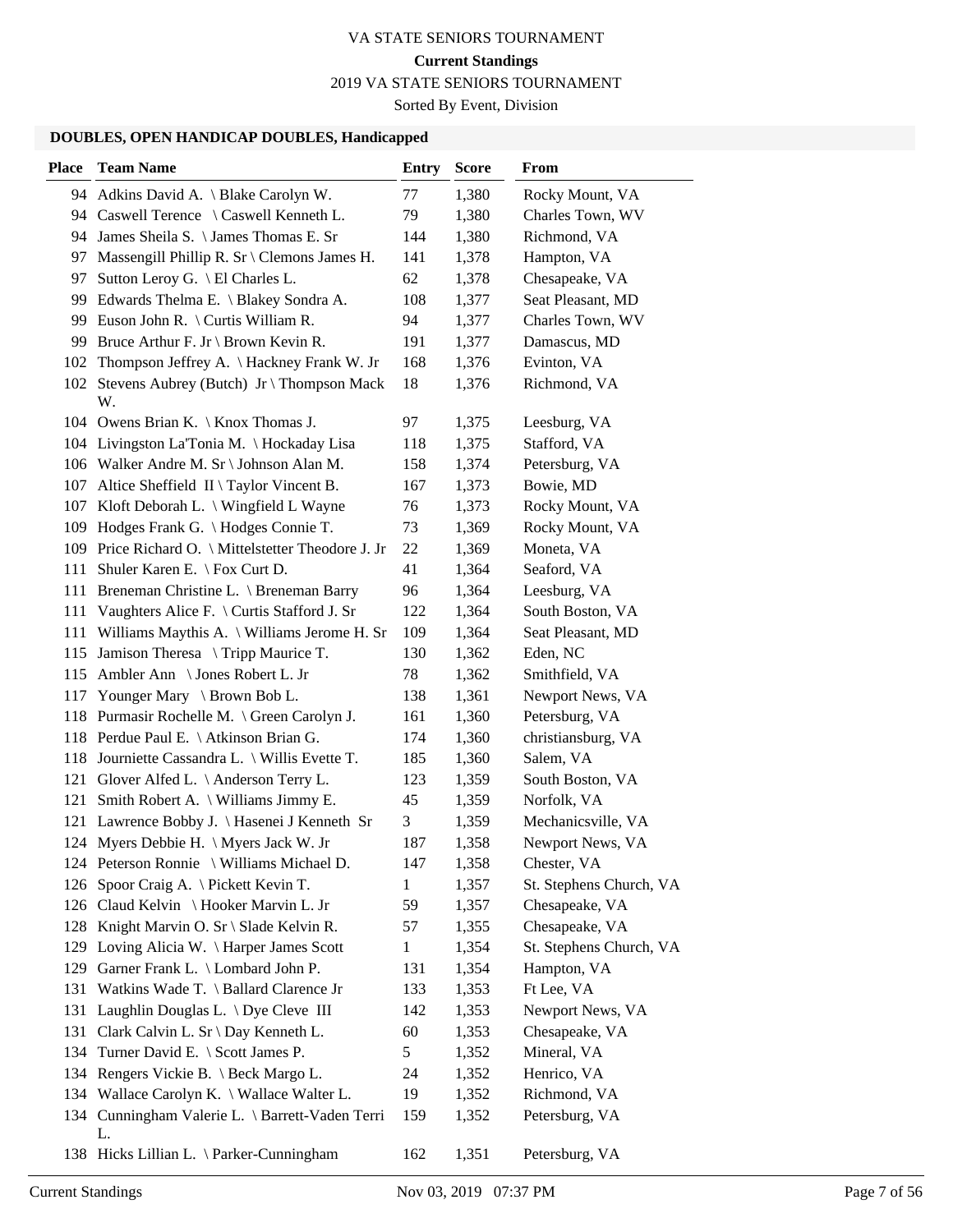VA STATE SENIORS TOURNAMENT

**Current Standings**

2019 VA STATE SENIORS TOURNAMENT

Sorted By Event, Division

### DOUBLES, OPEN HANDICAP DOUBLES, Handicapped

| Place | Team Name | Entry | Score | From |
|---|---|---|---|---|
| 94 | Adkins David A. \ Blake Carolyn W. | 77 | 1,380 | Rocky Mount, VA |
| 94 | Caswell Terence \ Caswell Kenneth L. | 79 | 1,380 | Charles Town, WV |
| 94 | James Sheila S. \ James Thomas E. Sr | 144 | 1,380 | Richmond, VA |
| 97 | Massengill Phillip R. Sr \ Clemons James H. | 141 | 1,378 | Hampton, VA |
| 97 | Sutton Leroy G. \ El Charles L. | 62 | 1,378 | Chesapeake, VA |
| 99 | Edwards Thelma E. \ Blakey Sondra A. | 108 | 1,377 | Seat Pleasant, MD |
| 99 | Euson John R. \ Curtis William R. | 94 | 1,377 | Charles Town, WV |
| 99 | Bruce Arthur F. Jr \ Brown Kevin R. | 191 | 1,377 | Damascus, MD |
| 102 | Thompson Jeffrey A. \ Hackney Frank W. Jr | 168 | 1,376 | Evinton, VA |
| 102 | Stevens Aubrey (Butch) Jr \ Thompson Mack W. | 18 | 1,376 | Richmond, VA |
| 104 | Owens Brian K. \ Knox Thomas J. | 97 | 1,375 | Leesburg, VA |
| 104 | Livingston La'Tonia M. \ Hockaday Lisa | 118 | 1,375 | Stafford, VA |
| 106 | Walker Andre M. Sr \ Johnson Alan M. | 158 | 1,374 | Petersburg, VA |
| 107 | Altice Sheffield II \ Taylor Vincent B. | 167 | 1,373 | Bowie, MD |
| 107 | Kloft Deborah L. \ Wingfield L Wayne | 76 | 1,373 | Rocky Mount, VA |
| 109 | Hodges Frank G. \ Hodges Connie T. | 73 | 1,369 | Rocky Mount, VA |
| 109 | Price Richard O. \ Mittelstetter Theodore J. Jr | 22 | 1,369 | Moneta, VA |
| 111 | Shuler Karen E. \ Fox Curt D. | 41 | 1,364 | Seaford, VA |
| 111 | Breneman Christine L. \ Breneman Barry | 96 | 1,364 | Leesburg, VA |
| 111 | Vaughters Alice F. \ Curtis Stafford J. Sr | 122 | 1,364 | South Boston, VA |
| 111 | Williams Maythis A. \ Williams Jerome H. Sr | 109 | 1,364 | Seat Pleasant, MD |
| 115 | Jamison Theresa \ Tripp Maurice T. | 130 | 1,362 | Eden, NC |
| 115 | Ambler Ann \ Jones Robert L. Jr | 78 | 1,362 | Smithfield, VA |
| 117 | Younger Mary \ Brown Bob L. | 138 | 1,361 | Newport News, VA |
| 118 | Purmasir Rochelle M. \ Green Carolyn J. | 161 | 1,360 | Petersburg, VA |
| 118 | Perdue Paul E. \ Atkinson Brian G. | 174 | 1,360 | christiansburg, VA |
| 118 | Journiette Cassandra L. \ Willis Evette T. | 185 | 1,360 | Salem, VA |
| 121 | Glover Alfed L. \ Anderson Terry L. | 123 | 1,359 | South Boston, VA |
| 121 | Smith Robert A. \ Williams Jimmy E. | 45 | 1,359 | Norfolk, VA |
| 121 | Lawrence Bobby J. \ Hasenei J Kenneth Sr | 3 | 1,359 | Mechanicsville, VA |
| 124 | Myers Debbie H. \ Myers Jack W. Jr | 187 | 1,358 | Newport News, VA |
| 124 | Peterson Ronnie \ Williams Michael D. | 147 | 1,358 | Chester, VA |
| 126 | Spoor Craig A. \ Pickett Kevin T. | 1 | 1,357 | St. Stephens Church, VA |
| 126 | Claud Kelvin \ Hooker Marvin L. Jr | 59 | 1,357 | Chesapeake, VA |
| 128 | Knight Marvin O. Sr \ Slade Kelvin R. | 57 | 1,355 | Chesapeake, VA |
| 129 | Loving Alicia W. \ Harper James Scott | 1 | 1,354 | St. Stephens Church, VA |
| 129 | Garner Frank L. \ Lombard John P. | 131 | 1,354 | Hampton, VA |
| 131 | Watkins Wade T. \ Ballard Clarence Jr | 133 | 1,353 | Ft Lee, VA |
| 131 | Laughlin Douglas L. \ Dye Cleve III | 142 | 1,353 | Newport News, VA |
| 131 | Clark Calvin L. Sr \ Day Kenneth L. | 60 | 1,353 | Chesapeake, VA |
| 134 | Turner David E. \ Scott James P. | 5 | 1,352 | Mineral, VA |
| 134 | Rengers Vickie B. \ Beck Margo L. | 24 | 1,352 | Henrico, VA |
| 134 | Wallace Carolyn K. \ Wallace Walter L. | 19 | 1,352 | Richmond, VA |
| 134 | Cunningham Valerie L. \ Barrett-Vaden Terri L. | 159 | 1,352 | Petersburg, VA |
| 138 | Hicks Lillian L. \ Parker-Cunningham | 162 | 1,351 | Petersburg, VA |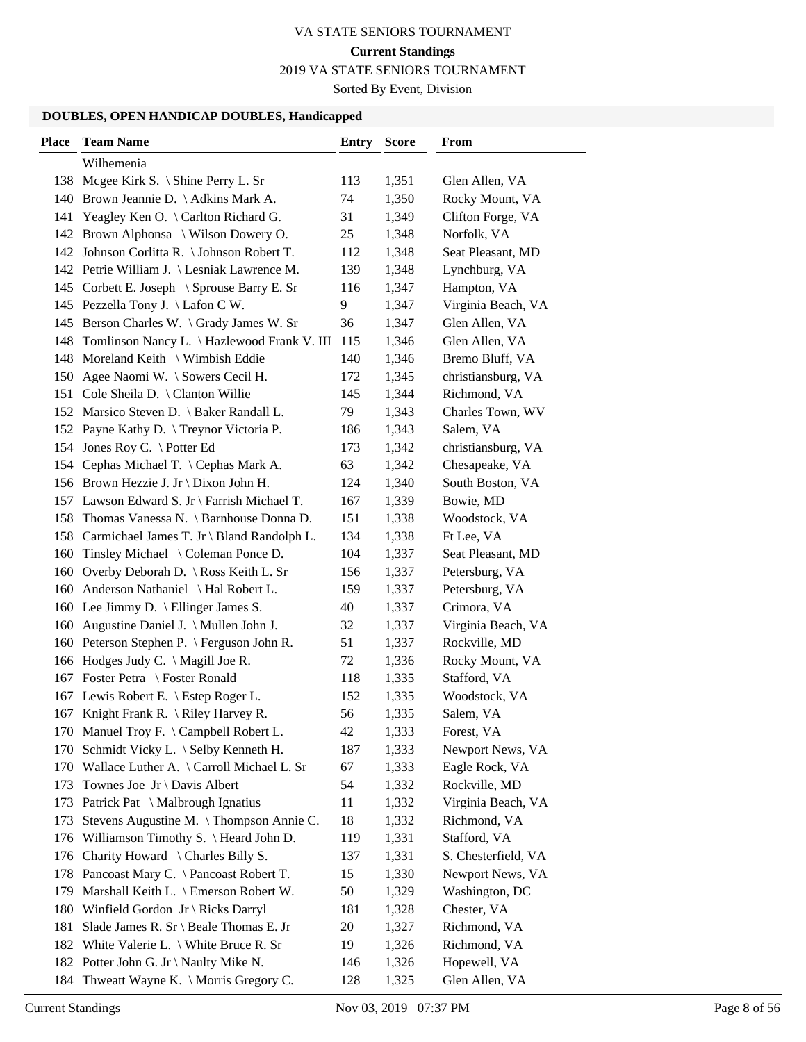# VA STATE SENIORS TOURNAMENT

**Current Standings**

2019 VA STATE SENIORS TOURNAMENT

Sorted By Event, Division

### DOUBLES, OPEN HANDICAP DOUBLES, Handicapped

| Place | Team Name | Entry | Score | From |
|---|---|---|---|---|
| | Wilhemenia | | | |
| 138 | Mcgee Kirk S. \ Shine Perry L. Sr | 113 | 1,351 | Glen Allen, VA |
| 140 | Brown Jeannie D. \ Adkins Mark A. | 74 | 1,350 | Rocky Mount, VA |
| 141 | Yeagley Ken O. \ Carlton Richard G. | 31 | 1,349 | Clifton Forge, VA |
| 142 | Brown Alphonsa \ Wilson Dowery O. | 25 | 1,348 | Norfolk, VA |
| 142 | Johnson Corlitta R. \ Johnson Robert T. | 112 | 1,348 | Seat Pleasant, MD |
| 142 | Petrie William J. \ Lesniak Lawrence M. | 139 | 1,348 | Lynchburg, VA |
| 145 | Corbett E. Joseph \ Sprouse Barry E. Sr | 116 | 1,347 | Hampton, VA |
| 145 | Pezzella Tony J. \ Lafon C W. | 9 | 1,347 | Virginia Beach, VA |
| 145 | Berson Charles W. \ Grady James W. Sr | 36 | 1,347 | Glen Allen, VA |
| 148 | Tomlinson Nancy L. \ Hazlewood Frank V. III | 115 | 1,346 | Glen Allen, VA |
| 148 | Moreland Keith \ Wimbish Eddie | 140 | 1,346 | Bremo Bluff, VA |
| 150 | Agee Naomi W. \ Sowers Cecil H. | 172 | 1,345 | christiansburg, VA |
| 151 | Cole Sheila D. \ Clanton Willie | 145 | 1,344 | Richmond, VA |
| 152 | Marsico Steven D. \ Baker Randall L. | 79 | 1,343 | Charles Town, WV |
| 152 | Payne Kathy D. \ Treynor Victoria P. | 186 | 1,343 | Salem, VA |
| 154 | Jones Roy C. \ Potter Ed | 173 | 1,342 | christiansburg, VA |
| 154 | Cephas Michael T. \ Cephas Mark A. | 63 | 1,342 | Chesapeake, VA |
| 156 | Brown Hezzie J. Jr \ Dixon John H. | 124 | 1,340 | South Boston, VA |
| 157 | Lawson Edward S. Jr \ Farrish Michael T. | 167 | 1,339 | Bowie, MD |
| 158 | Thomas Vanessa N. \ Barnhouse Donna D. | 151 | 1,338 | Woodstock, VA |
| 158 | Carmichael James T. Jr \ Bland Randolph L. | 134 | 1,338 | Ft Lee, VA |
| 160 | Tinsley Michael \ Coleman Ponce D. | 104 | 1,337 | Seat Pleasant, MD |
| 160 | Overby Deborah D. \ Ross Keith L. Sr | 156 | 1,337 | Petersburg, VA |
| 160 | Anderson Nathaniel \ Hal Robert L. | 159 | 1,337 | Petersburg, VA |
| 160 | Lee Jimmy D. \ Ellinger James S. | 40 | 1,337 | Crimora, VA |
| 160 | Augustine Daniel J. \ Mullen John J. | 32 | 1,337 | Virginia Beach, VA |
| 160 | Peterson Stephen P. \ Ferguson John R. | 51 | 1,337 | Rockville, MD |
| 166 | Hodges Judy C. \ Magill Joe R. | 72 | 1,336 | Rocky Mount, VA |
| 167 | Foster Petra \ Foster Ronald | 118 | 1,335 | Stafford, VA |
| 167 | Lewis Robert E. \ Estep Roger L. | 152 | 1,335 | Woodstock, VA |
| 167 | Knight Frank R. \ Riley Harvey R. | 56 | 1,335 | Salem, VA |
| 170 | Manuel Troy F. \ Campbell Robert L. | 42 | 1,333 | Forest, VA |
| 170 | Schmidt Vicky L. \ Selby Kenneth H. | 187 | 1,333 | Newport News, VA |
| 170 | Wallace Luther A. \ Carroll Michael L. Sr | 67 | 1,333 | Eagle Rock, VA |
| 173 | Townes Joe Jr \ Davis Albert | 54 | 1,332 | Rockville, MD |
| 173 | Patrick Pat \ Malbrough Ignatius | 11 | 1,332 | Virginia Beach, VA |
| 173 | Stevens Augustine M. \ Thompson Annie C. | 18 | 1,332 | Richmond, VA |
| 176 | Williamson Timothy S. \ Heard John D. | 119 | 1,331 | Stafford, VA |
| 176 | Charity Howard \ Charles Billy S. | 137 | 1,331 | S. Chesterfield, VA |
| 178 | Pancoast Mary C. \ Pancoast Robert T. | 15 | 1,330 | Newport News, VA |
| 179 | Marshall Keith L. \ Emerson Robert W. | 50 | 1,329 | Washington, DC |
| 180 | Winfield Gordon Jr \ Ricks Darryl | 181 | 1,328 | Chester, VA |
| 181 | Slade James R. Sr \ Beale Thomas E. Jr | 20 | 1,327 | Richmond, VA |
| 182 | White Valerie L. \ White Bruce R. Sr | 19 | 1,326 | Richmond, VA |
| 182 | Potter John G. Jr \ Naulty Mike N. | 146 | 1,326 | Hopewell, VA |
| 184 | Thweatt Wayne K. \ Morris Gregory C. | 128 | 1,325 | Glen Allen, VA |

Current Standings Nov 03, 2019 07:37 PM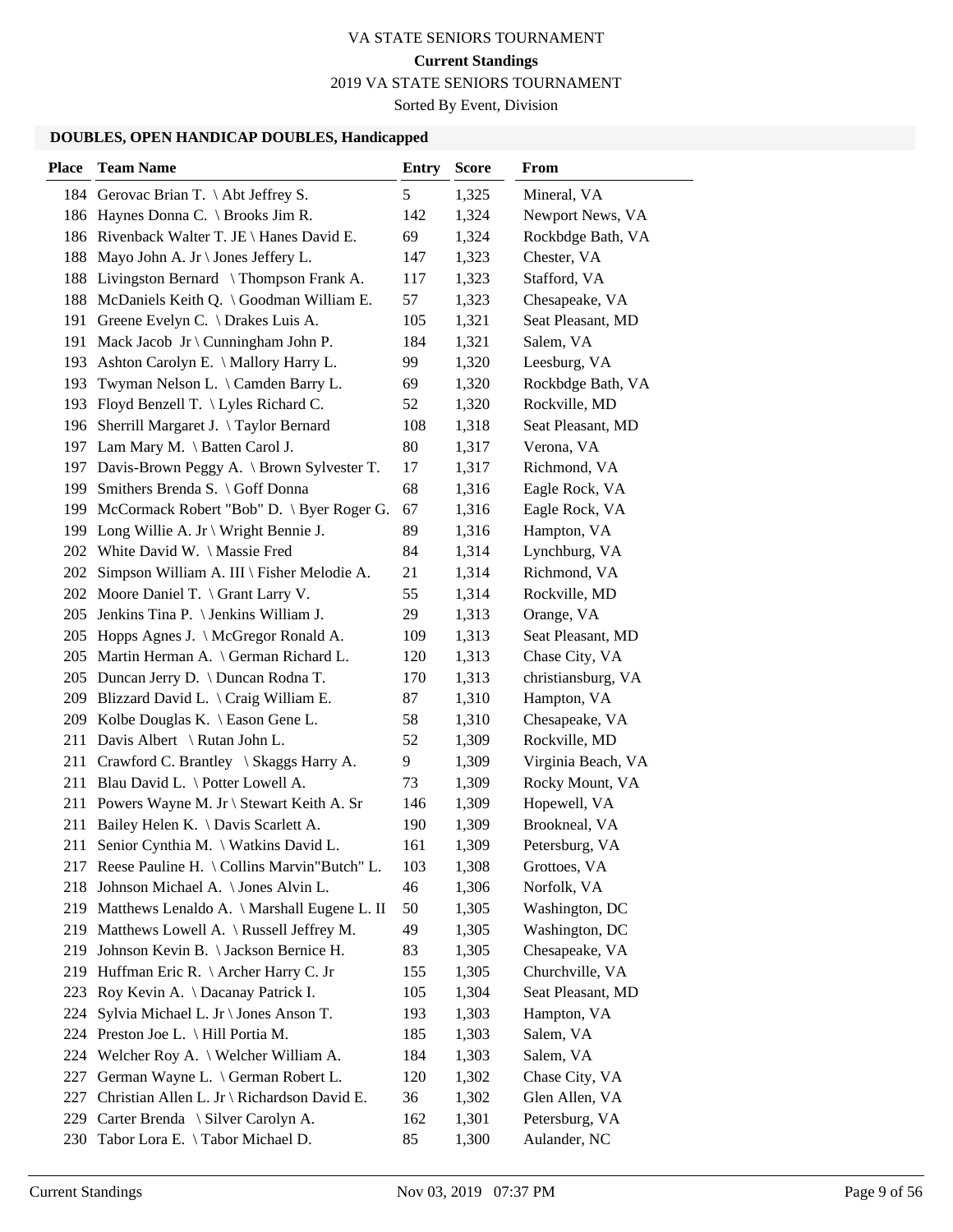VA STATE SENIORS TOURNAMENT

**Current Standings**

2019 VA STATE SENIORS TOURNAMENT

Sorted By Event, Division

### DOUBLES, OPEN HANDICAP DOUBLES, Handicapped

| Place | Team Name | Entry | Score | From |
|---|---|---|---|---|
| 184 | Gerovac Brian T. \ Abt Jeffrey S. | 5 | 1,325 | Mineral, VA |
| 186 | Haynes Donna C. \ Brooks Jim R. | 142 | 1,324 | Newport News, VA |
| 186 | Rivenback Walter T. JE \ Hanes David E. | 69 | 1,324 | Rockbdge Bath, VA |
| 188 | Mayo John A. Jr \ Jones Jeffery L. | 147 | 1,323 | Chester, VA |
| 188 | Livingston Bernard \ Thompson Frank A. | 117 | 1,323 | Stafford, VA |
| 188 | McDaniels Keith Q. \ Goodman William E. | 57 | 1,323 | Chesapeake, VA |
| 191 | Greene Evelyn C. \ Drakes Luis A. | 105 | 1,321 | Seat Pleasant, MD |
| 191 | Mack Jacob Jr \ Cunningham John P. | 184 | 1,321 | Salem, VA |
| 193 | Ashton Carolyn E. \ Mallory Harry L. | 99 | 1,320 | Leesburg, VA |
| 193 | Twyman Nelson L. \ Camden Barry L. | 69 | 1,320 | Rockbdge Bath, VA |
| 193 | Floyd Benzell T. \ Lyles Richard C. | 52 | 1,320 | Rockville, MD |
| 196 | Sherrill Margaret J. \ Taylor Bernard | 108 | 1,318 | Seat Pleasant, MD |
| 197 | Lam Mary M. \ Batten Carol J. | 80 | 1,317 | Verona, VA |
| 197 | Davis-Brown Peggy A. \ Brown Sylvester T. | 17 | 1,317 | Richmond, VA |
| 199 | Smithers Brenda S. \ Goff Donna | 68 | 1,316 | Eagle Rock, VA |
| 199 | McCormack Robert "Bob" D. \ Byer Roger G. | 67 | 1,316 | Eagle Rock, VA |
| 199 | Long Willie A. Jr \ Wright Bennie J. | 89 | 1,316 | Hampton, VA |
| 202 | White David W. \ Massie Fred | 84 | 1,314 | Lynchburg, VA |
| 202 | Simpson William A. III \ Fisher Melodie A. | 21 | 1,314 | Richmond, VA |
| 202 | Moore Daniel T. \ Grant Larry V. | 55 | 1,314 | Rockville, MD |
| 205 | Jenkins Tina P. \ Jenkins William J. | 29 | 1,313 | Orange, VA |
| 205 | Hopps Agnes J. \ McGregor Ronald A. | 109 | 1,313 | Seat Pleasant, MD |
| 205 | Martin Herman A. \ German Richard L. | 120 | 1,313 | Chase City, VA |
| 205 | Duncan Jerry D. \ Duncan Rodna T. | 170 | 1,313 | christiansburg, VA |
| 209 | Blizzard David L. \ Craig William E. | 87 | 1,310 | Hampton, VA |
| 209 | Kolbe Douglas K. \ Eason Gene L. | 58 | 1,310 | Chesapeake, VA |
| 211 | Davis Albert \ Rutan John L. | 52 | 1,309 | Rockville, MD |
| 211 | Crawford C. Brantley \ Skaggs Harry A. | 9 | 1,309 | Virginia Beach, VA |
| 211 | Blau David L. \ Potter Lowell A. | 73 | 1,309 | Rocky Mount, VA |
| 211 | Powers Wayne M. Jr \ Stewart Keith A. Sr | 146 | 1,309 | Hopewell, VA |
| 211 | Bailey Helen K. \ Davis Scarlett A. | 190 | 1,309 | Brookneal, VA |
| 211 | Senior Cynthia M. \ Watkins David L. | 161 | 1,309 | Petersburg, VA |
| 217 | Reese Pauline H. \ Collins Marvin"Butch" L. | 103 | 1,308 | Grottoes, VA |
| 218 | Johnson Michael A. \ Jones Alvin L. | 46 | 1,306 | Norfolk, VA |
| 219 | Matthews Lenaldo A. \ Marshall Eugene L. II | 50 | 1,305 | Washington, DC |
| 219 | Matthews Lowell A. \ Russell Jeffrey M. | 49 | 1,305 | Washington, DC |
| 219 | Johnson Kevin B. \ Jackson Bernice H. | 83 | 1,305 | Chesapeake, VA |
| 219 | Huffman Eric R. \ Archer Harry C. Jr | 155 | 1,305 | Churchville, VA |
| 223 | Roy Kevin A. \ Dacanay Patrick I. | 105 | 1,304 | Seat Pleasant, MD |
| 224 | Sylvia Michael L. Jr \ Jones Anson T. | 193 | 1,303 | Hampton, VA |
| 224 | Preston Joe L. \ Hill Portia M. | 185 | 1,303 | Salem, VA |
| 224 | Welcher Roy A. \ Welcher William A. | 184 | 1,303 | Salem, VA |
| 227 | German Wayne L. \ German Robert L. | 120 | 1,302 | Chase City, VA |
| 227 | Christian Allen L. Jr \ Richardson David E. | 36 | 1,302 | Glen Allen, VA |
| 229 | Carter Brenda \ Silver Carolyn A. | 162 | 1,301 | Petersburg, VA |
| 230 | Tabor Lora E. \ Tabor Michael D. | 85 | 1,300 | Aulander, NC |

Current Standings Nov 03, 2019 07:37 PM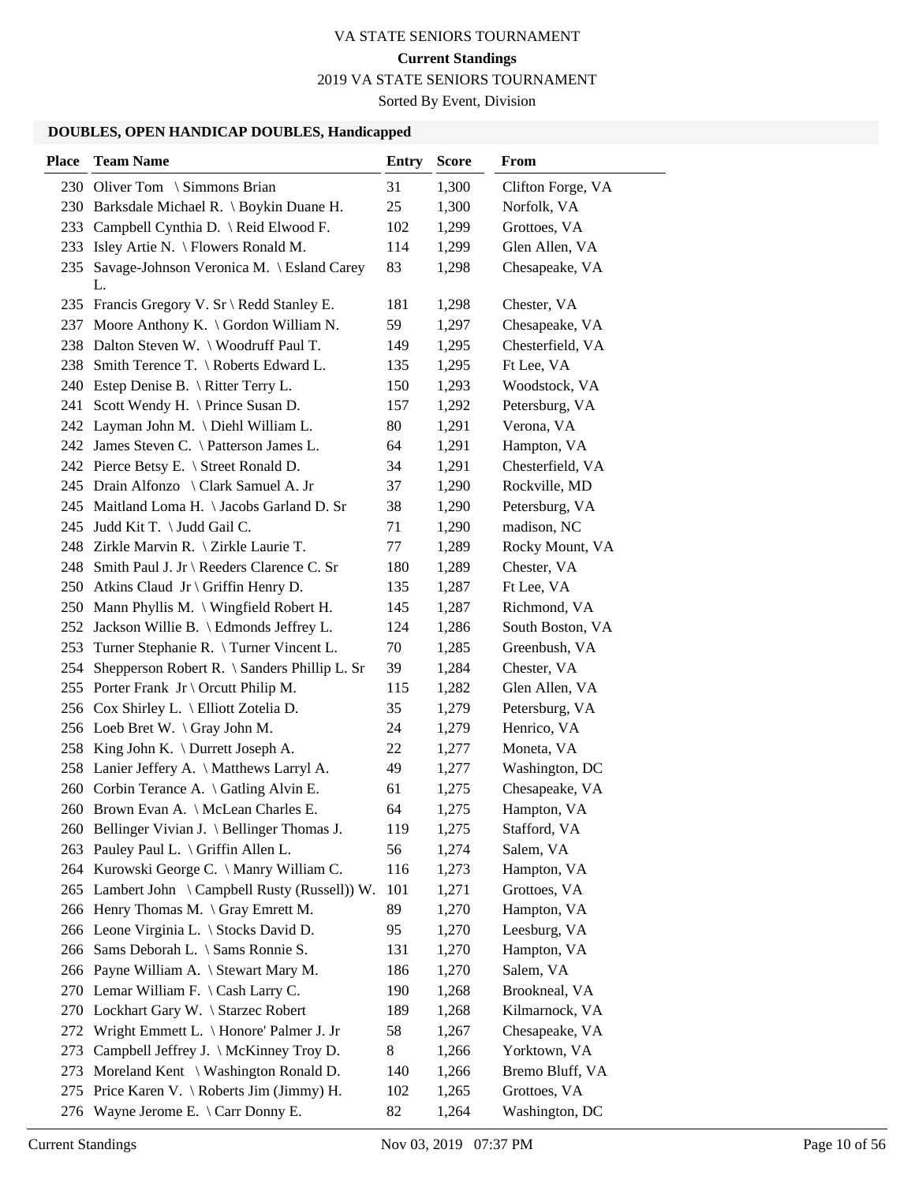VA STATE SENIORS TOURNAMENT

**Current Standings**

2019 VA STATE SENIORS TOURNAMENT

Sorted By Event, Division

### DOUBLES, OPEN HANDICAP DOUBLES, Handicapped

| Place | Team Name | Entry | Score | From |
|---|---|---|---|---|
| 230 | Oliver Tom \ Simmons Brian | 31 | 1,300 | Clifton Forge, VA |
| 230 | Barksdale Michael R. \ Boykin Duane H. | 25 | 1,300 | Norfolk, VA |
| 233 | Campbell Cynthia D. \ Reid Elwood F. | 102 | 1,299 | Grottoes, VA |
| 233 | Isley Artie N. \ Flowers Ronald M. | 114 | 1,299 | Glen Allen, VA |
| 235 | Savage-Johnson Veronica M. \ Esland Carey L. | 83 | 1,298 | Chesapeake, VA |
| 235 | Francis Gregory V. Sr \ Redd Stanley E. | 181 | 1,298 | Chester, VA |
| 237 | Moore Anthony K. \ Gordon William N. | 59 | 1,297 | Chesapeake, VA |
| 238 | Dalton Steven W. \ Woodruff Paul T. | 149 | 1,295 | Chesterfield, VA |
| 238 | Smith Terence T. \ Roberts Edward L. | 135 | 1,295 | Ft Lee, VA |
| 240 | Estep Denise B. \ Ritter Terry L. | 150 | 1,293 | Woodstock, VA |
| 241 | Scott Wendy H. \ Prince Susan D. | 157 | 1,292 | Petersburg, VA |
| 242 | Layman John M. \ Diehl William L. | 80 | 1,291 | Verona, VA |
| 242 | James Steven C. \ Patterson James L. | 64 | 1,291 | Hampton, VA |
| 242 | Pierce Betsy E. \ Street Ronald D. | 34 | 1,291 | Chesterfield, VA |
| 245 | Drain Alfonzo \ Clark Samuel A. Jr | 37 | 1,290 | Rockville, MD |
| 245 | Maitland Loma H. \ Jacobs Garland D. Sr | 38 | 1,290 | Petersburg, VA |
| 245 | Judd Kit T. \ Judd Gail C. | 71 | 1,290 | madison, NC |
| 248 | Zirkle Marvin R. \ Zirkle Laurie T. | 77 | 1,289 | Rocky Mount, VA |
| 248 | Smith Paul J. Jr \ Reeders Clarence C. Sr | 180 | 1,289 | Chester, VA |
| 250 | Atkins Claud Jr \ Griffin Henry D. | 135 | 1,287 | Ft Lee, VA |
| 250 | Mann Phyllis M. \ Wingfield Robert H. | 145 | 1,287 | Richmond, VA |
| 252 | Jackson Willie B. \ Edmonds Jeffrey L. | 124 | 1,286 | South Boston, VA |
| 253 | Turner Stephanie R. \ Turner Vincent L. | 70 | 1,285 | Greenbush, VA |
| 254 | Shepperson Robert R. \ Sanders Phillip L. Sr | 39 | 1,284 | Chester, VA |
| 255 | Porter Frank Jr \ Orcutt Philip M. | 115 | 1,282 | Glen Allen, VA |
| 256 | Cox Shirley L. \ Elliott Zotelia D. | 35 | 1,279 | Petersburg, VA |
| 256 | Loeb Bret W. \ Gray John M. | 24 | 1,279 | Henrico, VA |
| 258 | King John K. \ Durrett Joseph A. | 22 | 1,277 | Moneta, VA |
| 258 | Lanier Jeffery A. \ Matthews Larryl A. | 49 | 1,277 | Washington, DC |
| 260 | Corbin Terance A. \ Gatling Alvin E. | 61 | 1,275 | Chesapeake, VA |
| 260 | Brown Evan A. \ McLean Charles E. | 64 | 1,275 | Hampton, VA |
| 260 | Bellinger Vivian J. \ Bellinger Thomas J. | 119 | 1,275 | Stafford, VA |
| 263 | Pauley Paul L. \ Griffin Allen L. | 56 | 1,274 | Salem, VA |
| 264 | Kurowski George C. \ Manry William C. | 116 | 1,273 | Hampton, VA |
| 265 | Lambert John \ Campbell Rusty (Russell)) W. | 101 | 1,271 | Grottoes, VA |
| 266 | Henry Thomas M. \ Gray Emrett M. | 89 | 1,270 | Hampton, VA |
| 266 | Leone Virginia L. \ Stocks David D. | 95 | 1,270 | Leesburg, VA |
| 266 | Sams Deborah L. \ Sams Ronnie S. | 131 | 1,270 | Hampton, VA |
| 266 | Payne William A. \ Stewart Mary M. | 186 | 1,270 | Salem, VA |
| 270 | Lemar William F. \ Cash Larry C. | 190 | 1,268 | Brookneal, VA |
| 270 | Lockhart Gary W. \ Starzec Robert | 189 | 1,268 | Kilmarnock, VA |
| 272 | Wright Emmett L. \ Honore' Palmer J. Jr | 58 | 1,267 | Chesapeake, VA |
| 273 | Campbell Jeffrey J. \ McKinney Troy D. | 8 | 1,266 | Yorktown, VA |
| 273 | Moreland Kent \ Washington Ronald D. | 140 | 1,266 | Bremo Bluff, VA |
| 275 | Price Karen V. \ Roberts Jim (Jimmy) H. | 102 | 1,265 | Grottoes, VA |
| 276 | Wayne Jerome E. \ Carr Donny E. | 82 | 1,264 | Washington, DC |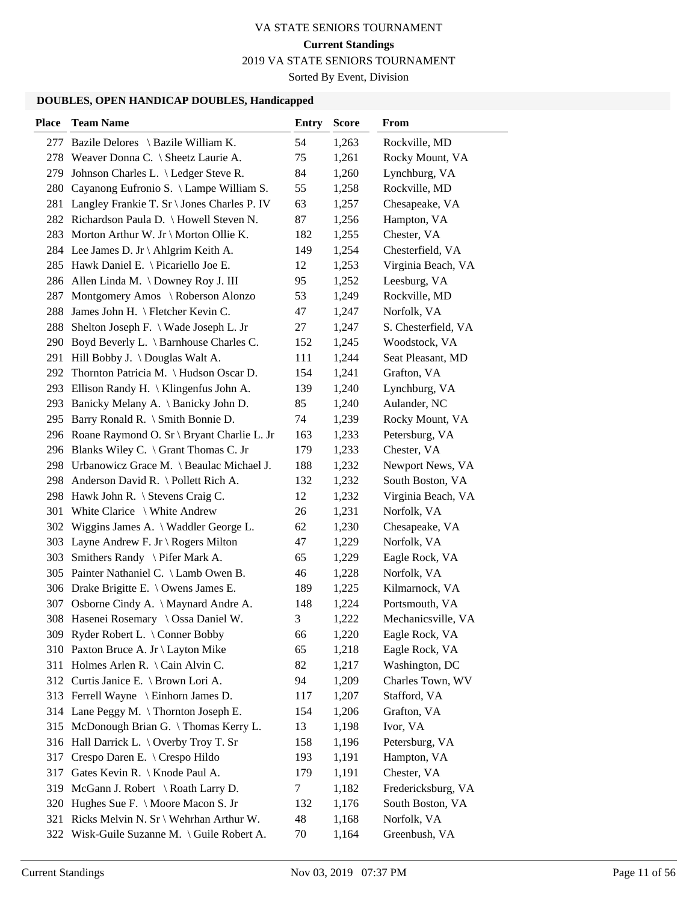# VA STATE SENIORS TOURNAMENT

**Current Standings**

2019 VA STATE SENIORS TOURNAMENT

Sorted By Event, Division

### DOUBLES, OPEN HANDICAP DOUBLES, Handicapped

| Place | Team Name | Entry | Score | From |
|---|---|---|---|---|
| 277 | Bazile Delores \ Bazile William K. | 54 | 1,263 | Rockville, MD |
| 278 | Weaver Donna C. \ Sheetz Laurie A. | 75 | 1,261 | Rocky Mount, VA |
| 279 | Johnson Charles L. \ Ledger Steve R. | 84 | 1,260 | Lynchburg, VA |
| 280 | Cayanong Eufronio S. \ Lampe William S. | 55 | 1,258 | Rockville, MD |
| 281 | Langley Frankie T. Sr \ Jones Charles P. IV | 63 | 1,257 | Chesapeake, VA |
| 282 | Richardson Paula D. \ Howell Steven N. | 87 | 1,256 | Hampton, VA |
| 283 | Morton Arthur W. Jr \ Morton Ollie K. | 182 | 1,255 | Chester, VA |
| 284 | Lee James D. Jr \ Ahlgrim Keith A. | 149 | 1,254 | Chesterfield, VA |
| 285 | Hawk Daniel E. \ Picariello Joe E. | 12 | 1,253 | Virginia Beach, VA |
| 286 | Allen Linda M. \ Downey Roy J. III | 95 | 1,252 | Leesburg, VA |
| 287 | Montgomery Amos \ Roberson Alonzo | 53 | 1,249 | Rockville, MD |
| 288 | James John H. \ Fletcher Kevin C. | 47 | 1,247 | Norfolk, VA |
| 288 | Shelton Joseph F. \ Wade Joseph L. Jr | 27 | 1,247 | S. Chesterfield, VA |
| 290 | Boyd Beverly L. \ Barnhouse Charles C. | 152 | 1,245 | Woodstock, VA |
| 291 | Hill Bobby J. \ Douglas Walt A. | 111 | 1,244 | Seat Pleasant, MD |
| 292 | Thornton Patricia M. \ Hudson Oscar D. | 154 | 1,241 | Grafton, VA |
| 293 | Ellison Randy H. \ Klingenfus John A. | 139 | 1,240 | Lynchburg, VA |
| 293 | Banicky Melany A. \ Banicky John D. | 85 | 1,240 | Aulander, NC |
| 295 | Barry Ronald R. \ Smith Bonnie D. | 74 | 1,239 | Rocky Mount, VA |
| 296 | Roane Raymond O. Sr \ Bryant Charlie L. Jr | 163 | 1,233 | Petersburg, VA |
| 296 | Blanks Wiley C. \ Grant Thomas C. Jr | 179 | 1,233 | Chester, VA |
| 298 | Urbanowicz Grace M. \ Beaulac Michael J. | 188 | 1,232 | Newport News, VA |
| 298 | Anderson David R. \ Pollett Rich A. | 132 | 1,232 | South Boston, VA |
| 298 | Hawk John R. \ Stevens Craig C. | 12 | 1,232 | Virginia Beach, VA |
| 301 | White Clarice \ White Andrew | 26 | 1,231 | Norfolk, VA |
| 302 | Wiggins James A. \ Waddler George L. | 62 | 1,230 | Chesapeake, VA |
| 303 | Layne Andrew F. Jr \ Rogers Milton | 47 | 1,229 | Norfolk, VA |
| 303 | Smithers Randy \ Pifer Mark A. | 65 | 1,229 | Eagle Rock, VA |
| 305 | Painter Nathaniel C. \ Lamb Owen B. | 46 | 1,228 | Norfolk, VA |
| 306 | Drake Brigitte E. \ Owens James E. | 189 | 1,225 | Kilmarnock, VA |
| 307 | Osborne Cindy A. \ Maynard Andre A. | 148 | 1,224 | Portsmouth, VA |
| 308 | Hasenei Rosemary \ Ossa Daniel W. | 3 | 1,222 | Mechanicsville, VA |
| 309 | Ryder Robert L. \ Conner Bobby | 66 | 1,220 | Eagle Rock, VA |
| 310 | Paxton Bruce A. Jr \ Layton Mike | 65 | 1,218 | Eagle Rock, VA |
| 311 | Holmes Arlen R. \ Cain Alvin C. | 82 | 1,217 | Washington, DC |
| 312 | Curtis Janice E. \ Brown Lori A. | 94 | 1,209 | Charles Town, WV |
| 313 | Ferrell Wayne \ Einhorn James D. | 117 | 1,207 | Stafford, VA |
| 314 | Lane Peggy M. \ Thornton Joseph E. | 154 | 1,206 | Grafton, VA |
| 315 | McDonough Brian G. \ Thomas Kerry L. | 13 | 1,198 | Ivor, VA |
| 316 | Hall Darrick L. \ Overby Troy T. Sr | 158 | 1,196 | Petersburg, VA |
| 317 | Crespo Daren E. \ Crespo Hildo | 193 | 1,191 | Hampton, VA |
| 317 | Gates Kevin R. \ Knode Paul A. | 179 | 1,191 | Chester, VA |
| 319 | McGann J. Robert \ Roath Larry D. | 7 | 1,182 | Fredericksburg, VA |
| 320 | Hughes Sue F. \ Moore Macon S. Jr | 132 | 1,176 | South Boston, VA |
| 321 | Ricks Melvin N. Sr \ Wehrhan Arthur W. | 48 | 1,168 | Norfolk, VA |
| 322 | Wisk-Guile Suzanne M. \ Guile Robert A. | 70 | 1,164 | Greenbush, VA |

Current Standings Nov 03, 2019 07:37 PM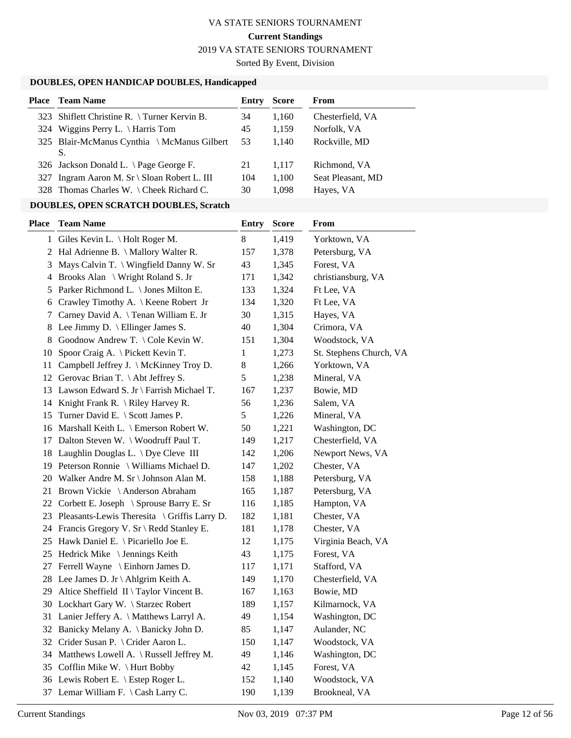# VA STATE SENIORS TOURNAMENT

**Current Standings**

2019 VA STATE SENIORS TOURNAMENT

Sorted By Event, Division

### DOUBLES, OPEN HANDICAP DOUBLES, Handicapped

| Place | Team Name | Entry | Score | From |
|---|---|---|---|---|
| 323 | Shiflett Christine R. \ Turner Kervin B. | 34 | 1,160 | Chesterfield, VA |
| 324 | Wiggins Perry L. \ Harris Tom | 45 | 1,159 | Norfolk, VA |
| 325 | Blair-McManus Cynthia \ McManus Gilbert S. | 53 | 1,140 | Rockville, MD |
| 326 | Jackson Donald L. \ Page George F. | 21 | 1,117 | Richmond, VA |
| 327 | Ingram Aaron M. Sr \ Sloan Robert L. III | 104 | 1,100 | Seat Pleasant, MD |
| 328 | Thomas Charles W. \ Cheek Richard C. | 30 | 1,098 | Hayes, VA |

### DOUBLES, OPEN SCRATCH DOUBLES, Scratch

| Place | Team Name | Entry | Score | From |
|---|---|---|---|---|
| 1 | Giles Kevin L. \ Holt Roger M. | 8 | 1,419 | Yorktown, VA |
| 2 | Hal Adrienne B. \ Mallory Walter R. | 157 | 1,378 | Petersburg, VA |
| 3 | Mays Calvin T. \ Wingfield Danny W. Sr | 43 | 1,345 | Forest, VA |
| 4 | Brooks Alan \ Wright Roland S. Jr | 171 | 1,342 | christiansburg, VA |
| 5 | Parker Richmond L. \ Jones Milton E. | 133 | 1,324 | Ft Lee, VA |
| 6 | Crawley Timothy A. \ Keene Robert Jr | 134 | 1,320 | Ft Lee, VA |
| 7 | Carney David A. \ Tenan William E. Jr | 30 | 1,315 | Hayes, VA |
| 8 | Lee Jimmy D. \ Ellinger James S. | 40 | 1,304 | Crimora, VA |
| 8 | Goodnow Andrew T. \ Cole Kevin W. | 151 | 1,304 | Woodstock, VA |
| 10 | Spoor Craig A. \ Pickett Kevin T. | 1 | 1,273 | St. Stephens Church, VA |
| 11 | Campbell Jeffrey J. \ McKinney Troy D. | 8 | 1,266 | Yorktown, VA |
| 12 | Gerovac Brian T. \ Abt Jeffrey S. | 5 | 1,238 | Mineral, VA |
| 13 | Lawson Edward S. Jr \ Farrish Michael T. | 167 | 1,237 | Bowie, MD |
| 14 | Knight Frank R. \ Riley Harvey R. | 56 | 1,236 | Salem, VA |
| 15 | Turner David E. \ Scott James P. | 5 | 1,226 | Mineral, VA |
| 16 | Marshall Keith L. \ Emerson Robert W. | 50 | 1,221 | Washington, DC |
| 17 | Dalton Steven W. \ Woodruff Paul T. | 149 | 1,217 | Chesterfield, VA |
| 18 | Laughlin Douglas L. \ Dye Cleve III | 142 | 1,206 | Newport News, VA |
| 19 | Peterson Ronnie \ Williams Michael D. | 147 | 1,202 | Chester, VA |
| 20 | Walker Andre M. Sr \ Johnson Alan M. | 158 | 1,188 | Petersburg, VA |
| 21 | Brown Vickie \ Anderson Abraham | 165 | 1,187 | Petersburg, VA |
| 22 | Corbett E. Joseph \ Sprouse Barry E. Sr | 116 | 1,185 | Hampton, VA |
| 23 | Pleasants-Lewis Theresita \ Griffis Larry D. | 182 | 1,181 | Chester, VA |
| 24 | Francis Gregory V. Sr \ Redd Stanley E. | 181 | 1,178 | Chester, VA |
| 25 | Hawk Daniel E. \ Picariello Joe E. | 12 | 1,175 | Virginia Beach, VA |
| 25 | Hedrick Mike \ Jennings Keith | 43 | 1,175 | Forest, VA |
| 27 | Ferrell Wayne \ Einhorn James D. | 117 | 1,171 | Stafford, VA |
| 28 | Lee James D. Jr \ Ahlgrim Keith A. | 149 | 1,170 | Chesterfield, VA |
| 29 | Altice Sheffield II \ Taylor Vincent B. | 167 | 1,163 | Bowie, MD |
| 30 | Lockhart Gary W. \ Starzec Robert | 189 | 1,157 | Kilmarnock, VA |
| 31 | Lanier Jeffery A. \ Matthews Larryl A. | 49 | 1,154 | Washington, DC |
| 32 | Banicky Melany A. \ Banicky John D. | 85 | 1,147 | Aulander, NC |
| 32 | Crider Susan P. \ Crider Aaron L. | 150 | 1,147 | Woodstock, VA |
| 34 | Matthews Lowell A. \ Russell Jeffrey M. | 49 | 1,146 | Washington, DC |
| 35 | Cofflin Mike W. \ Hurt Bobby | 42 | 1,145 | Forest, VA |
| 36 | Lewis Robert E. \ Estep Roger L. | 152 | 1,140 | Woodstock, VA |
| 37 | Lemar William F. \ Cash Larry C. | 190 | 1,139 | Brookneal, VA |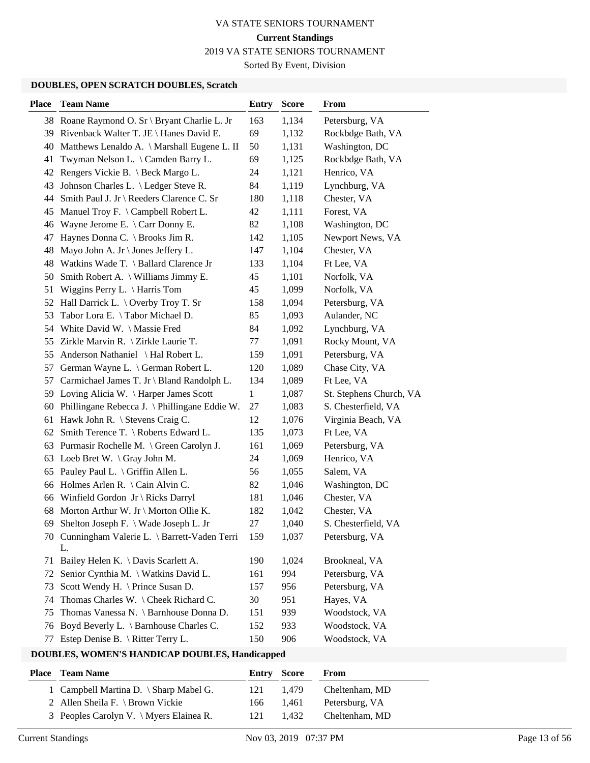VA STATE SENIORS TOURNAMENT

**Current Standings**

2019 VA STATE SENIORS TOURNAMENT

Sorted By Event, Division

### DOUBLES, OPEN SCRATCH DOUBLES, Scratch

| Place | Team Name | Entry | Score | From |
|---|---|---|---|---|
| 38 | Roane Raymond O. Sr \ Bryant Charlie L. Jr | 163 | 1,134 | Petersburg, VA |
| 39 | Rivenback Walter T. JE \ Hanes David E. | 69 | 1,132 | Rockbdge Bath, VA |
| 40 | Matthews Lenaldo A. \ Marshall Eugene L. II | 50 | 1,131 | Washington, DC |
| 41 | Twyman Nelson L. \ Camden Barry L. | 69 | 1,125 | Rockbdge Bath, VA |
| 42 | Rengers Vickie B. \ Beck Margo L. | 24 | 1,121 | Henrico, VA |
| 43 | Johnson Charles L. \ Ledger Steve R. | 84 | 1,119 | Lynchburg, VA |
| 44 | Smith Paul J. Jr \ Reeders Clarence C. Sr | 180 | 1,118 | Chester, VA |
| 45 | Manuel Troy F. \ Campbell Robert L. | 42 | 1,111 | Forest, VA |
| 46 | Wayne Jerome E. \ Carr Donny E. | 82 | 1,108 | Washington, DC |
| 47 | Haynes Donna C. \ Brooks Jim R. | 142 | 1,105 | Newport News, VA |
| 48 | Mayo John A. Jr \ Jones Jeffery L. | 147 | 1,104 | Chester, VA |
| 48 | Watkins Wade T. \ Ballard Clarence Jr | 133 | 1,104 | Ft Lee, VA |
| 50 | Smith Robert A. \ Williams Jimmy E. | 45 | 1,101 | Norfolk, VA |
| 51 | Wiggins Perry L. \ Harris Tom | 45 | 1,099 | Norfolk, VA |
| 52 | Hall Darrick L. \ Overby Troy T. Sr | 158 | 1,094 | Petersburg, VA |
| 53 | Tabor Lora E. \ Tabor Michael D. | 85 | 1,093 | Aulander, NC |
| 54 | White David W. \ Massie Fred | 84 | 1,092 | Lynchburg, VA |
| 55 | Zirkle Marvin R. \ Zirkle Laurie T. | 77 | 1,091 | Rocky Mount, VA |
| 55 | Anderson Nathaniel \ Hal Robert L. | 159 | 1,091 | Petersburg, VA |
| 57 | German Wayne L. \ German Robert L. | 120 | 1,089 | Chase City, VA |
| 57 | Carmichael James T. Jr \ Bland Randolph L. | 134 | 1,089 | Ft Lee, VA |
| 59 | Loving Alicia W. \ Harper James Scott | 1 | 1,087 | St. Stephens Church, VA |
| 60 | Phillingane Rebecca J. \ Phillingane Eddie W. | 27 | 1,083 | S. Chesterfield, VA |
| 61 | Hawk John R. \ Stevens Craig C. | 12 | 1,076 | Virginia Beach, VA |
| 62 | Smith Terence T. \ Roberts Edward L. | 135 | 1,073 | Ft Lee, VA |
| 63 | Purmasir Rochelle M. \ Green Carolyn J. | 161 | 1,069 | Petersburg, VA |
| 63 | Loeb Bret W. \ Gray John M. | 24 | 1,069 | Henrico, VA |
| 65 | Pauley Paul L. \ Griffin Allen L. | 56 | 1,055 | Salem, VA |
| 66 | Holmes Arlen R. \ Cain Alvin C. | 82 | 1,046 | Washington, DC |
| 66 | Winfield Gordon Jr \ Ricks Darryl | 181 | 1,046 | Chester, VA |
| 68 | Morton Arthur W. Jr \ Morton Ollie K. | 182 | 1,042 | Chester, VA |
| 69 | Shelton Joseph F. \ Wade Joseph L. Jr | 27 | 1,040 | S. Chesterfield, VA |
| 70 | Cunningham Valerie L. \ Barrett-Vaden Terri L. | 159 | 1,037 | Petersburg, VA |
| 71 | Bailey Helen K. \ Davis Scarlett A. | 190 | 1,024 | Brookneal, VA |
| 72 | Senior Cynthia M. \ Watkins David L. | 161 | 994 | Petersburg, VA |
| 73 | Scott Wendy H. \ Prince Susan D. | 157 | 956 | Petersburg, VA |
| 74 | Thomas Charles W. \ Cheek Richard C. | 30 | 951 | Hayes, VA |
| 75 | Thomas Vanessa N. \ Barnhouse Donna D. | 151 | 939 | Woodstock, VA |
| 76 | Boyd Beverly L. \ Barnhouse Charles C. | 152 | 933 | Woodstock, VA |
| 77 | Estep Denise B. \ Ritter Terry L. | 150 | 906 | Woodstock, VA |

### DOUBLES, WOMEN'S HANDICAP DOUBLES, Handicapped

| Place | Team Name | Entry | Score | From |
|---|---|---|---|---|
| 1 | Campbell Martina D. \ Sharp Mabel G. | 121 | 1,479 | Cheltenham, MD |
| 2 | Allen Sheila F. \ Brown Vickie | 166 | 1,461 | Petersburg, VA |
| 3 | Peoples Carolyn V. \ Myers Elainea R. | 121 | 1,432 | Cheltenham, MD |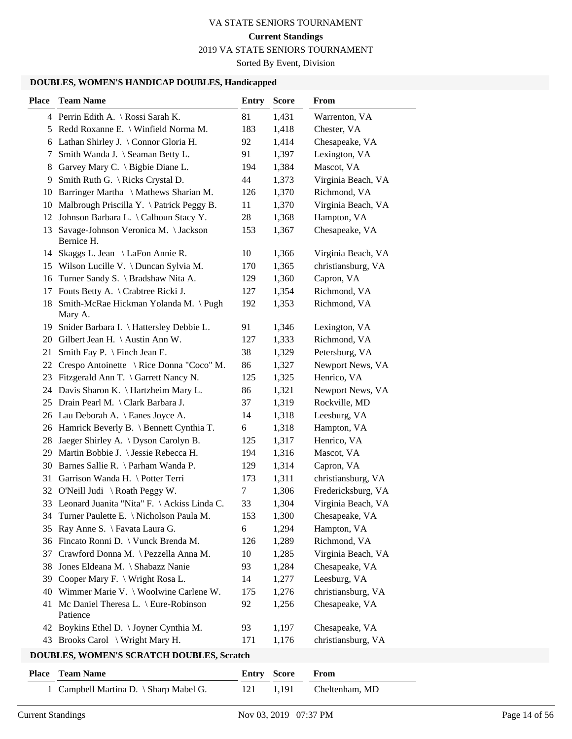VA STATE SENIORS TOURNAMENT

**Current Standings**

2019 VA STATE SENIORS TOURNAMENT

Sorted By Event, Division

### DOUBLES, WOMEN'S HANDICAP DOUBLES, Handicapped

| Place | Team Name | Entry | Score | From |
|---|---|---|---|---|
| 4 | Perrin Edith A. \ Rossi Sarah K. | 81 | 1,431 | Warrenton, VA |
| 5 | Redd Roxanne E. \ Winfield Norma M. | 183 | 1,418 | Chester, VA |
| 6 | Lathan Shirley J. \ Connor Gloria H. | 92 | 1,414 | Chesapeake, VA |
| 7 | Smith Wanda J. \ Seaman Betty L. | 91 | 1,397 | Lexington, VA |
| 8 | Garvey Mary C. \ Bigbie Diane L. | 194 | 1,384 | Mascot, VA |
| 9 | Smith Ruth G. \ Ricks Crystal D. | 44 | 1,373 | Virginia Beach, VA |
| 10 | Barringer Martha \ Mathews Sharian M. | 126 | 1,370 | Richmond, VA |
| 10 | Malbrough Priscilla Y. \ Patrick Peggy B. | 11 | 1,370 | Virginia Beach, VA |
| 12 | Johnson Barbara L. \ Calhoun Stacy Y. | 28 | 1,368 | Hampton, VA |
| 13 | Savage-Johnson Veronica M. \ Jackson Bernice H. | 153 | 1,367 | Chesapeake, VA |
| 14 | Skaggs L. Jean \ LaFon Annie R. | 10 | 1,366 | Virginia Beach, VA |
| 15 | Wilson Lucille V. \ Duncan Sylvia M. | 170 | 1,365 | christiansburg, VA |
| 16 | Turner Sandy S. \ Bradshaw Nita A. | 129 | 1,360 | Capron, VA |
| 17 | Fouts Betty A. \ Crabtree Ricki J. | 127 | 1,354 | Richmond, VA |
| 18 | Smith-McRae Hickman Yolanda M. \ Pugh Mary A. | 192 | 1,353 | Richmond, VA |
| 19 | Snider Barbara I. \ Hattersley Debbie L. | 91 | 1,346 | Lexington, VA |
| 20 | Gilbert Jean H. \ Austin Ann W. | 127 | 1,333 | Richmond, VA |
| 21 | Smith Fay P. \ Finch Jean E. | 38 | 1,329 | Petersburg, VA |
| 22 | Crespo Antoinette \ Rice Donna "Coco" M. | 86 | 1,327 | Newport News, VA |
| 23 | Fitzgerald Ann T. \ Garrett Nancy N. | 125 | 1,325 | Henrico, VA |
| 24 | Davis Sharon K. \ Hartzheim Mary L. | 86 | 1,321 | Newport News, VA |
| 25 | Drain Pearl M. \ Clark Barbara J. | 37 | 1,319 | Rockville, MD |
| 26 | Lau Deborah A. \ Eanes Joyce A. | 14 | 1,318 | Leesburg, VA |
| 26 | Hamrick Beverly B. \ Bennett Cynthia T. | 6 | 1,318 | Hampton, VA |
| 28 | Jaeger Shirley A. \ Dyson Carolyn B. | 125 | 1,317 | Henrico, VA |
| 29 | Martin Bobbie J. \ Jessie Rebecca H. | 194 | 1,316 | Mascot, VA |
| 30 | Barnes Sallie R. \ Parham Wanda P. | 129 | 1,314 | Capron, VA |
| 31 | Garrison Wanda H. \ Potter Terri | 173 | 1,311 | christiansburg, VA |
| 32 | O'Neill Judi \ Roath Peggy W. | 7 | 1,306 | Fredericksburg, VA |
| 33 | Leonard Juanita "Nita" F. \ Ackiss Linda C. | 33 | 1,304 | Virginia Beach, VA |
| 34 | Turner Paulette E. \ Nicholson Paula M. | 153 | 1,300 | Chesapeake, VA |
| 35 | Ray Anne S. \ Favata Laura G. | 6 | 1,294 | Hampton, VA |
| 36 | Fincato Ronni D. \ Vunck Brenda M. | 126 | 1,289 | Richmond, VA |
| 37 | Crawford Donna M. \ Pezzella Anna M. | 10 | 1,285 | Virginia Beach, VA |
| 38 | Jones Eldeana M. \ Shabazz Nanie | 93 | 1,284 | Chesapeake, VA |
| 39 | Cooper Mary F. \ Wright Rosa L. | 14 | 1,277 | Leesburg, VA |
| 40 | Wimmer Marie V. \ Woolwine Carlene W. | 175 | 1,276 | christiansburg, VA |
| 41 | Mc Daniel Theresa L. \ Eure-Robinson Patience | 92 | 1,256 | Chesapeake, VA |
| 42 | Boykins Ethel D. \ Joyner Cynthia M. | 93 | 1,197 | Chesapeake, VA |
| 43 | Brooks Carol \ Wright Mary H. | 171 | 1,176 | christiansburg, VA |

### DOUBLES, WOMEN'S SCRATCH DOUBLES, Scratch

| Place | Team Name | Entry | Score | From |
|---|---|---|---|---|
| 1 | Campbell Martina D. \ Sharp Mabel G. | 121 | 1,191 | Cheltenham, MD |

Current Standings Nov 03, 2019 07:37 PM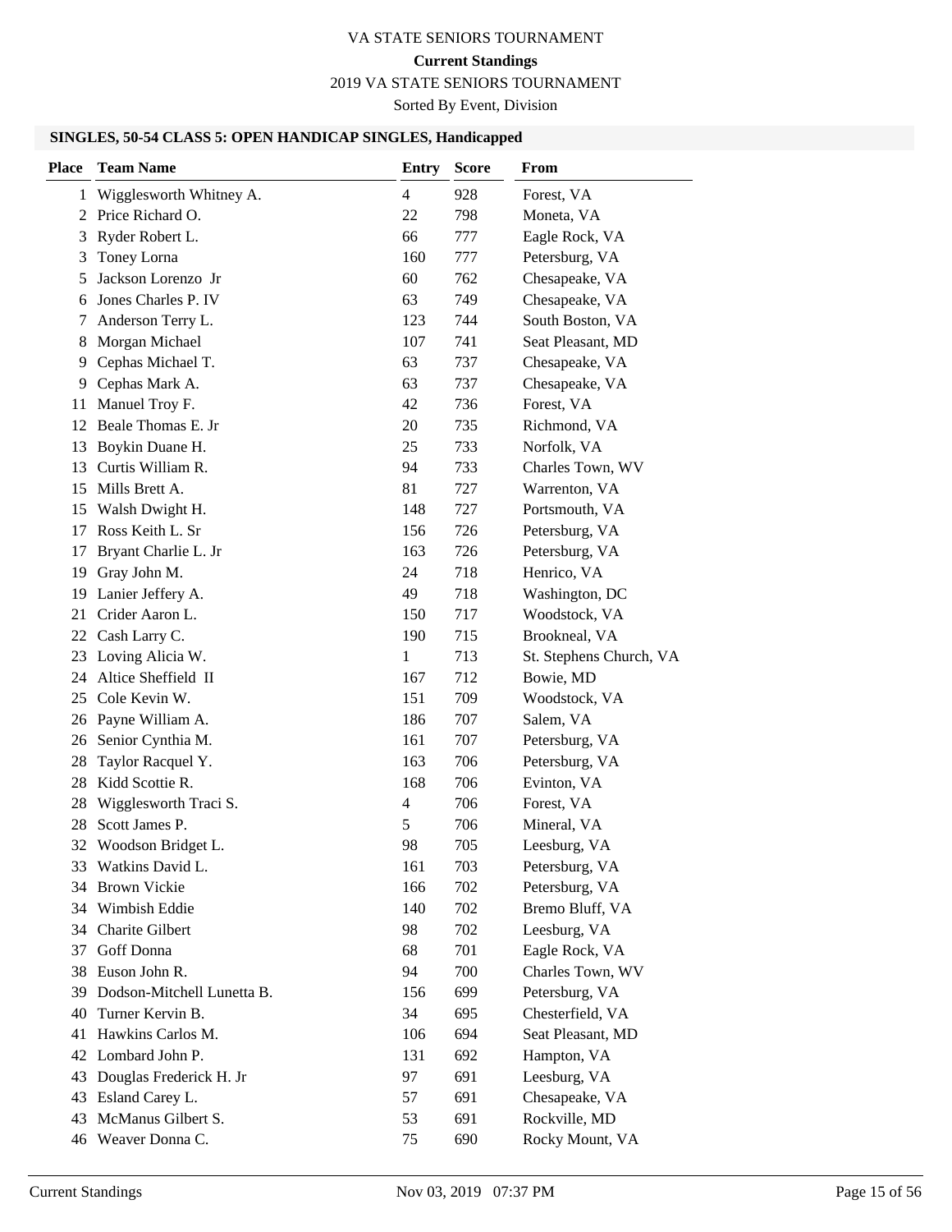VA STATE SENIORS TOURNAMENT

**Current Standings**

2019 VA STATE SENIORS TOURNAMENT

Sorted By Event, Division

### SINGLES, 50-54 CLASS 5: OPEN HANDICAP SINGLES, Handicapped

| Place | Team Name | Entry | Score | From |
|---|---|---|---|---|
| 1 | Wigglesworth Whitney A. | 4 | 928 | Forest, VA |
| 2 | Price Richard O. | 22 | 798 | Moneta, VA |
| 3 | Ryder Robert L. | 66 | 777 | Eagle Rock, VA |
| 3 | Toney Lorna | 160 | 777 | Petersburg, VA |
| 5 | Jackson Lorenzo Jr | 60 | 762 | Chesapeake, VA |
| 6 | Jones Charles P. IV | 63 | 749 | Chesapeake, VA |
| 7 | Anderson Terry L. | 123 | 744 | South Boston, VA |
| 8 | Morgan Michael | 107 | 741 | Seat Pleasant, MD |
| 9 | Cephas Michael T. | 63 | 737 | Chesapeake, VA |
| 9 | Cephas Mark A. | 63 | 737 | Chesapeake, VA |
| 11 | Manuel Troy F. | 42 | 736 | Forest, VA |
| 12 | Beale Thomas E. Jr | 20 | 735 | Richmond, VA |
| 13 | Boykin Duane H. | 25 | 733 | Norfolk, VA |
| 13 | Curtis William R. | 94 | 733 | Charles Town, WV |
| 15 | Mills Brett A. | 81 | 727 | Warrenton, VA |
| 15 | Walsh Dwight H. | 148 | 727 | Portsmouth, VA |
| 17 | Ross Keith L. Sr | 156 | 726 | Petersburg, VA |
| 17 | Bryant Charlie L. Jr | 163 | 726 | Petersburg, VA |
| 19 | Gray John M. | 24 | 718 | Henrico, VA |
| 19 | Lanier Jeffery A. | 49 | 718 | Washington, DC |
| 21 | Crider Aaron L. | 150 | 717 | Woodstock, VA |
| 22 | Cash Larry C. | 190 | 715 | Brookneal, VA |
| 23 | Loving Alicia W. | 1 | 713 | St. Stephens Church, VA |
| 24 | Altice Sheffield II | 167 | 712 | Bowie, MD |
| 25 | Cole Kevin W. | 151 | 709 | Woodstock, VA |
| 26 | Payne William A. | 186 | 707 | Salem, VA |
| 26 | Senior Cynthia M. | 161 | 707 | Petersburg, VA |
| 28 | Taylor Racquel Y. | 163 | 706 | Petersburg, VA |
| 28 | Kidd Scottie R. | 168 | 706 | Evinton, VA |
| 28 | Wigglesworth Traci S. | 4 | 706 | Forest, VA |
| 28 | Scott James P. | 5 | 706 | Mineral, VA |
| 32 | Woodson Bridget L. | 98 | 705 | Leesburg, VA |
| 33 | Watkins David L. | 161 | 703 | Petersburg, VA |
| 34 | Brown Vickie | 166 | 702 | Petersburg, VA |
| 34 | Wimbish Eddie | 140 | 702 | Bremo Bluff, VA |
| 34 | Charite Gilbert | 98 | 702 | Leesburg, VA |
| 37 | Goff Donna | 68 | 701 | Eagle Rock, VA |
| 38 | Euson John R. | 94 | 700 | Charles Town, WV |
| 39 | Dodson-Mitchell Lunetta B. | 156 | 699 | Petersburg, VA |
| 40 | Turner Kervin B. | 34 | 695 | Chesterfield, VA |
| 41 | Hawkins Carlos M. | 106 | 694 | Seat Pleasant, MD |
| 42 | Lombard John P. | 131 | 692 | Hampton, VA |
| 43 | Douglas Frederick H. Jr | 97 | 691 | Leesburg, VA |
| 43 | Esland Carey L. | 57 | 691 | Chesapeake, VA |
| 43 | McManus Gilbert S. | 53 | 691 | Rockville, MD |
| 46 | Weaver Donna C. | 75 | 690 | Rocky Mount, VA |

Current Standings — Nov 03, 2019 07:37 PM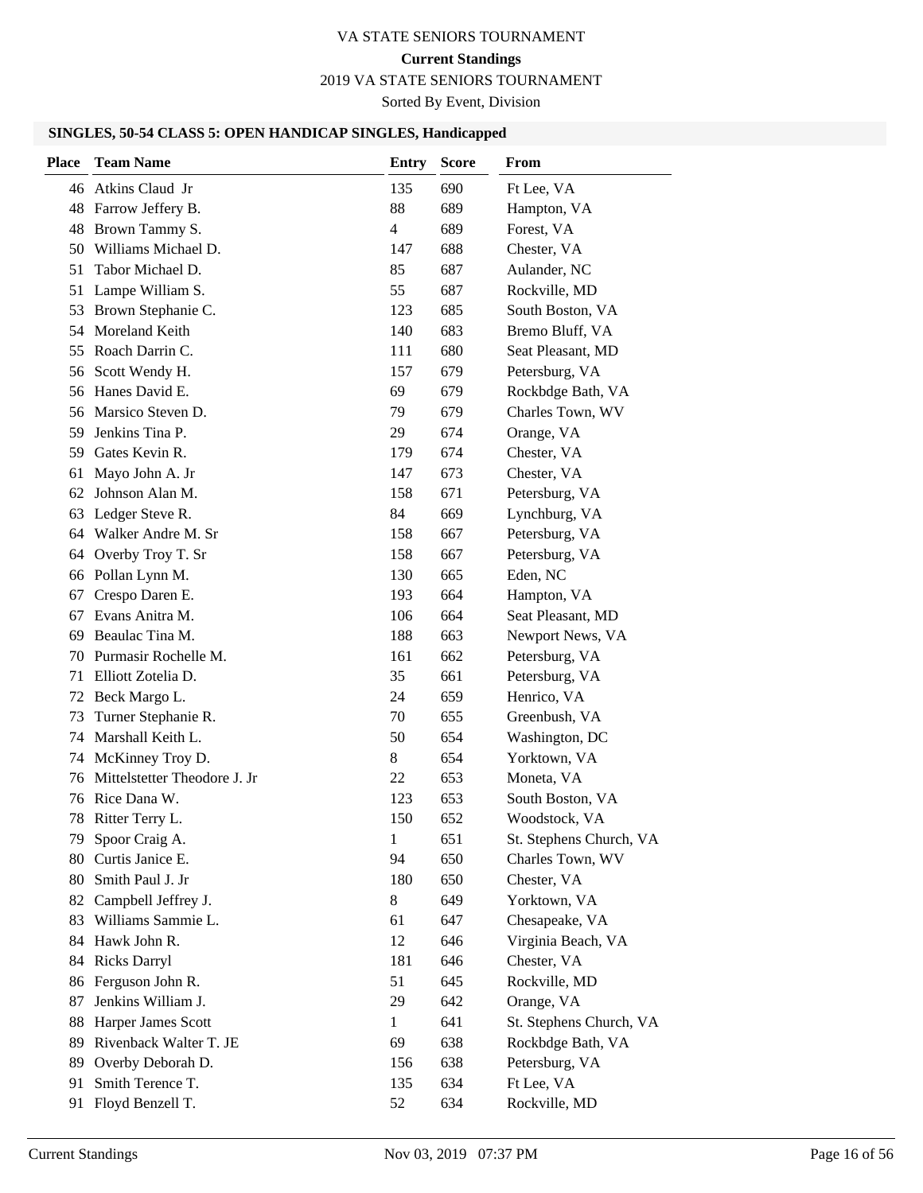# VA STATE SENIORS TOURNAMENT

**Current Standings**

2019 VA STATE SENIORS TOURNAMENT

Sorted By Event, Division

### SINGLES, 50-54 CLASS 5: OPEN HANDICAP SINGLES, Handicapped

| Place | Team Name | Entry | Score | From |
|---|---|---|---|---|
| 46 | Atkins Claud Jr | 135 | 690 | Ft Lee, VA |
| 48 | Farrow Jeffery B. | 88 | 689 | Hampton, VA |
| 48 | Brown Tammy S. | 4 | 689 | Forest, VA |
| 50 | Williams Michael D. | 147 | 688 | Chester, VA |
| 51 | Tabor Michael D. | 85 | 687 | Aulander, NC |
| 51 | Lampe William S. | 55 | 687 | Rockville, MD |
| 53 | Brown Stephanie C. | 123 | 685 | South Boston, VA |
| 54 | Moreland Keith | 140 | 683 | Bremo Bluff, VA |
| 55 | Roach Darrin C. | 111 | 680 | Seat Pleasant, MD |
| 56 | Scott Wendy H. | 157 | 679 | Petersburg, VA |
| 56 | Hanes David E. | 69 | 679 | Rockbdge Bath, VA |
| 56 | Marsico Steven D. | 79 | 679 | Charles Town, WV |
| 59 | Jenkins Tina P. | 29 | 674 | Orange, VA |
| 59 | Gates Kevin R. | 179 | 674 | Chester, VA |
| 61 | Mayo John A. Jr | 147 | 673 | Chester, VA |
| 62 | Johnson Alan M. | 158 | 671 | Petersburg, VA |
| 63 | Ledger Steve R. | 84 | 669 | Lynchburg, VA |
| 64 | Walker Andre M. Sr | 158 | 667 | Petersburg, VA |
| 64 | Overby Troy T. Sr | 158 | 667 | Petersburg, VA |
| 66 | Pollan Lynn M. | 130 | 665 | Eden, NC |
| 67 | Crespo Daren E. | 193 | 664 | Hampton, VA |
| 67 | Evans Anitra M. | 106 | 664 | Seat Pleasant, MD |
| 69 | Beaulac Tina M. | 188 | 663 | Newport News, VA |
| 70 | Purmasir Rochelle M. | 161 | 662 | Petersburg, VA |
| 71 | Elliott Zotelia D. | 35 | 661 | Petersburg, VA |
| 72 | Beck Margo L. | 24 | 659 | Henrico, VA |
| 73 | Turner Stephanie R. | 70 | 655 | Greenbush, VA |
| 74 | Marshall Keith L. | 50 | 654 | Washington, DC |
| 74 | McKinney Troy D. | 8 | 654 | Yorktown, VA |
| 76 | Mittelstetter Theodore J. Jr | 22 | 653 | Moneta, VA |
| 76 | Rice Dana W. | 123 | 653 | South Boston, VA |
| 78 | Ritter Terry L. | 150 | 652 | Woodstock, VA |
| 79 | Spoor Craig A. | 1 | 651 | St. Stephens Church, VA |
| 80 | Curtis Janice E. | 94 | 650 | Charles Town, WV |
| 80 | Smith Paul J. Jr | 180 | 650 | Chester, VA |
| 82 | Campbell Jeffrey J. | 8 | 649 | Yorktown, VA |
| 83 | Williams Sammie L. | 61 | 647 | Chesapeake, VA |
| 84 | Hawk John R. | 12 | 646 | Virginia Beach, VA |
| 84 | Ricks Darryl | 181 | 646 | Chester, VA |
| 86 | Ferguson John R. | 51 | 645 | Rockville, MD |
| 87 | Jenkins William J. | 29 | 642 | Orange, VA |
| 88 | Harper James Scott | 1 | 641 | St. Stephens Church, VA |
| 89 | Rivenback Walter T. JE | 69 | 638 | Rockbdge Bath, VA |
| 89 | Overby Deborah D. | 156 | 638 | Petersburg, VA |
| 91 | Smith Terence T. | 135 | 634 | Ft Lee, VA |
| 91 | Floyd Benzell T. | 52 | 634 | Rockville, MD |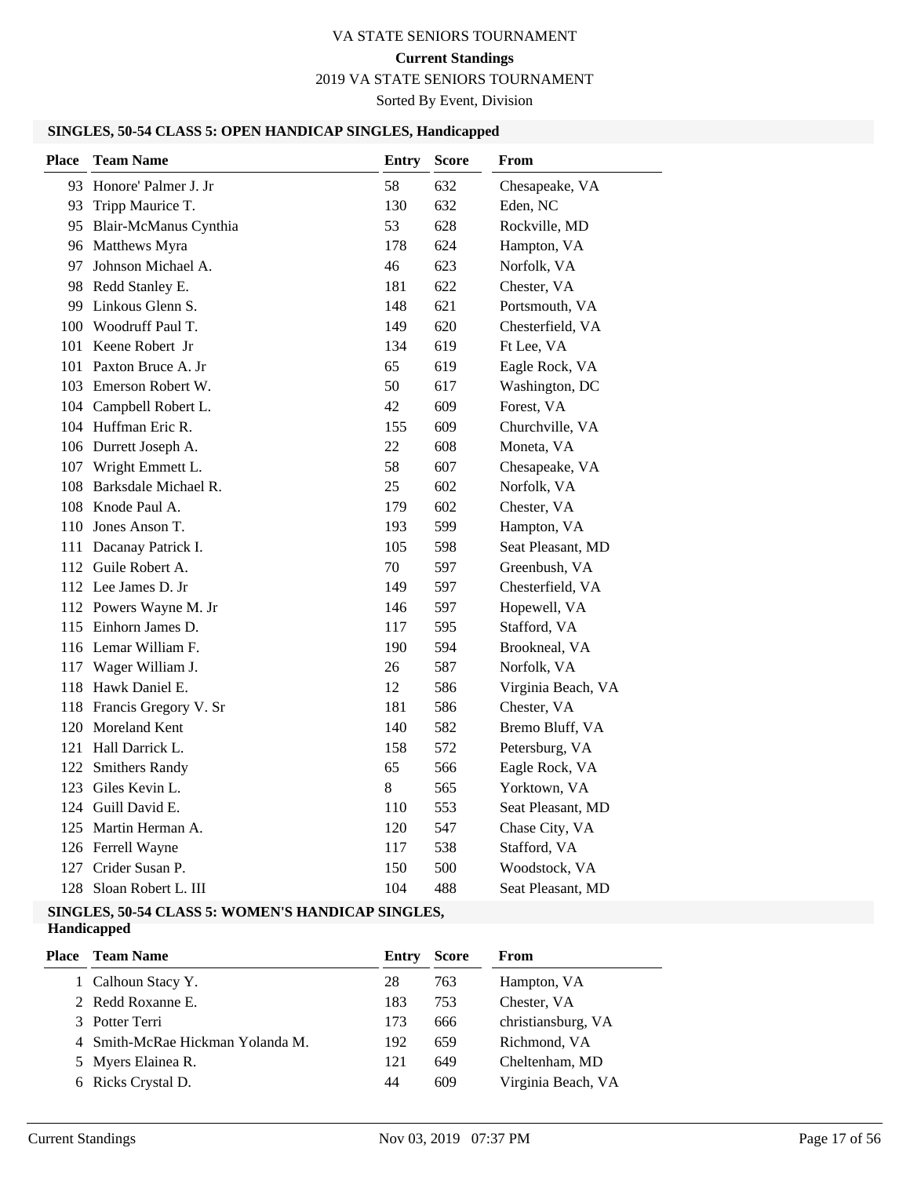# VA STATE SENIORS TOURNAMENT

**Current Standings**

2019 VA STATE SENIORS TOURNAMENT

Sorted By Event, Division

### SINGLES, 50-54 CLASS 5: OPEN HANDICAP SINGLES, Handicapped

| Place | Team Name | Entry | Score | From |
|---|---|---|---|---|
| 93 | Honore' Palmer J. Jr | 58 | 632 | Chesapeake, VA |
| 93 | Tripp Maurice T. | 130 | 632 | Eden, NC |
| 95 | Blair-McManus Cynthia | 53 | 628 | Rockville, MD |
| 96 | Matthews Myra | 178 | 624 | Hampton, VA |
| 97 | Johnson Michael A. | 46 | 623 | Norfolk, VA |
| 98 | Redd Stanley E. | 181 | 622 | Chester, VA |
| 99 | Linkous Glenn S. | 148 | 621 | Portsmouth, VA |
| 100 | Woodruff Paul T. | 149 | 620 | Chesterfield, VA |
| 101 | Keene Robert Jr | 134 | 619 | Ft Lee, VA |
| 101 | Paxton Bruce A. Jr | 65 | 619 | Eagle Rock, VA |
| 103 | Emerson Robert W. | 50 | 617 | Washington, DC |
| 104 | Campbell Robert L. | 42 | 609 | Forest, VA |
| 104 | Huffman Eric R. | 155 | 609 | Churchville, VA |
| 106 | Durrett Joseph A. | 22 | 608 | Moneta, VA |
| 107 | Wright Emmett L. | 58 | 607 | Chesapeake, VA |
| 108 | Barksdale Michael R. | 25 | 602 | Norfolk, VA |
| 108 | Knode Paul A. | 179 | 602 | Chester, VA |
| 110 | Jones Anson T. | 193 | 599 | Hampton, VA |
| 111 | Dacanay Patrick I. | 105 | 598 | Seat Pleasant, MD |
| 112 | Guile Robert A. | 70 | 597 | Greenbush, VA |
| 112 | Lee James D. Jr | 149 | 597 | Chesterfield, VA |
| 112 | Powers Wayne M. Jr | 146 | 597 | Hopewell, VA |
| 115 | Einhorn James D. | 117 | 595 | Stafford, VA |
| 116 | Lemar William F. | 190 | 594 | Brookneal, VA |
| 117 | Wager William J. | 26 | 587 | Norfolk, VA |
| 118 | Hawk Daniel E. | 12 | 586 | Virginia Beach, VA |
| 118 | Francis Gregory V. Sr | 181 | 586 | Chester, VA |
| 120 | Moreland Kent | 140 | 582 | Bremo Bluff, VA |
| 121 | Hall Darrick L. | 158 | 572 | Petersburg, VA |
| 122 | Smithers Randy | 65 | 566 | Eagle Rock, VA |
| 123 | Giles Kevin L. | 8 | 565 | Yorktown, VA |
| 124 | Guill David E. | 110 | 553 | Seat Pleasant, MD |
| 125 | Martin Herman A. | 120 | 547 | Chase City, VA |
| 126 | Ferrell Wayne | 117 | 538 | Stafford, VA |
| 127 | Crider Susan P. | 150 | 500 | Woodstock, VA |
| 128 | Sloan Robert L. III | 104 | 488 | Seat Pleasant, MD |

### SINGLES, 50-54 CLASS 5: WOMEN'S HANDICAP SINGLES, Handicapped

| Place | Team Name | Entry | Score | From |
|---|---|---|---|---|
| 1 | Calhoun Stacy Y. | 28 | 763 | Hampton, VA |
| 2 | Redd Roxanne E. | 183 | 753 | Chester, VA |
| 3 | Potter Terri | 173 | 666 | christiansburg, VA |
| 4 | Smith-McRae Hickman Yolanda M. | 192 | 659 | Richmond, VA |
| 5 | Myers Elainea R. | 121 | 649 | Cheltenham, MD |
| 6 | Ricks Crystal D. | 44 | 609 | Virginia Beach, VA |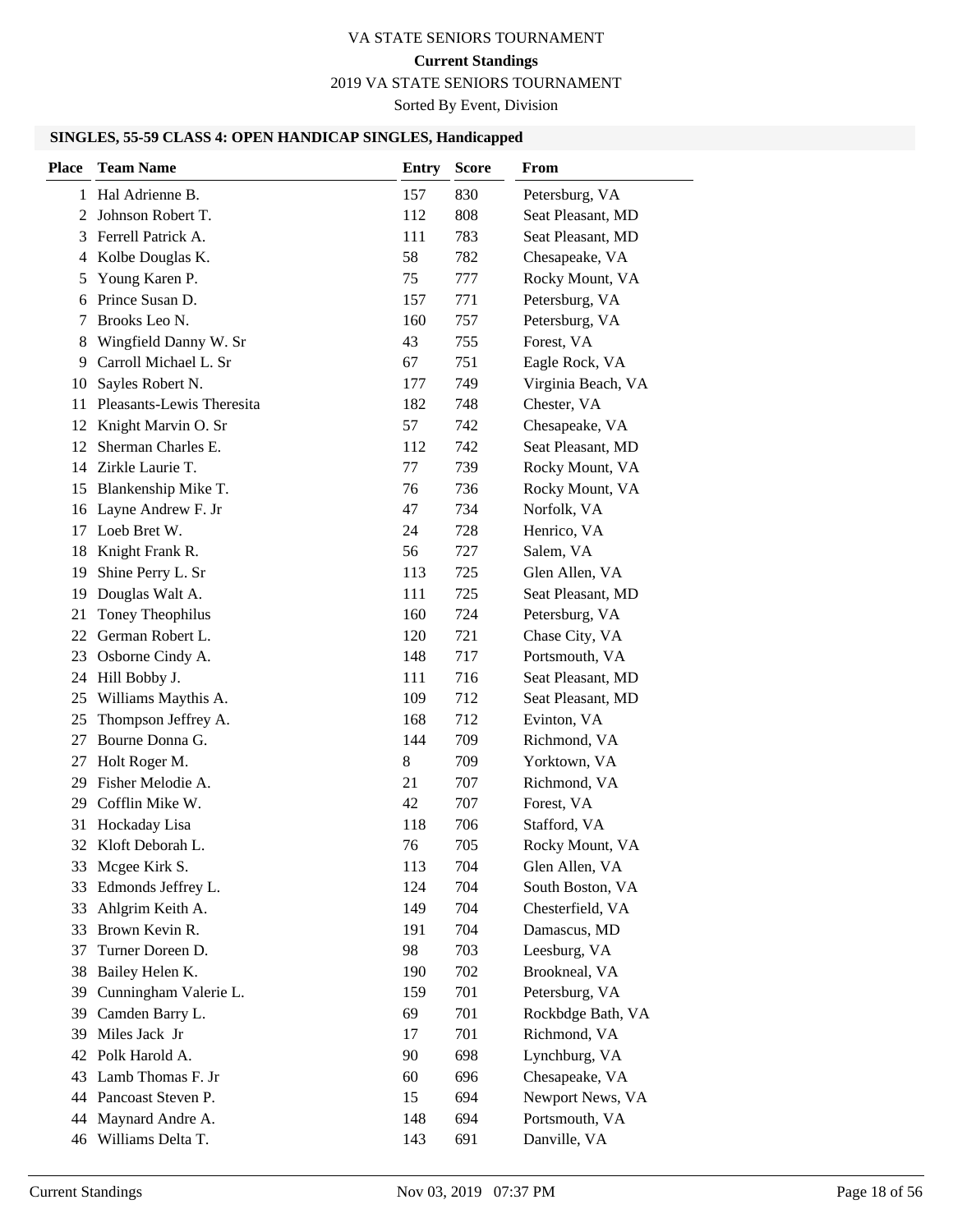# VA STATE SENIORS TOURNAMENT

**Current Standings**

2019 VA STATE SENIORS TOURNAMENT

Sorted By Event, Division

### SINGLES, 55-59 CLASS 4: OPEN HANDICAP SINGLES, Handicapped

| Place | Team Name | Entry | Score | From |
|---|---|---|---|---|
| 1 | Hal Adrienne B. | 157 | 830 | Petersburg, VA |
| 2 | Johnson Robert T. | 112 | 808 | Seat Pleasant, MD |
| 3 | Ferrell Patrick A. | 111 | 783 | Seat Pleasant, MD |
| 4 | Kolbe Douglas K. | 58 | 782 | Chesapeake, VA |
| 5 | Young Karen P. | 75 | 777 | Rocky Mount, VA |
| 6 | Prince Susan D. | 157 | 771 | Petersburg, VA |
| 7 | Brooks Leo N. | 160 | 757 | Petersburg, VA |
| 8 | Wingfield Danny W. Sr | 43 | 755 | Forest, VA |
| 9 | Carroll Michael L. Sr | 67 | 751 | Eagle Rock, VA |
| 10 | Sayles Robert N. | 177 | 749 | Virginia Beach, VA |
| 11 | Pleasants-Lewis Theresita | 182 | 748 | Chester, VA |
| 12 | Knight Marvin O. Sr | 57 | 742 | Chesapeake, VA |
| 12 | Sherman Charles E. | 112 | 742 | Seat Pleasant, MD |
| 14 | Zirkle Laurie T. | 77 | 739 | Rocky Mount, VA |
| 15 | Blankenship Mike T. | 76 | 736 | Rocky Mount, VA |
| 16 | Layne Andrew F. Jr | 47 | 734 | Norfolk, VA |
| 17 | Loeb Bret W. | 24 | 728 | Henrico, VA |
| 18 | Knight Frank R. | 56 | 727 | Salem, VA |
| 19 | Shine Perry L. Sr | 113 | 725 | Glen Allen, VA |
| 19 | Douglas Walt A. | 111 | 725 | Seat Pleasant, MD |
| 21 | Toney Theophilus | 160 | 724 | Petersburg, VA |
| 22 | German Robert L. | 120 | 721 | Chase City, VA |
| 23 | Osborne Cindy A. | 148 | 717 | Portsmouth, VA |
| 24 | Hill Bobby J. | 111 | 716 | Seat Pleasant, MD |
| 25 | Williams Maythis A. | 109 | 712 | Seat Pleasant, MD |
| 25 | Thompson Jeffrey A. | 168 | 712 | Evinton, VA |
| 27 | Bourne Donna G. | 144 | 709 | Richmond, VA |
| 27 | Holt Roger M. | 8 | 709 | Yorktown, VA |
| 29 | Fisher Melodie A. | 21 | 707 | Richmond, VA |
| 29 | Cofflin Mike W. | 42 | 707 | Forest, VA |
| 31 | Hockaday Lisa | 118 | 706 | Stafford, VA |
| 32 | Kloft Deborah L. | 76 | 705 | Rocky Mount, VA |
| 33 | Mcgee Kirk S. | 113 | 704 | Glen Allen, VA |
| 33 | Edmonds Jeffrey L. | 124 | 704 | South Boston, VA |
| 33 | Ahlgrim Keith A. | 149 | 704 | Chesterfield, VA |
| 33 | Brown Kevin R. | 191 | 704 | Damascus, MD |
| 37 | Turner Doreen D. | 98 | 703 | Leesburg, VA |
| 38 | Bailey Helen K. | 190 | 702 | Brookneal, VA |
| 39 | Cunningham Valerie L. | 159 | 701 | Petersburg, VA |
| 39 | Camden Barry L. | 69 | 701 | Rockbdge Bath, VA |
| 39 | Miles Jack Jr | 17 | 701 | Richmond, VA |
| 42 | Polk Harold A. | 90 | 698 | Lynchburg, VA |
| 43 | Lamb Thomas F. Jr | 60 | 696 | Chesapeake, VA |
| 44 | Pancoast Steven P. | 15 | 694 | Newport News, VA |
| 44 | Maynard Andre A. | 148 | 694 | Portsmouth, VA |
| 46 | Williams Delta T. | 143 | 691 | Danville, VA |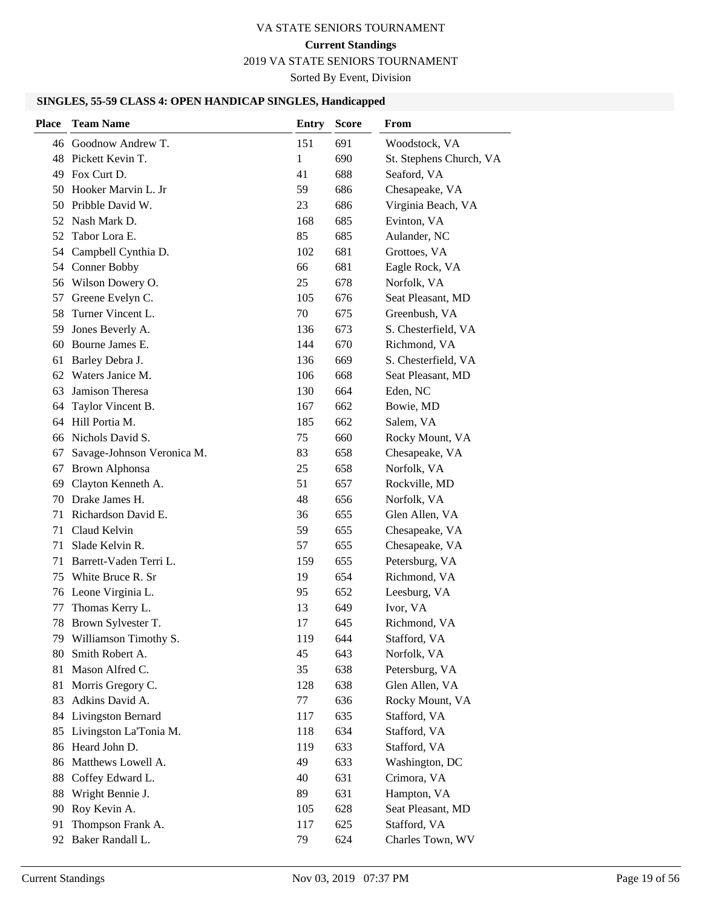# VA STATE SENIORS TOURNAMENT

**Current Standings**

2019 VA STATE SENIORS TOURNAMENT

Sorted By Event, Division

### SINGLES, 55-59 CLASS 4: OPEN HANDICAP SINGLES, Handicapped

| Place | Team Name | Entry | Score | From |
|---|---|---|---|---|
| 46 | Goodnow Andrew T. | 151 | 691 | Woodstock, VA |
| 48 | Pickett Kevin T. | 1 | 690 | St. Stephens Church, VA |
| 49 | Fox Curt D. | 41 | 688 | Seaford, VA |
| 50 | Hooker Marvin L. Jr | 59 | 686 | Chesapeake, VA |
| 50 | Pribble David W. | 23 | 686 | Virginia Beach, VA |
| 52 | Nash Mark D. | 168 | 685 | Evinton, VA |
| 52 | Tabor Lora E. | 85 | 685 | Aulander, NC |
| 54 | Campbell Cynthia D. | 102 | 681 | Grottoes, VA |
| 54 | Conner Bobby | 66 | 681 | Eagle Rock, VA |
| 56 | Wilson Dowery O. | 25 | 678 | Norfolk, VA |
| 57 | Greene Evelyn C. | 105 | 676 | Seat Pleasant, MD |
| 58 | Turner Vincent L. | 70 | 675 | Greenbush, VA |
| 59 | Jones Beverly A. | 136 | 673 | S. Chesterfield, VA |
| 60 | Bourne James E. | 144 | 670 | Richmond, VA |
| 61 | Barley Debra J. | 136 | 669 | S. Chesterfield, VA |
| 62 | Waters Janice M. | 106 | 668 | Seat Pleasant, MD |
| 63 | Jamison Theresa | 130 | 664 | Eden, NC |
| 64 | Taylor Vincent B. | 167 | 662 | Bowie, MD |
| 64 | Hill Portia M. | 185 | 662 | Salem, VA |
| 66 | Nichols David S. | 75 | 660 | Rocky Mount, VA |
| 67 | Savage-Johnson Veronica M. | 83 | 658 | Chesapeake, VA |
| 67 | Brown Alphonsa | 25 | 658 | Norfolk, VA |
| 69 | Clayton Kenneth A. | 51 | 657 | Rockville, MD |
| 70 | Drake James H. | 48 | 656 | Norfolk, VA |
| 71 | Richardson David E. | 36 | 655 | Glen Allen, VA |
| 71 | Claud Kelvin | 59 | 655 | Chesapeake, VA |
| 71 | Slade Kelvin R. | 57 | 655 | Chesapeake, VA |
| 71 | Barrett-Vaden Terri L. | 159 | 655 | Petersburg, VA |
| 75 | White Bruce R. Sr | 19 | 654 | Richmond, VA |
| 76 | Leone Virginia L. | 95 | 652 | Leesburg, VA |
| 77 | Thomas Kerry L. | 13 | 649 | Ivor, VA |
| 78 | Brown Sylvester T. | 17 | 645 | Richmond, VA |
| 79 | Williamson Timothy S. | 119 | 644 | Stafford, VA |
| 80 | Smith Robert A. | 45 | 643 | Norfolk, VA |
| 81 | Mason Alfred C. | 35 | 638 | Petersburg, VA |
| 81 | Morris Gregory C. | 128 | 638 | Glen Allen, VA |
| 83 | Adkins David A. | 77 | 636 | Rocky Mount, VA |
| 84 | Livingston Bernard | 117 | 635 | Stafford, VA |
| 85 | Livingston La'Tonia M. | 118 | 634 | Stafford, VA |
| 86 | Heard John D. | 119 | 633 | Stafford, VA |
| 86 | Matthews Lowell A. | 49 | 633 | Washington, DC |
| 88 | Coffey Edward L. | 40 | 631 | Crimora, VA |
| 88 | Wright Bennie J. | 89 | 631 | Hampton, VA |
| 90 | Roy Kevin A. | 105 | 628 | Seat Pleasant, MD |
| 91 | Thompson Frank A. | 117 | 625 | Stafford, VA |
| 92 | Baker Randall L. | 79 | 624 | Charles Town, WV |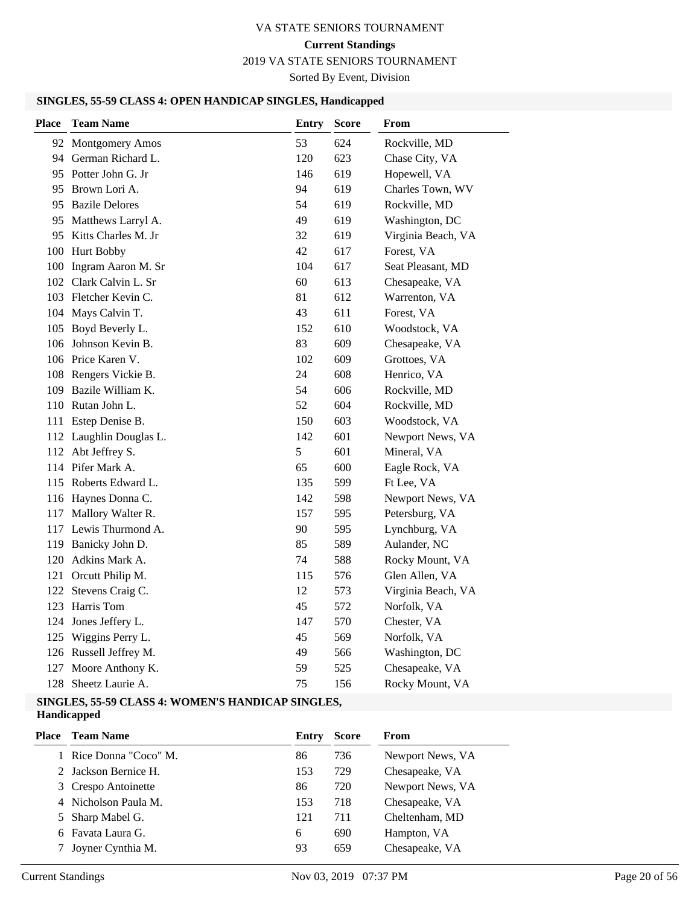VA STATE SENIORS TOURNAMENT

**Current Standings**

2019 VA STATE SENIORS TOURNAMENT

Sorted By Event, Division

### SINGLES, 55-59 CLASS 4: OPEN HANDICAP SINGLES, Handicapped

| Place | Team Name | Entry | Score | From |
|---|---|---|---|---|
| 92 | Montgomery Amos | 53 | 624 | Rockville, MD |
| 94 | German Richard L. | 120 | 623 | Chase City, VA |
| 95 | Potter John G. Jr | 146 | 619 | Hopewell, VA |
| 95 | Brown Lori A. | 94 | 619 | Charles Town, WV |
| 95 | Bazile Delores | 54 | 619 | Rockville, MD |
| 95 | Matthews Larryl A. | 49 | 619 | Washington, DC |
| 95 | Kitts Charles M. Jr | 32 | 619 | Virginia Beach, VA |
| 100 | Hurt Bobby | 42 | 617 | Forest, VA |
| 100 | Ingram Aaron M. Sr | 104 | 617 | Seat Pleasant, MD |
| 102 | Clark Calvin L. Sr | 60 | 613 | Chesapeake, VA |
| 103 | Fletcher Kevin C. | 81 | 612 | Warrenton, VA |
| 104 | Mays Calvin T. | 43 | 611 | Forest, VA |
| 105 | Boyd Beverly L. | 152 | 610 | Woodstock, VA |
| 106 | Johnson Kevin B. | 83 | 609 | Chesapeake, VA |
| 106 | Price Karen V. | 102 | 609 | Grottoes, VA |
| 108 | Rengers Vickie B. | 24 | 608 | Henrico, VA |
| 109 | Bazile William K. | 54 | 606 | Rockville, MD |
| 110 | Rutan John L. | 52 | 604 | Rockville, MD |
| 111 | Estep Denise B. | 150 | 603 | Woodstock, VA |
| 112 | Laughlin Douglas L. | 142 | 601 | Newport News, VA |
| 112 | Abt Jeffrey S. | 5 | 601 | Mineral, VA |
| 114 | Pifer Mark A. | 65 | 600 | Eagle Rock, VA |
| 115 | Roberts Edward L. | 135 | 599 | Ft Lee, VA |
| 116 | Haynes Donna C. | 142 | 598 | Newport News, VA |
| 117 | Mallory Walter R. | 157 | 595 | Petersburg, VA |
| 117 | Lewis Thurmond A. | 90 | 595 | Lynchburg, VA |
| 119 | Banicky John D. | 85 | 589 | Aulander, NC |
| 120 | Adkins Mark A. | 74 | 588 | Rocky Mount, VA |
| 121 | Orcutt Philip M. | 115 | 576 | Glen Allen, VA |
| 122 | Stevens Craig C. | 12 | 573 | Virginia Beach, VA |
| 123 | Harris Tom | 45 | 572 | Norfolk, VA |
| 124 | Jones Jeffery L. | 147 | 570 | Chester, VA |
| 125 | Wiggins Perry L. | 45 | 569 | Norfolk, VA |
| 126 | Russell Jeffrey M. | 49 | 566 | Washington, DC |
| 127 | Moore Anthony K. | 59 | 525 | Chesapeake, VA |
| 128 | Sheetz Laurie A. | 75 | 156 | Rocky Mount, VA |

### SINGLES, 55-59 CLASS 4: WOMEN'S HANDICAP SINGLES, Handicapped

| Place | Team Name | Entry | Score | From |
|---|---|---|---|---|
| 1 | Rice Donna "Coco" M. | 86 | 736 | Newport News, VA |
| 2 | Jackson Bernice H. | 153 | 729 | Chesapeake, VA |
| 3 | Crespo Antoinette | 86 | 720 | Newport News, VA |
| 4 | Nicholson Paula M. | 153 | 718 | Chesapeake, VA |
| 5 | Sharp Mabel G. | 121 | 711 | Cheltenham, MD |
| 6 | Favata Laura G. | 6 | 690 | Hampton, VA |
| 7 | Joyner Cynthia M. | 93 | 659 | Chesapeake, VA |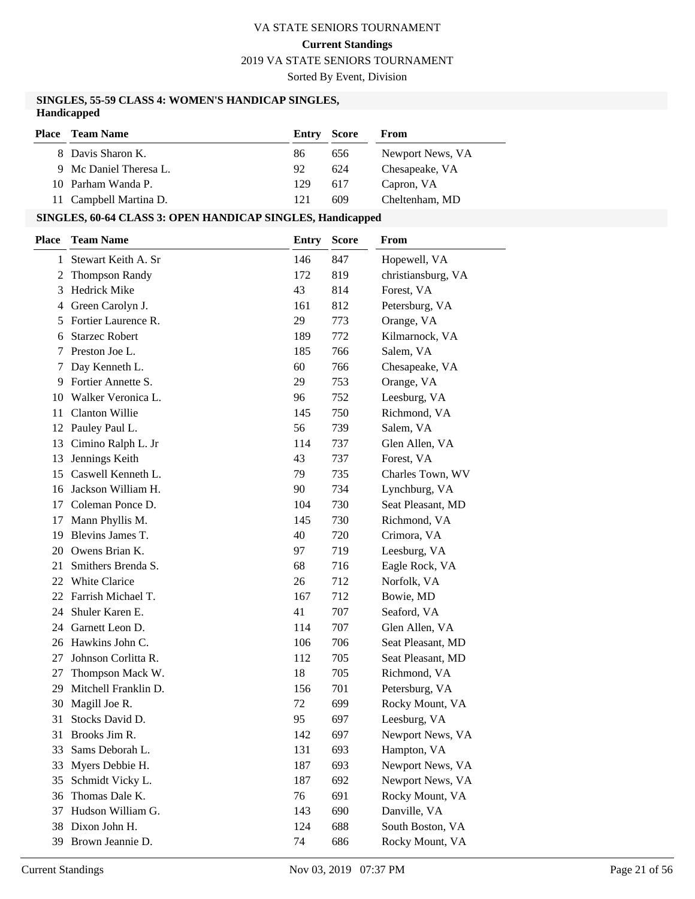# VA STATE SENIORS TOURNAMENT

**Current Standings**

2019 VA STATE SENIORS TOURNAMENT

Sorted By Event, Division

### SINGLES, 55-59 CLASS 4: WOMEN'S HANDICAP SINGLES, Handicapped

| Place | Team Name | Entry | Score | From |
|---|---|---|---|---|
| 8 | Davis Sharon K. | 86 | 656 | Newport News, VA |
| 9 | Mc Daniel Theresa L. | 92 | 624 | Chesapeake, VA |
| 10 | Parham Wanda P. | 129 | 617 | Capron, VA |
| 11 | Campbell Martina D. | 121 | 609 | Cheltenham, MD |

### SINGLES, 60-64 CLASS 3: OPEN HANDICAP SINGLES, Handicapped

| Place | Team Name | Entry | Score | From |
|---|---|---|---|---|
| 1 | Stewart Keith A. Sr | 146 | 847 | Hopewell, VA |
| 2 | Thompson Randy | 172 | 819 | christiansburg, VA |
| 3 | Hedrick Mike | 43 | 814 | Forest, VA |
| 4 | Green Carolyn J. | 161 | 812 | Petersburg, VA |
| 5 | Fortier Laurence R. | 29 | 773 | Orange, VA |
| 6 | Starzec Robert | 189 | 772 | Kilmarnock, VA |
| 7 | Preston Joe L. | 185 | 766 | Salem, VA |
| 7 | Day Kenneth L. | 60 | 766 | Chesapeake, VA |
| 9 | Fortier Annette S. | 29 | 753 | Orange, VA |
| 10 | Walker Veronica L. | 96 | 752 | Leesburg, VA |
| 11 | Clanton Willie | 145 | 750 | Richmond, VA |
| 12 | Pauley Paul L. | 56 | 739 | Salem, VA |
| 13 | Cimino Ralph L. Jr | 114 | 737 | Glen Allen, VA |
| 13 | Jennings Keith | 43 | 737 | Forest, VA |
| 15 | Caswell Kenneth L. | 79 | 735 | Charles Town, WV |
| 16 | Jackson William H. | 90 | 734 | Lynchburg, VA |
| 17 | Coleman Ponce D. | 104 | 730 | Seat Pleasant, MD |
| 17 | Mann Phyllis M. | 145 | 730 | Richmond, VA |
| 19 | Blevins James T. | 40 | 720 | Crimora, VA |
| 20 | Owens Brian K. | 97 | 719 | Leesburg, VA |
| 21 | Smithers Brenda S. | 68 | 716 | Eagle Rock, VA |
| 22 | White Clarice | 26 | 712 | Norfolk, VA |
| 22 | Farrish Michael T. | 167 | 712 | Bowie, MD |
| 24 | Shuler Karen E. | 41 | 707 | Seaford, VA |
| 24 | Garnett Leon D. | 114 | 707 | Glen Allen, VA |
| 26 | Hawkins John C. | 106 | 706 | Seat Pleasant, MD |
| 27 | Johnson Corlitta R. | 112 | 705 | Seat Pleasant, MD |
| 27 | Thompson Mack W. | 18 | 705 | Richmond, VA |
| 29 | Mitchell Franklin D. | 156 | 701 | Petersburg, VA |
| 30 | Magill Joe R. | 72 | 699 | Rocky Mount, VA |
| 31 | Stocks David D. | 95 | 697 | Leesburg, VA |
| 31 | Brooks Jim R. | 142 | 697 | Newport News, VA |
| 33 | Sams Deborah L. | 131 | 693 | Hampton, VA |
| 33 | Myers Debbie H. | 187 | 693 | Newport News, VA |
| 35 | Schmidt Vicky L. | 187 | 692 | Newport News, VA |
| 36 | Thomas Dale K. | 76 | 691 | Rocky Mount, VA |
| 37 | Hudson William G. | 143 | 690 | Danville, VA |
| 38 | Dixon John H. | 124 | 688 | South Boston, VA |
| 39 | Brown Jeannie D. | 74 | 686 | Rocky Mount, VA |

Current Standings Nov 03, 2019 07:37 PM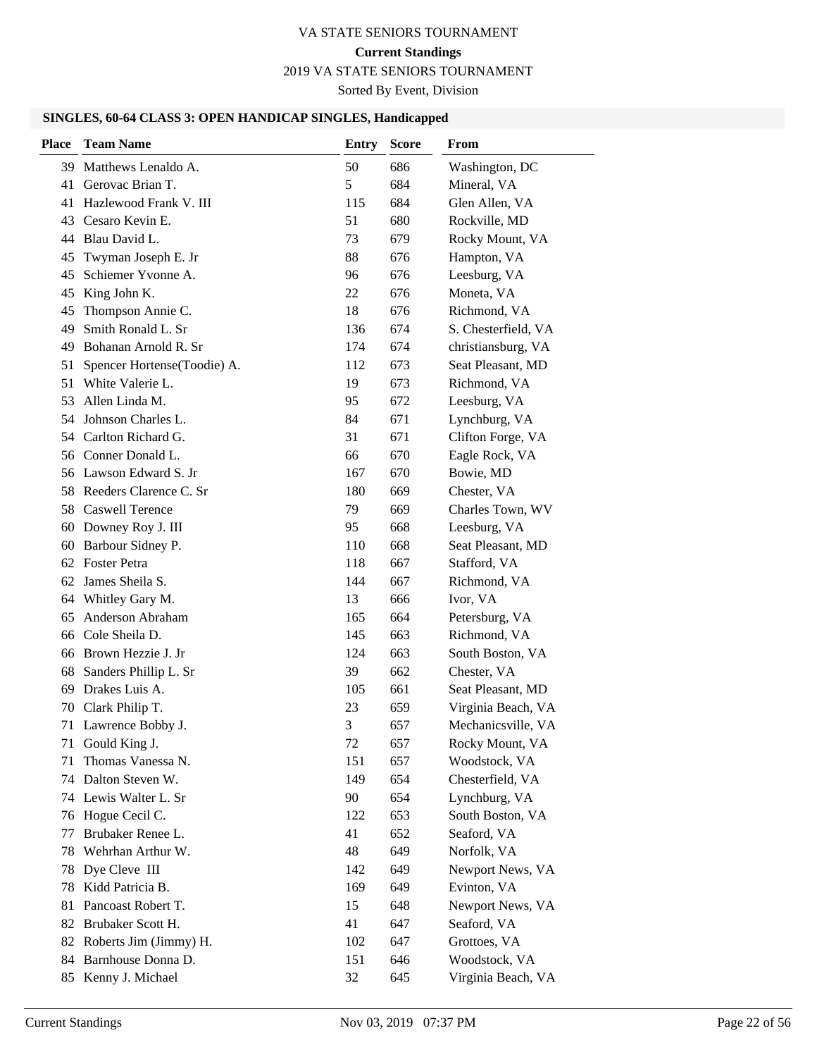VA STATE SENIORS TOURNAMENT

**Current Standings**

2019 VA STATE SENIORS TOURNAMENT

Sorted By Event, Division

### SINGLES, 60-64 CLASS 3: OPEN HANDICAP SINGLES, Handicapped

| Place | Team Name | Entry | Score | From |
|---|---|---|---|---|
| 39 | Matthews Lenaldo A. | 50 | 686 | Washington, DC |
| 41 | Gerovac Brian T. | 5 | 684 | Mineral, VA |
| 41 | Hazlewood Frank V. III | 115 | 684 | Glen Allen, VA |
| 43 | Cesaro Kevin E. | 51 | 680 | Rockville, MD |
| 44 | Blau David L. | 73 | 679 | Rocky Mount, VA |
| 45 | Twyman Joseph E. Jr | 88 | 676 | Hampton, VA |
| 45 | Schiemer Yvonne A. | 96 | 676 | Leesburg, VA |
| 45 | King John K. | 22 | 676 | Moneta, VA |
| 45 | Thompson Annie C. | 18 | 676 | Richmond, VA |
| 49 | Smith Ronald L. Sr | 136 | 674 | S. Chesterfield, VA |
| 49 | Bohanan Arnold R. Sr | 174 | 674 | christiansburg, VA |
| 51 | Spencer Hortense(Toodie) A. | 112 | 673 | Seat Pleasant, MD |
| 51 | White Valerie L. | 19 | 673 | Richmond, VA |
| 53 | Allen Linda M. | 95 | 672 | Leesburg, VA |
| 54 | Johnson Charles L. | 84 | 671 | Lynchburg, VA |
| 54 | Carlton Richard G. | 31 | 671 | Clifton Forge, VA |
| 56 | Conner Donald L. | 66 | 670 | Eagle Rock, VA |
| 56 | Lawson Edward S. Jr | 167 | 670 | Bowie, MD |
| 58 | Reeders Clarence C. Sr | 180 | 669 | Chester, VA |
| 58 | Caswell Terence | 79 | 669 | Charles Town, WV |
| 60 | Downey Roy J. III | 95 | 668 | Leesburg, VA |
| 60 | Barbour Sidney P. | 110 | 668 | Seat Pleasant, MD |
| 62 | Foster Petra | 118 | 667 | Stafford, VA |
| 62 | James Sheila S. | 144 | 667 | Richmond, VA |
| 64 | Whitley Gary M. | 13 | 666 | Ivor, VA |
| 65 | Anderson Abraham | 165 | 664 | Petersburg, VA |
| 66 | Cole Sheila D. | 145 | 663 | Richmond, VA |
| 66 | Brown Hezzie J. Jr | 124 | 663 | South Boston, VA |
| 68 | Sanders Phillip L. Sr | 39 | 662 | Chester, VA |
| 69 | Drakes Luis A. | 105 | 661 | Seat Pleasant, MD |
| 70 | Clark Philip T. | 23 | 659 | Virginia Beach, VA |
| 71 | Lawrence Bobby J. | 3 | 657 | Mechanicsville, VA |
| 71 | Gould King J. | 72 | 657 | Rocky Mount, VA |
| 71 | Thomas Vanessa N. | 151 | 657 | Woodstock, VA |
| 74 | Dalton Steven W. | 149 | 654 | Chesterfield, VA |
| 74 | Lewis Walter L. Sr | 90 | 654 | Lynchburg, VA |
| 76 | Hogue Cecil C. | 122 | 653 | South Boston, VA |
| 77 | Brubaker Renee L. | 41 | 652 | Seaford, VA |
| 78 | Wehrhan Arthur W. | 48 | 649 | Norfolk, VA |
| 78 | Dye Cleve III | 142 | 649 | Newport News, VA |
| 78 | Kidd Patricia B. | 169 | 649 | Evinton, VA |
| 81 | Pancoast Robert T. | 15 | 648 | Newport News, VA |
| 82 | Brubaker Scott H. | 41 | 647 | Seaford, VA |
| 82 | Roberts Jim (Jimmy) H. | 102 | 647 | Grottoes, VA |
| 84 | Barnhouse Donna D. | 151 | 646 | Woodstock, VA |
| 85 | Kenny J. Michael | 32 | 645 | Virginia Beach, VA |

Current Standings Nov 03, 2019 07:37 PM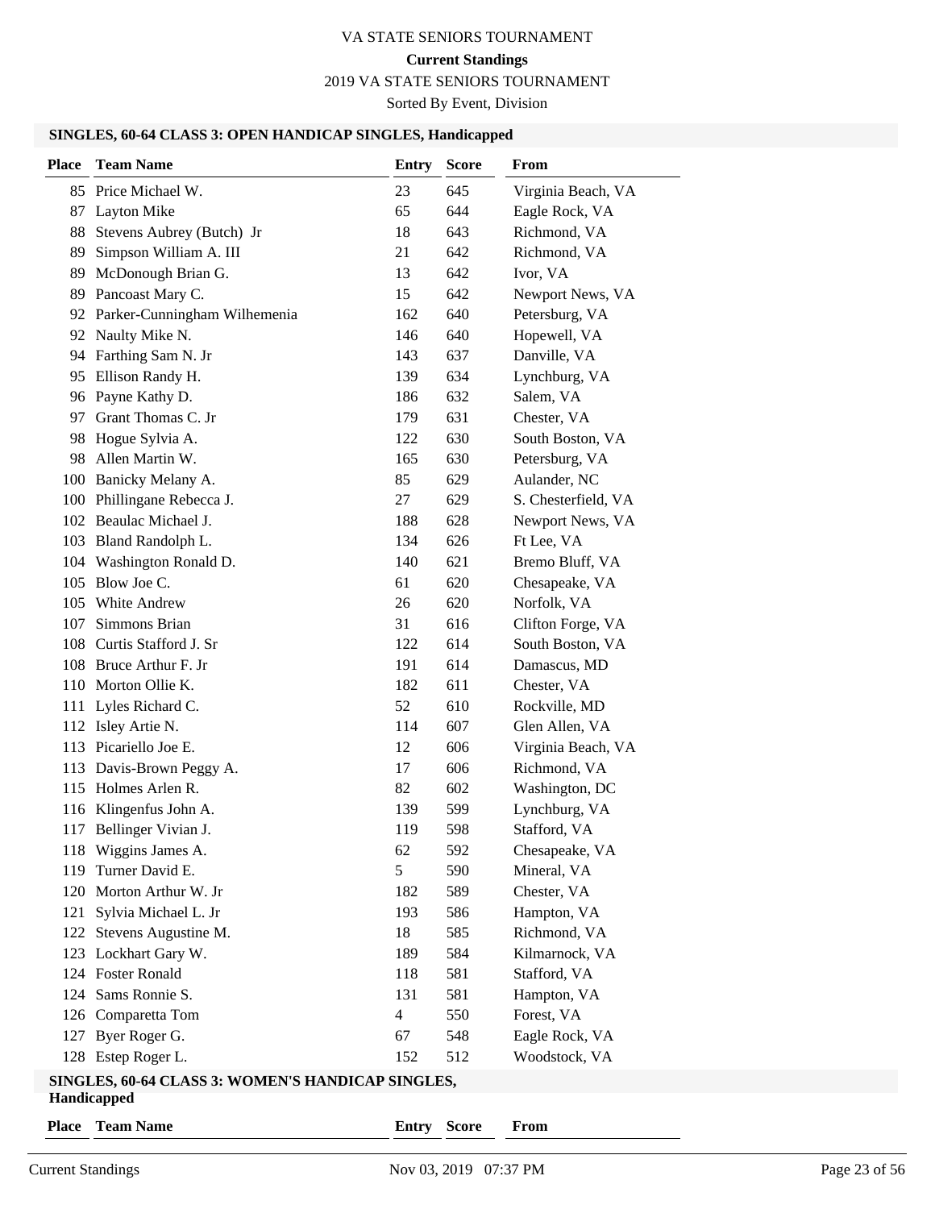VA STATE SENIORS TOURNAMENT

**Current Standings**

2019 VA STATE SENIORS TOURNAMENT

Sorted By Event, Division

### SINGLES, 60-64 CLASS 3: OPEN HANDICAP SINGLES, Handicapped

| Place | Team Name | Entry | Score | From |
|---|---|---|---|---|
| 85 | Price Michael W. | 23 | 645 | Virginia Beach, VA |
| 87 | Layton Mike | 65 | 644 | Eagle Rock, VA |
| 88 | Stevens Aubrey (Butch) Jr | 18 | 643 | Richmond, VA |
| 89 | Simpson William A. III | 21 | 642 | Richmond, VA |
| 89 | McDonough Brian G. | 13 | 642 | Ivor, VA |
| 89 | Pancoast Mary C. | 15 | 642 | Newport News, VA |
| 92 | Parker-Cunningham Wilhemenia | 162 | 640 | Petersburg, VA |
| 92 | Naulty Mike N. | 146 | 640 | Hopewell, VA |
| 94 | Farthing Sam N. Jr | 143 | 637 | Danville, VA |
| 95 | Ellison Randy H. | 139 | 634 | Lynchburg, VA |
| 96 | Payne Kathy D. | 186 | 632 | Salem, VA |
| 97 | Grant Thomas C. Jr | 179 | 631 | Chester, VA |
| 98 | Hogue Sylvia A. | 122 | 630 | South Boston, VA |
| 98 | Allen Martin W. | 165 | 630 | Petersburg, VA |
| 100 | Banicky Melany A. | 85 | 629 | Aulander, NC |
| 100 | Phillingane Rebecca J. | 27 | 629 | S. Chesterfield, VA |
| 102 | Beaulac Michael J. | 188 | 628 | Newport News, VA |
| 103 | Bland Randolph L. | 134 | 626 | Ft Lee, VA |
| 104 | Washington Ronald D. | 140 | 621 | Bremo Bluff, VA |
| 105 | Blow Joe C. | 61 | 620 | Chesapeake, VA |
| 105 | White Andrew | 26 | 620 | Norfolk, VA |
| 107 | Simmons Brian | 31 | 616 | Clifton Forge, VA |
| 108 | Curtis Stafford J. Sr | 122 | 614 | South Boston, VA |
| 108 | Bruce Arthur F. Jr | 191 | 614 | Damascus, MD |
| 110 | Morton Ollie K. | 182 | 611 | Chester, VA |
| 111 | Lyles Richard C. | 52 | 610 | Rockville, MD |
| 112 | Isley Artie N. | 114 | 607 | Glen Allen, VA |
| 113 | Picariello Joe E. | 12 | 606 | Virginia Beach, VA |
| 113 | Davis-Brown Peggy A. | 17 | 606 | Richmond, VA |
| 115 | Holmes Arlen R. | 82 | 602 | Washington, DC |
| 116 | Klingenfus John A. | 139 | 599 | Lynchburg, VA |
| 117 | Bellinger Vivian J. | 119 | 598 | Stafford, VA |
| 118 | Wiggins James A. | 62 | 592 | Chesapeake, VA |
| 119 | Turner David E. | 5 | 590 | Mineral, VA |
| 120 | Morton Arthur W. Jr | 182 | 589 | Chester, VA |
| 121 | Sylvia Michael L. Jr | 193 | 586 | Hampton, VA |
| 122 | Stevens Augustine M. | 18 | 585 | Richmond, VA |
| 123 | Lockhart Gary W. | 189 | 584 | Kilmarnock, VA |
| 124 | Foster Ronald | 118 | 581 | Stafford, VA |
| 124 | Sams Ronnie S. | 131 | 581 | Hampton, VA |
| 126 | Comparetta Tom | 4 | 550 | Forest, VA |
| 127 | Byer Roger G. | 67 | 548 | Eagle Rock, VA |
| 128 | Estep Roger L. | 152 | 512 | Woodstock, VA |

### SINGLES, 60-64 CLASS 3: WOMEN'S HANDICAP SINGLES, Handicapped

| Place | Team Name | Entry | Score | From |
|---|---|---|---|---|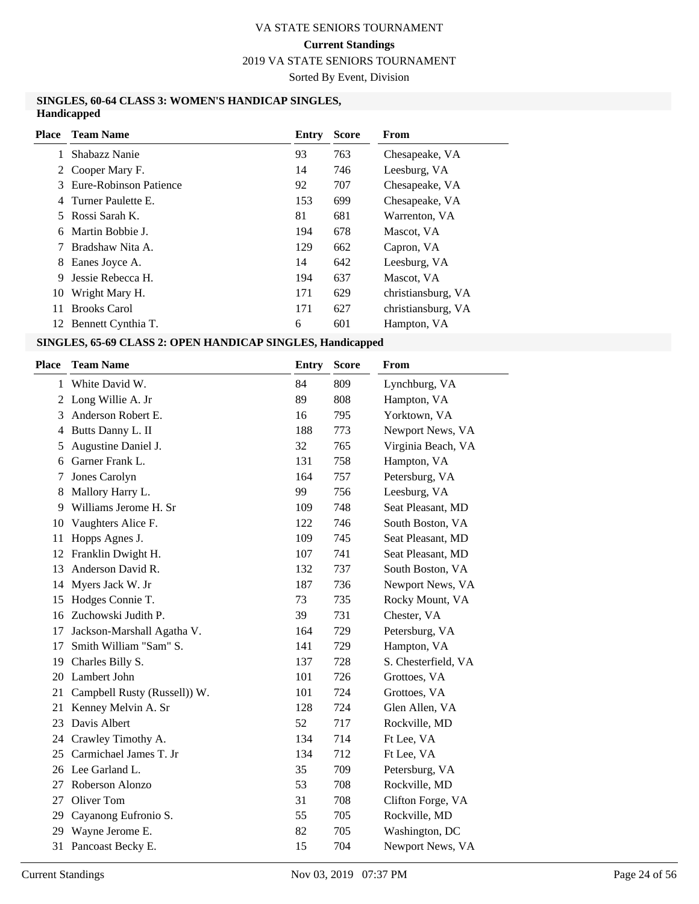VA STATE SENIORS TOURNAMENT

**Current Standings**

2019 VA STATE SENIORS TOURNAMENT

Sorted By Event, Division

### SINGLES, 60-64 CLASS 3: WOMEN'S HANDICAP SINGLES, Handicapped

| Place | Team Name | Entry | Score | From |
|---|---|---|---|---|
| 1 | Shabazz Nanie | 93 | 763 | Chesapeake, VA |
| 2 | Cooper Mary F. | 14 | 746 | Leesburg, VA |
| 3 | Eure-Robinson Patience | 92 | 707 | Chesapeake, VA |
| 4 | Turner Paulette E. | 153 | 699 | Chesapeake, VA |
| 5 | Rossi Sarah K. | 81 | 681 | Warrenton, VA |
| 6 | Martin Bobbie J. | 194 | 678 | Mascot, VA |
| 7 | Bradshaw Nita A. | 129 | 662 | Capron, VA |
| 8 | Eanes Joyce A. | 14 | 642 | Leesburg, VA |
| 9 | Jessie Rebecca H. | 194 | 637 | Mascot, VA |
| 10 | Wright Mary H. | 171 | 629 | christiansburg, VA |
| 11 | Brooks Carol | 171 | 627 | christiansburg, VA |
| 12 | Bennett Cynthia T. | 6 | 601 | Hampton, VA |

### SINGLES, 65-69 CLASS 2: OPEN HANDICAP SINGLES, Handicapped

| Place | Team Name | Entry | Score | From |
|---|---|---|---|---|
| 1 | White David W. | 84 | 809 | Lynchburg, VA |
| 2 | Long Willie A. Jr | 89 | 808 | Hampton, VA |
| 3 | Anderson Robert E. | 16 | 795 | Yorktown, VA |
| 4 | Butts Danny L. II | 188 | 773 | Newport News, VA |
| 5 | Augustine Daniel J. | 32 | 765 | Virginia Beach, VA |
| 6 | Garner Frank L. | 131 | 758 | Hampton, VA |
| 7 | Jones Carolyn | 164 | 757 | Petersburg, VA |
| 8 | Mallory Harry L. | 99 | 756 | Leesburg, VA |
| 9 | Williams Jerome H. Sr | 109 | 748 | Seat Pleasant, MD |
| 10 | Vaughters Alice F. | 122 | 746 | South Boston, VA |
| 11 | Hopps Agnes J. | 109 | 745 | Seat Pleasant, MD |
| 12 | Franklin Dwight H. | 107 | 741 | Seat Pleasant, MD |
| 13 | Anderson David R. | 132 | 737 | South Boston, VA |
| 14 | Myers Jack W. Jr | 187 | 736 | Newport News, VA |
| 15 | Hodges Connie T. | 73 | 735 | Rocky Mount, VA |
| 16 | Zuchowski Judith P. | 39 | 731 | Chester, VA |
| 17 | Jackson-Marshall Agatha V. | 164 | 729 | Petersburg, VA |
| 17 | Smith William "Sam" S. | 141 | 729 | Hampton, VA |
| 19 | Charles Billy S. | 137 | 728 | S. Chesterfield, VA |
| 20 | Lambert John | 101 | 726 | Grottoes, VA |
| 21 | Campbell Rusty (Russell)) W. | 101 | 724 | Grottoes, VA |
| 21 | Kenney Melvin A. Sr | 128 | 724 | Glen Allen, VA |
| 23 | Davis Albert | 52 | 717 | Rockville, MD |
| 24 | Crawley Timothy A. | 134 | 714 | Ft Lee, VA |
| 25 | Carmichael James T. Jr | 134 | 712 | Ft Lee, VA |
| 26 | Lee Garland L. | 35 | 709 | Petersburg, VA |
| 27 | Roberson Alonzo | 53 | 708 | Rockville, MD |
| 27 | Oliver Tom | 31 | 708 | Clifton Forge, VA |
| 29 | Cayanong Eufronio S. | 55 | 705 | Rockville, MD |
| 29 | Wayne Jerome E. | 82 | 705 | Washington, DC |
| 31 | Pancoast Becky E. | 15 | 704 | Newport News, VA |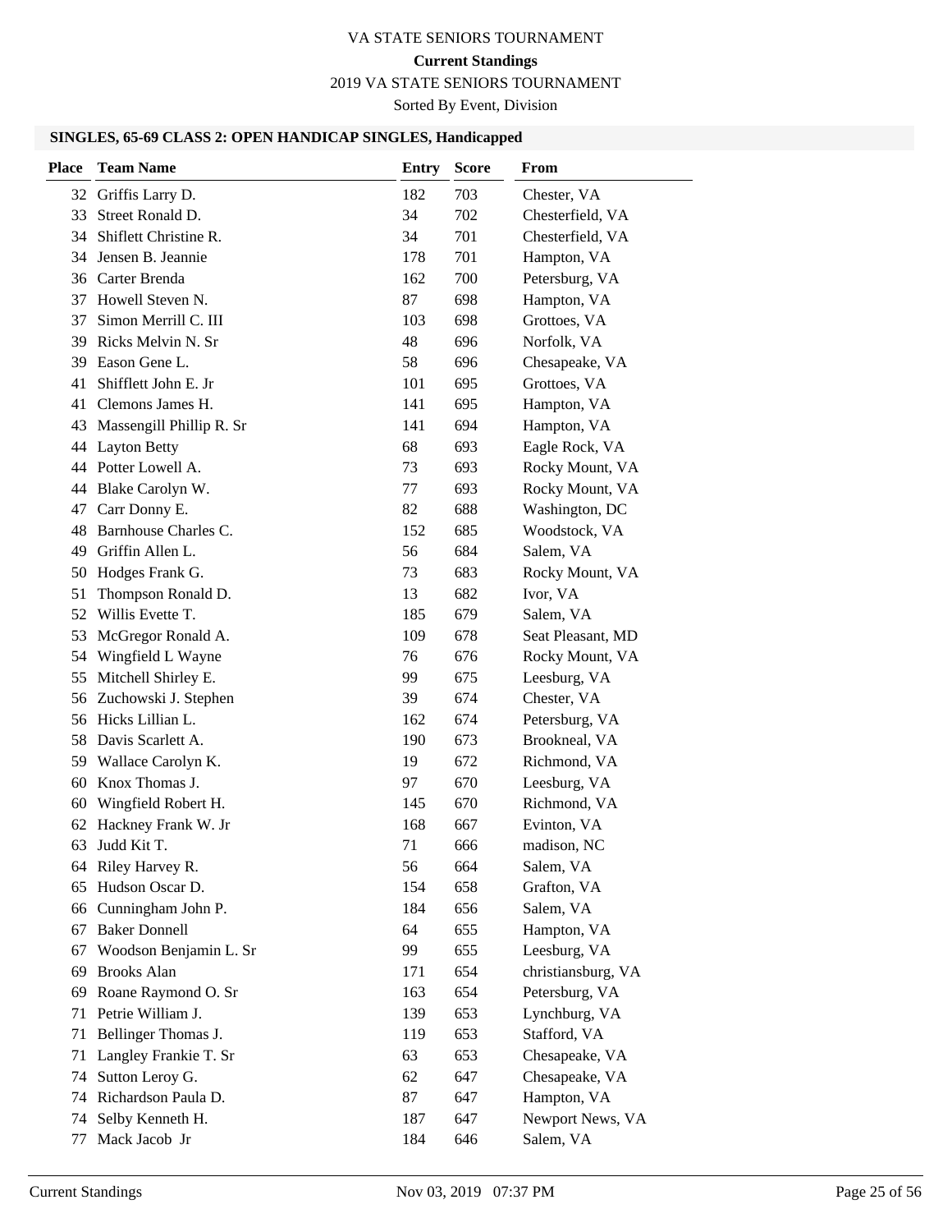# VA STATE SENIORS TOURNAMENT

**Current Standings**

2019 VA STATE SENIORS TOURNAMENT

Sorted By Event, Division

### SINGLES, 65-69 CLASS 2: OPEN HANDICAP SINGLES, Handicapped

| Place | Team Name | Entry | Score | From |
|---|---|---|---|---|
| 32 | Griffis Larry D. | 182 | 703 | Chester, VA |
| 33 | Street Ronald D. | 34 | 702 | Chesterfield, VA |
| 34 | Shiflett Christine R. | 34 | 701 | Chesterfield, VA |
| 34 | Jensen B. Jeannie | 178 | 701 | Hampton, VA |
| 36 | Carter Brenda | 162 | 700 | Petersburg, VA |
| 37 | Howell Steven N. | 87 | 698 | Hampton, VA |
| 37 | Simon Merrill C. III | 103 | 698 | Grottoes, VA |
| 39 | Ricks Melvin N. Sr | 48 | 696 | Norfolk, VA |
| 39 | Eason Gene L. | 58 | 696 | Chesapeake, VA |
| 41 | Shifflett John E. Jr | 101 | 695 | Grottoes, VA |
| 41 | Clemons James H. | 141 | 695 | Hampton, VA |
| 43 | Massengill Phillip R. Sr | 141 | 694 | Hampton, VA |
| 44 | Layton Betty | 68 | 693 | Eagle Rock, VA |
| 44 | Potter Lowell A. | 73 | 693 | Rocky Mount, VA |
| 44 | Blake Carolyn W. | 77 | 693 | Rocky Mount, VA |
| 47 | Carr Donny E. | 82 | 688 | Washington, DC |
| 48 | Barnhouse Charles C. | 152 | 685 | Woodstock, VA |
| 49 | Griffin Allen L. | 56 | 684 | Salem, VA |
| 50 | Hodges Frank G. | 73 | 683 | Rocky Mount, VA |
| 51 | Thompson Ronald D. | 13 | 682 | Ivor, VA |
| 52 | Willis Evette T. | 185 | 679 | Salem, VA |
| 53 | McGregor Ronald A. | 109 | 678 | Seat Pleasant, MD |
| 54 | Wingfield L Wayne | 76 | 676 | Rocky Mount, VA |
| 55 | Mitchell Shirley E. | 99 | 675 | Leesburg, VA |
| 56 | Zuchowski J. Stephen | 39 | 674 | Chester, VA |
| 56 | Hicks Lillian L. | 162 | 674 | Petersburg, VA |
| 58 | Davis Scarlett A. | 190 | 673 | Brookneal, VA |
| 59 | Wallace Carolyn K. | 19 | 672 | Richmond, VA |
| 60 | Knox Thomas J. | 97 | 670 | Leesburg, VA |
| 60 | Wingfield Robert H. | 145 | 670 | Richmond, VA |
| 62 | Hackney Frank W. Jr | 168 | 667 | Evinton, VA |
| 63 | Judd Kit T. | 71 | 666 | madison, NC |
| 64 | Riley Harvey R. | 56 | 664 | Salem, VA |
| 65 | Hudson Oscar D. | 154 | 658 | Grafton, VA |
| 66 | Cunningham John P. | 184 | 656 | Salem, VA |
| 67 | Baker Donnell | 64 | 655 | Hampton, VA |
| 67 | Woodson Benjamin L. Sr | 99 | 655 | Leesburg, VA |
| 69 | Brooks Alan | 171 | 654 | christiansburg, VA |
| 69 | Roane Raymond O. Sr | 163 | 654 | Petersburg, VA |
| 71 | Petrie William J. | 139 | 653 | Lynchburg, VA |
| 71 | Bellinger Thomas J. | 119 | 653 | Stafford, VA |
| 71 | Langley Frankie T. Sr | 63 | 653 | Chesapeake, VA |
| 74 | Sutton Leroy G. | 62 | 647 | Chesapeake, VA |
| 74 | Richardson Paula D. | 87 | 647 | Hampton, VA |
| 74 | Selby Kenneth H. | 187 | 647 | Newport News, VA |
| 77 | Mack Jacob Jr | 184 | 646 | Salem, VA |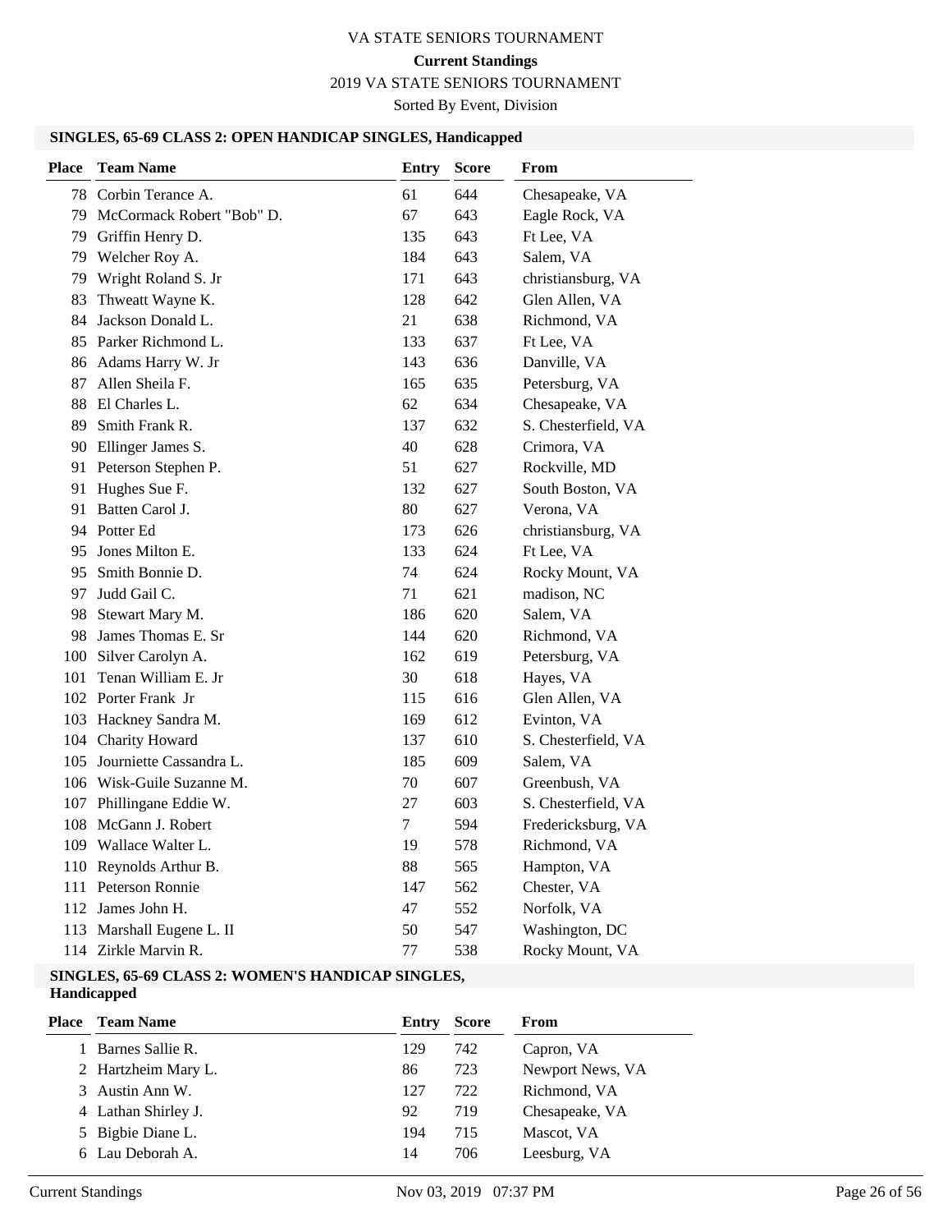# VA STATE SENIORS TOURNAMENT

**Current Standings**

2019 VA STATE SENIORS TOURNAMENT

Sorted By Event, Division

### SINGLES, 65-69 CLASS 2: OPEN HANDICAP SINGLES, Handicapped

| Place | Team Name | Entry | Score | From |
|---|---|---|---|---|
| 78 | Corbin Terance A. | 61 | 644 | Chesapeake, VA |
| 79 | McCormack Robert "Bob" D. | 67 | 643 | Eagle Rock, VA |
| 79 | Griffin Henry D. | 135 | 643 | Ft Lee, VA |
| 79 | Welcher Roy A. | 184 | 643 | Salem, VA |
| 79 | Wright Roland S. Jr | 171 | 643 | christiansburg, VA |
| 83 | Thweatt Wayne K. | 128 | 642 | Glen Allen, VA |
| 84 | Jackson Donald L. | 21 | 638 | Richmond, VA |
| 85 | Parker Richmond L. | 133 | 637 | Ft Lee, VA |
| 86 | Adams Harry W. Jr | 143 | 636 | Danville, VA |
| 87 | Allen Sheila F. | 165 | 635 | Petersburg, VA |
| 88 | El Charles L. | 62 | 634 | Chesapeake, VA |
| 89 | Smith Frank R. | 137 | 632 | S. Chesterfield, VA |
| 90 | Ellinger James S. | 40 | 628 | Crimora, VA |
| 91 | Peterson Stephen P. | 51 | 627 | Rockville, MD |
| 91 | Hughes Sue F. | 132 | 627 | South Boston, VA |
| 91 | Batten Carol J. | 80 | 627 | Verona, VA |
| 94 | Potter Ed | 173 | 626 | christiansburg, VA |
| 95 | Jones Milton E. | 133 | 624 | Ft Lee, VA |
| 95 | Smith Bonnie D. | 74 | 624 | Rocky Mount, VA |
| 97 | Judd Gail C. | 71 | 621 | madison, NC |
| 98 | Stewart Mary M. | 186 | 620 | Salem, VA |
| 98 | James Thomas E. Sr | 144 | 620 | Richmond, VA |
| 100 | Silver Carolyn A. | 162 | 619 | Petersburg, VA |
| 101 | Tenan William E. Jr | 30 | 618 | Hayes, VA |
| 102 | Porter Frank Jr | 115 | 616 | Glen Allen, VA |
| 103 | Hackney Sandra M. | 169 | 612 | Evinton, VA |
| 104 | Charity Howard | 137 | 610 | S. Chesterfield, VA |
| 105 | Journiette Cassandra L. | 185 | 609 | Salem, VA |
| 106 | Wisk-Guile Suzanne M. | 70 | 607 | Greenbush, VA |
| 107 | Phillingane Eddie W. | 27 | 603 | S. Chesterfield, VA |
| 108 | McGann J. Robert | 7 | 594 | Fredericksburg, VA |
| 109 | Wallace Walter L. | 19 | 578 | Richmond, VA |
| 110 | Reynolds Arthur B. | 88 | 565 | Hampton, VA |
| 111 | Peterson Ronnie | 147 | 562 | Chester, VA |
| 112 | James John H. | 47 | 552 | Norfolk, VA |
| 113 | Marshall Eugene L. II | 50 | 547 | Washington, DC |
| 114 | Zirkle Marvin R. | 77 | 538 | Rocky Mount, VA |

### SINGLES, 65-69 CLASS 2: WOMEN'S HANDICAP SINGLES, Handicapped

| Place | Team Name | Entry | Score | From |
|---|---|---|---|---|
| 1 | Barnes Sallie R. | 129 | 742 | Capron, VA |
| 2 | Hartzheim Mary L. | 86 | 723 | Newport News, VA |
| 3 | Austin Ann W. | 127 | 722 | Richmond, VA |
| 4 | Lathan Shirley J. | 92 | 719 | Chesapeake, VA |
| 5 | Bigbie Diane L. | 194 | 715 | Mascot, VA |
| 6 | Lau Deborah A. | 14 | 706 | Leesburg, VA |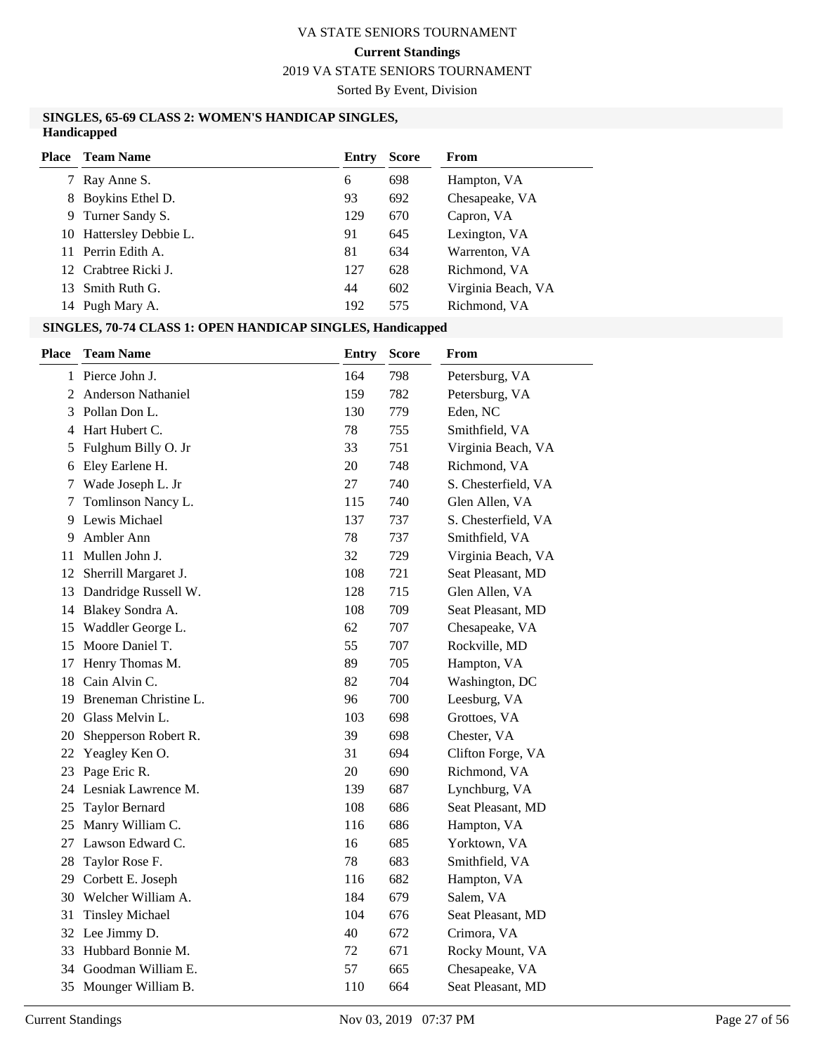# VA STATE SENIORS TOURNAMENT

**Current Standings**

2019 VA STATE SENIORS TOURNAMENT

Sorted By Event, Division

### SINGLES, 65-69 CLASS 2: WOMEN'S HANDICAP SINGLES, Handicapped

| Place | Team Name | Entry | Score | From |
|---|---|---|---|---|
| 7 | Ray Anne S. | 6 | 698 | Hampton, VA |
| 8 | Boykins Ethel D. | 93 | 692 | Chesapeake, VA |
| 9 | Turner Sandy S. | 129 | 670 | Capron, VA |
| 10 | Hattersley Debbie L. | 91 | 645 | Lexington, VA |
| 11 | Perrin Edith A. | 81 | 634 | Warrenton, VA |
| 12 | Crabtree Ricki J. | 127 | 628 | Richmond, VA |
| 13 | Smith Ruth G. | 44 | 602 | Virginia Beach, VA |
| 14 | Pugh Mary A. | 192 | 575 | Richmond, VA |

### SINGLES, 70-74 CLASS 1: OPEN HANDICAP SINGLES, Handicapped

| Place | Team Name | Entry | Score | From |
|---|---|---|---|---|
| 1 | Pierce John J. | 164 | 798 | Petersburg, VA |
| 2 | Anderson Nathaniel | 159 | 782 | Petersburg, VA |
| 3 | Pollan Don L. | 130 | 779 | Eden, NC |
| 4 | Hart Hubert C. | 78 | 755 | Smithfield, VA |
| 5 | Fulghum Billy O. Jr | 33 | 751 | Virginia Beach, VA |
| 6 | Eley Earlene H. | 20 | 748 | Richmond, VA |
| 7 | Wade Joseph L. Jr | 27 | 740 | S. Chesterfield, VA |
| 7 | Tomlinson Nancy L. | 115 | 740 | Glen Allen, VA |
| 9 | Lewis Michael | 137 | 737 | S. Chesterfield, VA |
| 9 | Ambler Ann | 78 | 737 | Smithfield, VA |
| 11 | Mullen John J. | 32 | 729 | Virginia Beach, VA |
| 12 | Sherrill Margaret J. | 108 | 721 | Seat Pleasant, MD |
| 13 | Dandridge Russell W. | 128 | 715 | Glen Allen, VA |
| 14 | Blakey Sondra A. | 108 | 709 | Seat Pleasant, MD |
| 15 | Waddler George L. | 62 | 707 | Chesapeake, VA |
| 15 | Moore Daniel T. | 55 | 707 | Rockville, MD |
| 17 | Henry Thomas M. | 89 | 705 | Hampton, VA |
| 18 | Cain Alvin C. | 82 | 704 | Washington, DC |
| 19 | Breneman Christine L. | 96 | 700 | Leesburg, VA |
| 20 | Glass Melvin L. | 103 | 698 | Grottoes, VA |
| 20 | Shepperson Robert R. | 39 | 698 | Chester, VA |
| 22 | Yeagley Ken O. | 31 | 694 | Clifton Forge, VA |
| 23 | Page Eric R. | 20 | 690 | Richmond, VA |
| 24 | Lesniak Lawrence M. | 139 | 687 | Lynchburg, VA |
| 25 | Taylor Bernard | 108 | 686 | Seat Pleasant, MD |
| 25 | Manry William C. | 116 | 686 | Hampton, VA |
| 27 | Lawson Edward C. | 16 | 685 | Yorktown, VA |
| 28 | Taylor Rose F. | 78 | 683 | Smithfield, VA |
| 29 | Corbett E. Joseph | 116 | 682 | Hampton, VA |
| 30 | Welcher William A. | 184 | 679 | Salem, VA |
| 31 | Tinsley Michael | 104 | 676 | Seat Pleasant, MD |
| 32 | Lee Jimmy D. | 40 | 672 | Crimora, VA |
| 33 | Hubbard Bonnie M. | 72 | 671 | Rocky Mount, VA |
| 34 | Goodman William E. | 57 | 665 | Chesapeake, VA |
| 35 | Mounger William B. | 110 | 664 | Seat Pleasant, MD |

Current Standings Nov 03, 2019 07:37 PM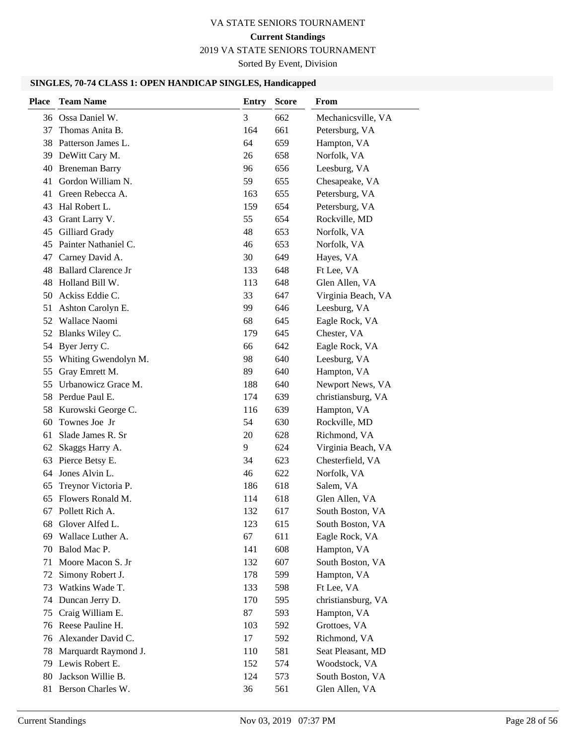VA STATE SENIORS TOURNAMENT

**Current Standings**

2019 VA STATE SENIORS TOURNAMENT

Sorted By Event, Division

### SINGLES, 70-74 CLASS 1: OPEN HANDICAP SINGLES, Handicapped

| Place | Team Name | Entry | Score | From |
|---|---|---|---|---|
| 36 | Ossa Daniel W. | 3 | 662 | Mechanicsville, VA |
| 37 | Thomas Anita B. | 164 | 661 | Petersburg, VA |
| 38 | Patterson James L. | 64 | 659 | Hampton, VA |
| 39 | DeWitt Cary M. | 26 | 658 | Norfolk, VA |
| 40 | Breneman Barry | 96 | 656 | Leesburg, VA |
| 41 | Gordon William N. | 59 | 655 | Chesapeake, VA |
| 41 | Green Rebecca A. | 163 | 655 | Petersburg, VA |
| 43 | Hal Robert L. | 159 | 654 | Petersburg, VA |
| 43 | Grant Larry V. | 55 | 654 | Rockville, MD |
| 45 | Gilliard Grady | 48 | 653 | Norfolk, VA |
| 45 | Painter Nathaniel C. | 46 | 653 | Norfolk, VA |
| 47 | Carney David A. | 30 | 649 | Hayes, VA |
| 48 | Ballard Clarence Jr | 133 | 648 | Ft Lee, VA |
| 48 | Holland Bill W. | 113 | 648 | Glen Allen, VA |
| 50 | Ackiss Eddie C. | 33 | 647 | Virginia Beach, VA |
| 51 | Ashton Carolyn E. | 99 | 646 | Leesburg, VA |
| 52 | Wallace Naomi | 68 | 645 | Eagle Rock, VA |
| 52 | Blanks Wiley C. | 179 | 645 | Chester, VA |
| 54 | Byer Jerry C. | 66 | 642 | Eagle Rock, VA |
| 55 | Whiting Gwendolyn M. | 98 | 640 | Leesburg, VA |
| 55 | Gray Emrett M. | 89 | 640 | Hampton, VA |
| 55 | Urbanowicz Grace M. | 188 | 640 | Newport News, VA |
| 58 | Perdue Paul E. | 174 | 639 | christiansburg, VA |
| 58 | Kurowski George C. | 116 | 639 | Hampton, VA |
| 60 | Townes Joe Jr | 54 | 630 | Rockville, MD |
| 61 | Slade James R. Sr | 20 | 628 | Richmond, VA |
| 62 | Skaggs Harry A. | 9 | 624 | Virginia Beach, VA |
| 63 | Pierce Betsy E. | 34 | 623 | Chesterfield, VA |
| 64 | Jones Alvin L. | 46 | 622 | Norfolk, VA |
| 65 | Treynor Victoria P. | 186 | 618 | Salem, VA |
| 65 | Flowers Ronald M. | 114 | 618 | Glen Allen, VA |
| 67 | Pollett Rich A. | 132 | 617 | South Boston, VA |
| 68 | Glover Alfed L. | 123 | 615 | South Boston, VA |
| 69 | Wallace Luther A. | 67 | 611 | Eagle Rock, VA |
| 70 | Balod Mac P. | 141 | 608 | Hampton, VA |
| 71 | Moore Macon S. Jr | 132 | 607 | South Boston, VA |
| 72 | Simony Robert J. | 178 | 599 | Hampton, VA |
| 73 | Watkins Wade T. | 133 | 598 | Ft Lee, VA |
| 74 | Duncan Jerry D. | 170 | 595 | christiansburg, VA |
| 75 | Craig William E. | 87 | 593 | Hampton, VA |
| 76 | Reese Pauline H. | 103 | 592 | Grottoes, VA |
| 76 | Alexander David C. | 17 | 592 | Richmond, VA |
| 78 | Marquardt Raymond J. | 110 | 581 | Seat Pleasant, MD |
| 79 | Lewis Robert E. | 152 | 574 | Woodstock, VA |
| 80 | Jackson Willie B. | 124 | 573 | South Boston, VA |
| 81 | Berson Charles W. | 36 | 561 | Glen Allen, VA |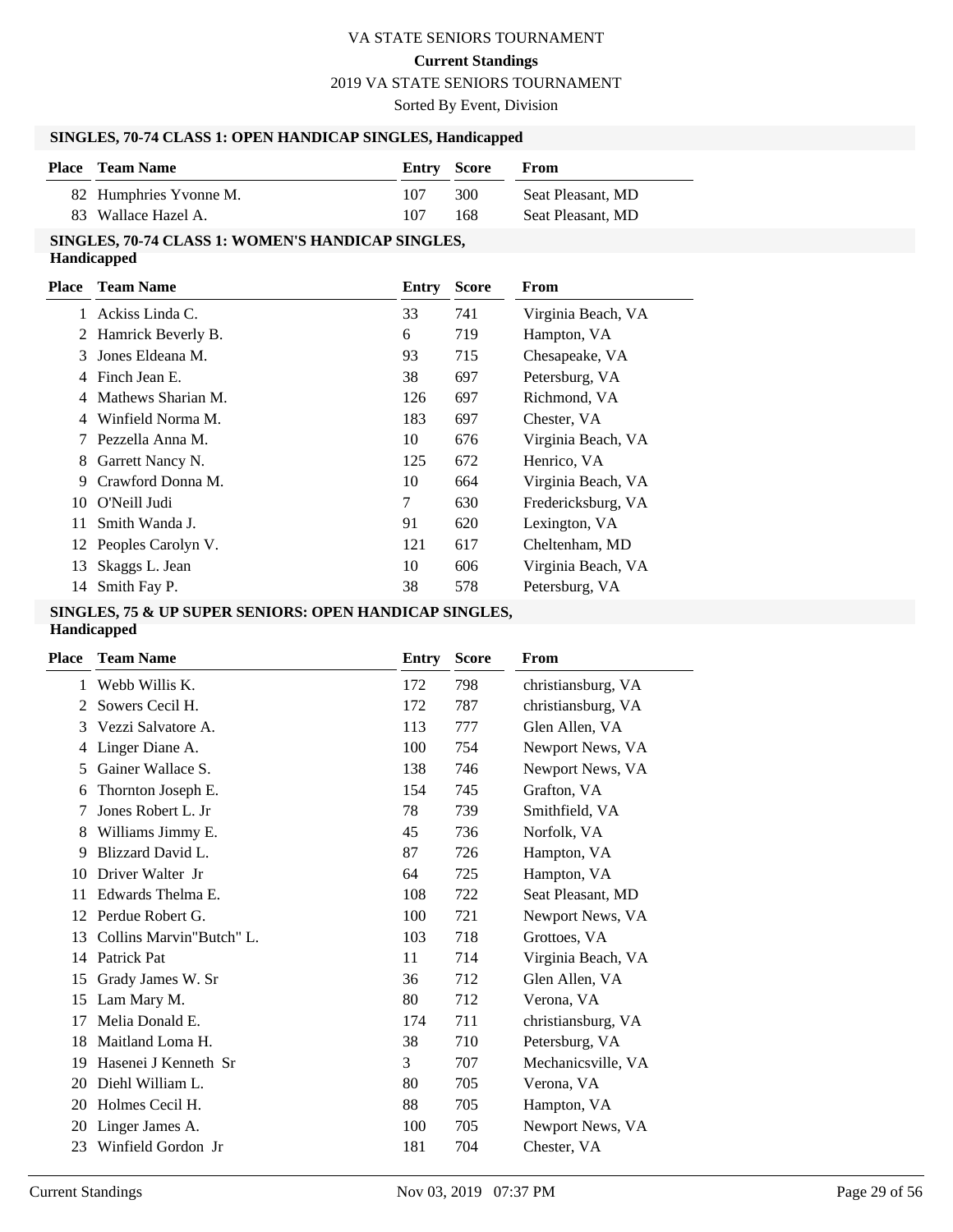VA STATE SENIORS TOURNAMENT

**Current Standings**

2019 VA STATE SENIORS TOURNAMENT

Sorted By Event, Division

### SINGLES, 70-74 CLASS 1: OPEN HANDICAP SINGLES, Handicapped

| Place | Team Name | Entry | Score | From |
|---|---|---|---|---|
| 82 | Humphries Yvonne M. | 107 | 300 | Seat Pleasant, MD |
| 83 | Wallace Hazel A. | 107 | 168 | Seat Pleasant, MD |

### SINGLES, 70-74 CLASS 1: WOMEN'S HANDICAP SINGLES, Handicapped

| Place | Team Name | Entry | Score | From |
|---|---|---|---|---|
| 1 | Ackiss Linda C. | 33 | 741 | Virginia Beach, VA |
| 2 | Hamrick Beverly B. | 6 | 719 | Hampton, VA |
| 3 | Jones Eldeana M. | 93 | 715 | Chesapeake, VA |
| 4 | Finch Jean E. | 38 | 697 | Petersburg, VA |
| 4 | Mathews Sharian M. | 126 | 697 | Richmond, VA |
| 4 | Winfield Norma M. | 183 | 697 | Chester, VA |
| 7 | Pezzella Anna M. | 10 | 676 | Virginia Beach, VA |
| 8 | Garrett Nancy N. | 125 | 672 | Henrico, VA |
| 9 | Crawford Donna M. | 10 | 664 | Virginia Beach, VA |
| 10 | O'Neill Judi | 7 | 630 | Fredericksburg, VA |
| 11 | Smith Wanda J. | 91 | 620 | Lexington, VA |
| 12 | Peoples Carolyn V. | 121 | 617 | Cheltenham, MD |
| 13 | Skaggs L. Jean | 10 | 606 | Virginia Beach, VA |
| 14 | Smith Fay P. | 38 | 578 | Petersburg, VA |

### SINGLES, 75 & UP SUPER SENIORS: OPEN HANDICAP SINGLES, Handicapped

| Place | Team Name | Entry | Score | From |
|---|---|---|---|---|
| 1 | Webb Willis K. | 172 | 798 | christiansburg, VA |
| 2 | Sowers Cecil H. | 172 | 787 | christiansburg, VA |
| 3 | Vezzi Salvatore A. | 113 | 777 | Glen Allen, VA |
| 4 | Linger Diane A. | 100 | 754 | Newport News, VA |
| 5 | Gainer Wallace S. | 138 | 746 | Newport News, VA |
| 6 | Thornton Joseph E. | 154 | 745 | Grafton, VA |
| 7 | Jones Robert L. Jr | 78 | 739 | Smithfield, VA |
| 8 | Williams Jimmy E. | 45 | 736 | Norfolk, VA |
| 9 | Blizzard David L. | 87 | 726 | Hampton, VA |
| 10 | Driver Walter Jr | 64 | 725 | Hampton, VA |
| 11 | Edwards Thelma E. | 108 | 722 | Seat Pleasant, MD |
| 12 | Perdue Robert G. | 100 | 721 | Newport News, VA |
| 13 | Collins Marvin"Butch" L. | 103 | 718 | Grottoes, VA |
| 14 | Patrick Pat | 11 | 714 | Virginia Beach, VA |
| 15 | Grady James W. Sr | 36 | 712 | Glen Allen, VA |
| 15 | Lam Mary M. | 80 | 712 | Verona, VA |
| 17 | Melia Donald E. | 174 | 711 | christiansburg, VA |
| 18 | Maitland Loma H. | 38 | 710 | Petersburg, VA |
| 19 | Hasenei J Kenneth Sr | 3 | 707 | Mechanicsville, VA |
| 20 | Diehl William L. | 80 | 705 | Verona, VA |
| 20 | Holmes Cecil H. | 88 | 705 | Hampton, VA |
| 20 | Linger James A. | 100 | 705 | Newport News, VA |
| 23 | Winfield Gordon Jr | 181 | 704 | Chester, VA |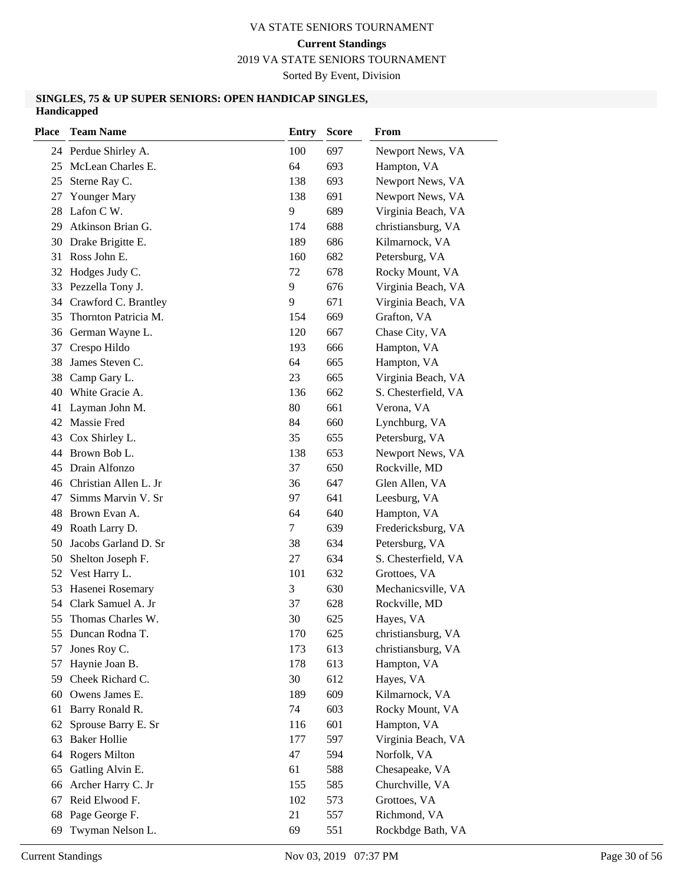# VA STATE SENIORS TOURNAMENT

**Current Standings**

2019 VA STATE SENIORS TOURNAMENT

Sorted By Event, Division

### SINGLES, 75 & UP SUPER SENIORS: OPEN HANDICAP SINGLES, Handicapped

| Place | Team Name | Entry | Score | From |
|---|---|---|---|---|
| 24 | Perdue Shirley A. | 100 | 697 | Newport News, VA |
| 25 | McLean Charles E. | 64 | 693 | Hampton, VA |
| 25 | Sterne Ray C. | 138 | 693 | Newport News, VA |
| 27 | Younger Mary | 138 | 691 | Newport News, VA |
| 28 | Lafon C W. | 9 | 689 | Virginia Beach, VA |
| 29 | Atkinson Brian G. | 174 | 688 | christiansburg, VA |
| 30 | Drake Brigitte E. | 189 | 686 | Kilmarnock, VA |
| 31 | Ross John E. | 160 | 682 | Petersburg, VA |
| 32 | Hodges Judy C. | 72 | 678 | Rocky Mount, VA |
| 33 | Pezzella Tony J. | 9 | 676 | Virginia Beach, VA |
| 34 | Crawford C. Brantley | 9 | 671 | Virginia Beach, VA |
| 35 | Thornton Patricia M. | 154 | 669 | Grafton, VA |
| 36 | German Wayne L. | 120 | 667 | Chase City, VA |
| 37 | Crespo Hildo | 193 | 666 | Hampton, VA |
| 38 | James Steven C. | 64 | 665 | Hampton, VA |
| 38 | Camp Gary L. | 23 | 665 | Virginia Beach, VA |
| 40 | White Gracie A. | 136 | 662 | S. Chesterfield, VA |
| 41 | Layman John M. | 80 | 661 | Verona, VA |
| 42 | Massie Fred | 84 | 660 | Lynchburg, VA |
| 43 | Cox Shirley L. | 35 | 655 | Petersburg, VA |
| 44 | Brown Bob L. | 138 | 653 | Newport News, VA |
| 45 | Drain Alfonzo | 37 | 650 | Rockville, MD |
| 46 | Christian Allen L. Jr | 36 | 647 | Glen Allen, VA |
| 47 | Simms Marvin V. Sr | 97 | 641 | Leesburg, VA |
| 48 | Brown Evan A. | 64 | 640 | Hampton, VA |
| 49 | Roath Larry D. | 7 | 639 | Fredericksburg, VA |
| 50 | Jacobs Garland D. Sr | 38 | 634 | Petersburg, VA |
| 50 | Shelton Joseph F. | 27 | 634 | S. Chesterfield, VA |
| 52 | Vest Harry L. | 101 | 632 | Grottoes, VA |
| 53 | Hasenei Rosemary | 3 | 630 | Mechanicsville, VA |
| 54 | Clark Samuel A. Jr | 37 | 628 | Rockville, MD |
| 55 | Thomas Charles W. | 30 | 625 | Hayes, VA |
| 55 | Duncan Rodna T. | 170 | 625 | christiansburg, VA |
| 57 | Jones Roy C. | 173 | 613 | christiansburg, VA |
| 57 | Haynie Joan B. | 178 | 613 | Hampton, VA |
| 59 | Cheek Richard C. | 30 | 612 | Hayes, VA |
| 60 | Owens James E. | 189 | 609 | Kilmarnock, VA |
| 61 | Barry Ronald R. | 74 | 603 | Rocky Mount, VA |
| 62 | Sprouse Barry E. Sr | 116 | 601 | Hampton, VA |
| 63 | Baker Hollie | 177 | 597 | Virginia Beach, VA |
| 64 | Rogers Milton | 47 | 594 | Norfolk, VA |
| 65 | Gatling Alvin E. | 61 | 588 | Chesapeake, VA |
| 66 | Archer Harry C. Jr | 155 | 585 | Churchville, VA |
| 67 | Reid Elwood F. | 102 | 573 | Grottoes, VA |
| 68 | Page George F. | 21 | 557 | Richmond, VA |
| 69 | Twyman Nelson L. | 69 | 551 | Rockbdge Bath, VA |

Current Standings Nov 03, 2019 07:37 PM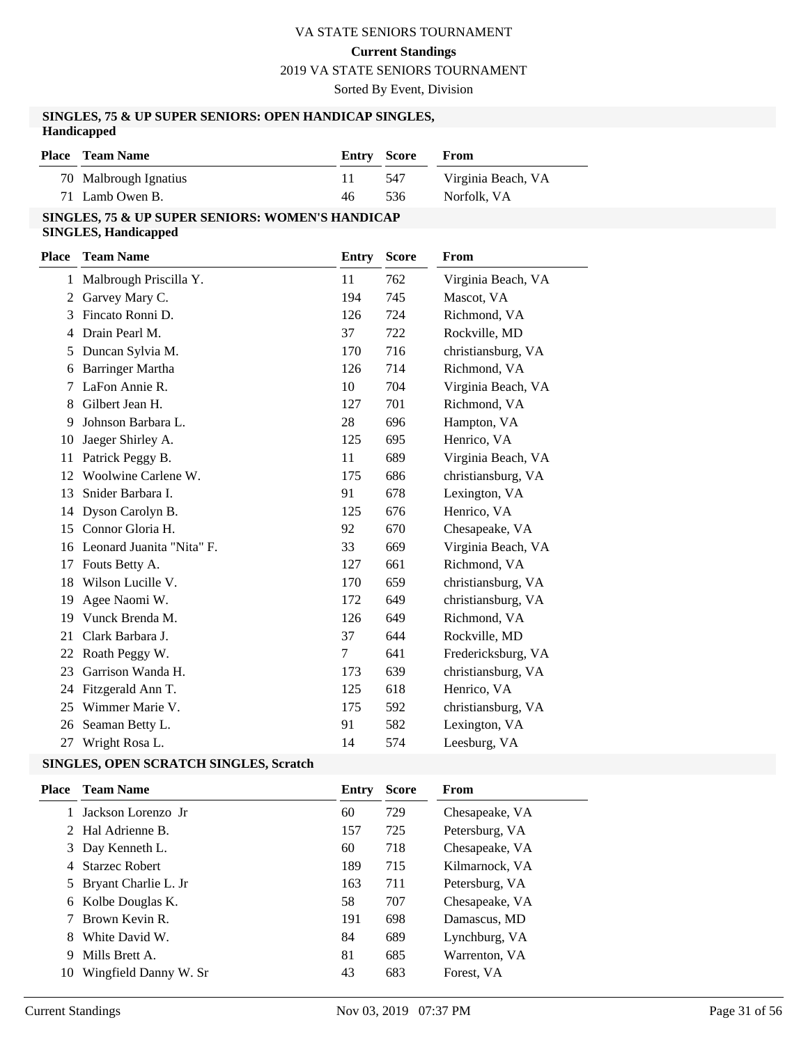# VA STATE SENIORS TOURNAMENT

**Current Standings**

2019 VA STATE SENIORS TOURNAMENT

Sorted By Event, Division

## SINGLES, 75 & UP SUPER SENIORS: OPEN HANDICAP SINGLES, Handicapped

| Place | Team Name | Entry | Score | From |
|---|---|---|---|---|
| 70 | Malbrough Ignatius | 11 | 547 | Virginia Beach, VA |
| 71 | Lamb Owen B. | 46 | 536 | Norfolk, VA |

## SINGLES, 75 & UP SUPER SENIORS: WOMEN'S HANDICAP SINGLES, Handicapped

| Place | Team Name | Entry | Score | From |
|---|---|---|---|---|
| 1 | Malbrough Priscilla Y. | 11 | 762 | Virginia Beach, VA |
| 2 | Garvey Mary C. | 194 | 745 | Mascot, VA |
| 3 | Fincato Ronni D. | 126 | 724 | Richmond, VA |
| 4 | Drain Pearl M. | 37 | 722 | Rockville, MD |
| 5 | Duncan Sylvia M. | 170 | 716 | christiansburg, VA |
| 6 | Barringer Martha | 126 | 714 | Richmond, VA |
| 7 | LaFon Annie R. | 10 | 704 | Virginia Beach, VA |
| 8 | Gilbert Jean H. | 127 | 701 | Richmond, VA |
| 9 | Johnson Barbara L. | 28 | 696 | Hampton, VA |
| 10 | Jaeger Shirley A. | 125 | 695 | Henrico, VA |
| 11 | Patrick Peggy B. | 11 | 689 | Virginia Beach, VA |
| 12 | Woolwine Carlene W. | 175 | 686 | christiansburg, VA |
| 13 | Snider Barbara I. | 91 | 678 | Lexington, VA |
| 14 | Dyson Carolyn B. | 125 | 676 | Henrico, VA |
| 15 | Connor Gloria H. | 92 | 670 | Chesapeake, VA |
| 16 | Leonard Juanita "Nita" F. | 33 | 669 | Virginia Beach, VA |
| 17 | Fouts Betty A. | 127 | 661 | Richmond, VA |
| 18 | Wilson Lucille V. | 170 | 659 | christiansburg, VA |
| 19 | Agee Naomi W. | 172 | 649 | christiansburg, VA |
| 19 | Vunck Brenda M. | 126 | 649 | Richmond, VA |
| 21 | Clark Barbara J. | 37 | 644 | Rockville, MD |
| 22 | Roath Peggy W. | 7 | 641 | Fredericksburg, VA |
| 23 | Garrison Wanda H. | 173 | 639 | christiansburg, VA |
| 24 | Fitzgerald Ann T. | 125 | 618 | Henrico, VA |
| 25 | Wimmer Marie V. | 175 | 592 | christiansburg, VA |
| 26 | Seaman Betty L. | 91 | 582 | Lexington, VA |
| 27 | Wright Rosa L. | 14 | 574 | Leesburg, VA |

## SINGLES, OPEN SCRATCH SINGLES, Scratch

| Place | Team Name | Entry | Score | From |
|---|---|---|---|---|
| 1 | Jackson Lorenzo Jr | 60 | 729 | Chesapeake, VA |
| 2 | Hal Adrienne B. | 157 | 725 | Petersburg, VA |
| 3 | Day Kenneth L. | 60 | 718 | Chesapeake, VA |
| 4 | Starzec Robert | 189 | 715 | Kilmarnock, VA |
| 5 | Bryant Charlie L. Jr | 163 | 711 | Petersburg, VA |
| 6 | Kolbe Douglas K. | 58 | 707 | Chesapeake, VA |
| 7 | Brown Kevin R. | 191 | 698 | Damascus, MD |
| 8 | White David W. | 84 | 689 | Lynchburg, VA |
| 9 | Mills Brett A. | 81 | 685 | Warrenton, VA |
| 10 | Wingfield Danny W. Sr | 43 | 683 | Forest, VA |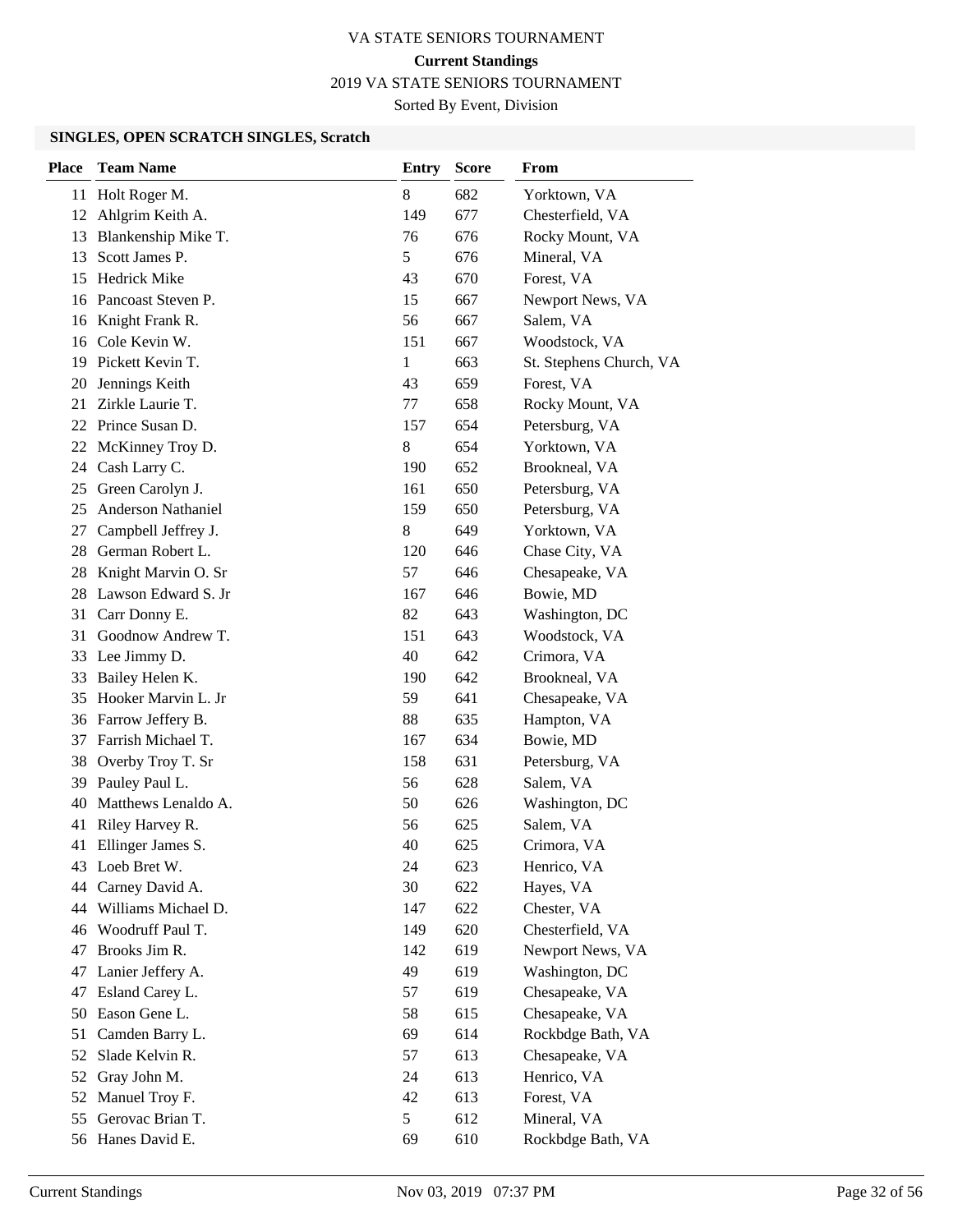# VA STATE SENIORS TOURNAMENT

**Current Standings**

2019 VA STATE SENIORS TOURNAMENT

Sorted By Event, Division

### SINGLES, OPEN SCRATCH SINGLES, Scratch

| Place | Team Name | Entry | Score | From |
|---|---|---|---|---|
| 11 | Holt Roger M. | 8 | 682 | Yorktown, VA |
| 12 | Ahlgrim Keith A. | 149 | 677 | Chesterfield, VA |
| 13 | Blankenship Mike T. | 76 | 676 | Rocky Mount, VA |
| 13 | Scott James P. | 5 | 676 | Mineral, VA |
| 15 | Hedrick Mike | 43 | 670 | Forest, VA |
| 16 | Pancoast Steven P. | 15 | 667 | Newport News, VA |
| 16 | Knight Frank R. | 56 | 667 | Salem, VA |
| 16 | Cole Kevin W. | 151 | 667 | Woodstock, VA |
| 19 | Pickett Kevin T. | 1 | 663 | St. Stephens Church, VA |
| 20 | Jennings Keith | 43 | 659 | Forest, VA |
| 21 | Zirkle Laurie T. | 77 | 658 | Rocky Mount, VA |
| 22 | Prince Susan D. | 157 | 654 | Petersburg, VA |
| 22 | McKinney Troy D. | 8 | 654 | Yorktown, VA |
| 24 | Cash Larry C. | 190 | 652 | Brookneal, VA |
| 25 | Green Carolyn J. | 161 | 650 | Petersburg, VA |
| 25 | Anderson Nathaniel | 159 | 650 | Petersburg, VA |
| 27 | Campbell Jeffrey J. | 8 | 649 | Yorktown, VA |
| 28 | German Robert L. | 120 | 646 | Chase City, VA |
| 28 | Knight Marvin O. Sr | 57 | 646 | Chesapeake, VA |
| 28 | Lawson Edward S. Jr | 167 | 646 | Bowie, MD |
| 31 | Carr Donny E. | 82 | 643 | Washington, DC |
| 31 | Goodnow Andrew T. | 151 | 643 | Woodstock, VA |
| 33 | Lee Jimmy D. | 40 | 642 | Crimora, VA |
| 33 | Bailey Helen K. | 190 | 642 | Brookneal, VA |
| 35 | Hooker Marvin L. Jr | 59 | 641 | Chesapeake, VA |
| 36 | Farrow Jeffery B. | 88 | 635 | Hampton, VA |
| 37 | Farrish Michael T. | 167 | 634 | Bowie, MD |
| 38 | Overby Troy T. Sr | 158 | 631 | Petersburg, VA |
| 39 | Pauley Paul L. | 56 | 628 | Salem, VA |
| 40 | Matthews Lenaldo A. | 50 | 626 | Washington, DC |
| 41 | Riley Harvey R. | 56 | 625 | Salem, VA |
| 41 | Ellinger James S. | 40 | 625 | Crimora, VA |
| 43 | Loeb Bret W. | 24 | 623 | Henrico, VA |
| 44 | Carney David A. | 30 | 622 | Hayes, VA |
| 44 | Williams Michael D. | 147 | 622 | Chester, VA |
| 46 | Woodruff Paul T. | 149 | 620 | Chesterfield, VA |
| 47 | Brooks Jim R. | 142 | 619 | Newport News, VA |
| 47 | Lanier Jeffery A. | 49 | 619 | Washington, DC |
| 47 | Esland Carey L. | 57 | 619 | Chesapeake, VA |
| 50 | Eason Gene L. | 58 | 615 | Chesapeake, VA |
| 51 | Camden Barry L. | 69 | 614 | Rockbdge Bath, VA |
| 52 | Slade Kelvin R. | 57 | 613 | Chesapeake, VA |
| 52 | Gray John M. | 24 | 613 | Henrico, VA |
| 52 | Manuel Troy F. | 42 | 613 | Forest, VA |
| 55 | Gerovac Brian T. | 5 | 612 | Mineral, VA |
| 56 | Hanes David E. | 69 | 610 | Rockbdge Bath, VA |

Current Standings | Nov 03, 2019 07:37 PM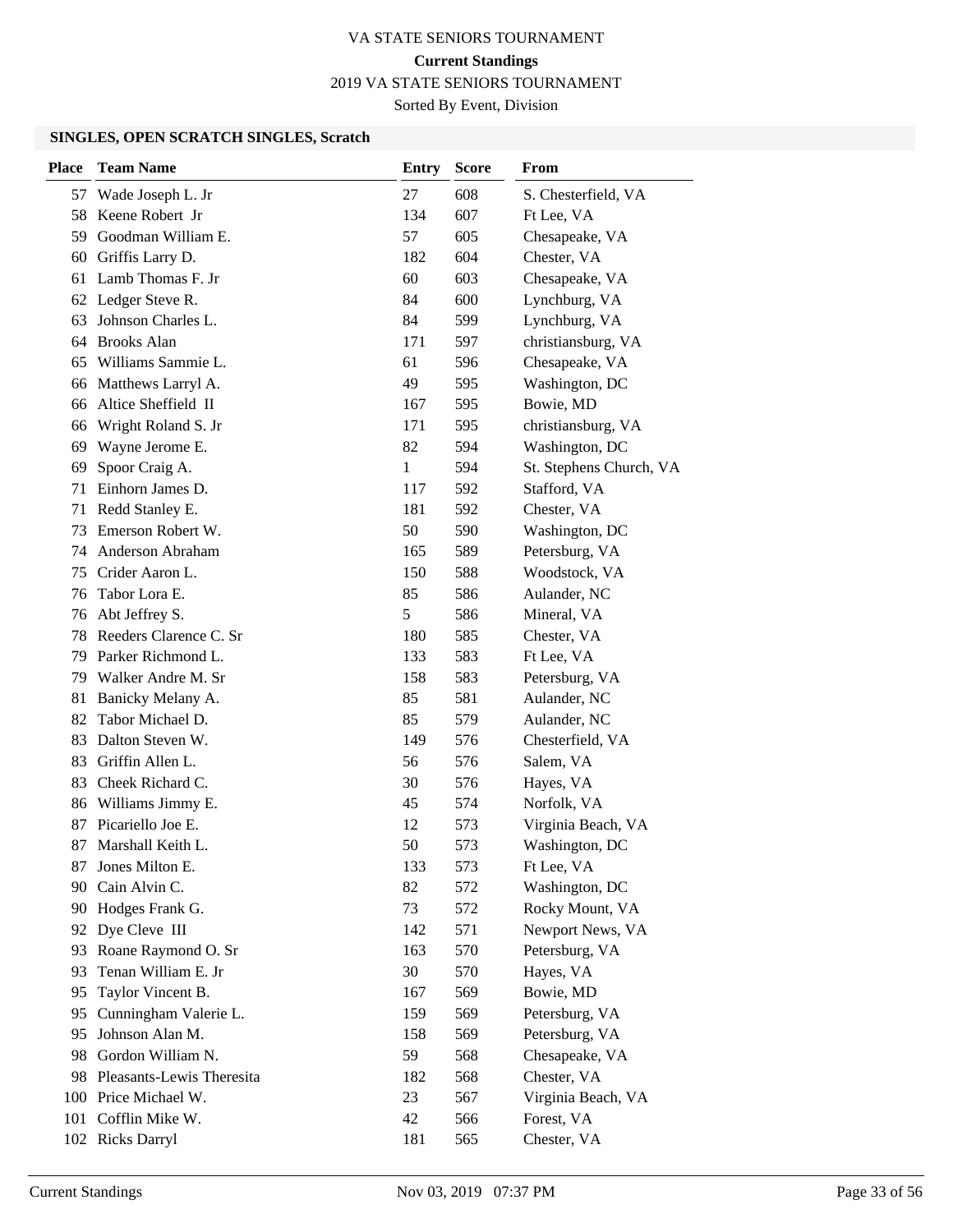# VA STATE SENIORS TOURNAMENT

**Current Standings**

2019 VA STATE SENIORS TOURNAMENT

Sorted By Event, Division

### SINGLES, OPEN SCRATCH SINGLES, Scratch

| Place | Team Name | Entry | Score | From |
|---|---|---|---|---|
| 57 | Wade Joseph L. Jr | 27 | 608 | S. Chesterfield, VA |
| 58 | Keene Robert Jr | 134 | 607 | Ft Lee, VA |
| 59 | Goodman William E. | 57 | 605 | Chesapeake, VA |
| 60 | Griffis Larry D. | 182 | 604 | Chester, VA |
| 61 | Lamb Thomas F. Jr | 60 | 603 | Chesapeake, VA |
| 62 | Ledger Steve R. | 84 | 600 | Lynchburg, VA |
| 63 | Johnson Charles L. | 84 | 599 | Lynchburg, VA |
| 64 | Brooks Alan | 171 | 597 | christiansburg, VA |
| 65 | Williams Sammie L. | 61 | 596 | Chesapeake, VA |
| 66 | Matthews Larryl A. | 49 | 595 | Washington, DC |
| 66 | Altice Sheffield II | 167 | 595 | Bowie, MD |
| 66 | Wright Roland S. Jr | 171 | 595 | christiansburg, VA |
| 69 | Wayne Jerome E. | 82 | 594 | Washington, DC |
| 69 | Spoor Craig A. | 1 | 594 | St. Stephens Church, VA |
| 71 | Einhorn James D. | 117 | 592 | Stafford, VA |
| 71 | Redd Stanley E. | 181 | 592 | Chester, VA |
| 73 | Emerson Robert W. | 50 | 590 | Washington, DC |
| 74 | Anderson Abraham | 165 | 589 | Petersburg, VA |
| 75 | Crider Aaron L. | 150 | 588 | Woodstock, VA |
| 76 | Tabor Lora E. | 85 | 586 | Aulander, NC |
| 76 | Abt Jeffrey S. | 5 | 586 | Mineral, VA |
| 78 | Reeders Clarence C. Sr | 180 | 585 | Chester, VA |
| 79 | Parker Richmond L. | 133 | 583 | Ft Lee, VA |
| 79 | Walker Andre M. Sr | 158 | 583 | Petersburg, VA |
| 81 | Banicky Melany A. | 85 | 581 | Aulander, NC |
| 82 | Tabor Michael D. | 85 | 579 | Aulander, NC |
| 83 | Dalton Steven W. | 149 | 576 | Chesterfield, VA |
| 83 | Griffin Allen L. | 56 | 576 | Salem, VA |
| 83 | Cheek Richard C. | 30 | 576 | Hayes, VA |
| 86 | Williams Jimmy E. | 45 | 574 | Norfolk, VA |
| 87 | Picariello Joe E. | 12 | 573 | Virginia Beach, VA |
| 87 | Marshall Keith L. | 50 | 573 | Washington, DC |
| 87 | Jones Milton E. | 133 | 573 | Ft Lee, VA |
| 90 | Cain Alvin C. | 82 | 572 | Washington, DC |
| 90 | Hodges Frank G. | 73 | 572 | Rocky Mount, VA |
| 92 | Dye Cleve III | 142 | 571 | Newport News, VA |
| 93 | Roane Raymond O. Sr | 163 | 570 | Petersburg, VA |
| 93 | Tenan William E. Jr | 30 | 570 | Hayes, VA |
| 95 | Taylor Vincent B. | 167 | 569 | Bowie, MD |
| 95 | Cunningham Valerie L. | 159 | 569 | Petersburg, VA |
| 95 | Johnson Alan M. | 158 | 569 | Petersburg, VA |
| 98 | Gordon William N. | 59 | 568 | Chesapeake, VA |
| 98 | Pleasants-Lewis Theresita | 182 | 568 | Chester, VA |
| 100 | Price Michael W. | 23 | 567 | Virginia Beach, VA |
| 101 | Cofflin Mike W. | 42 | 566 | Forest, VA |
| 102 | Ricks Darryl | 181 | 565 | Chester, VA |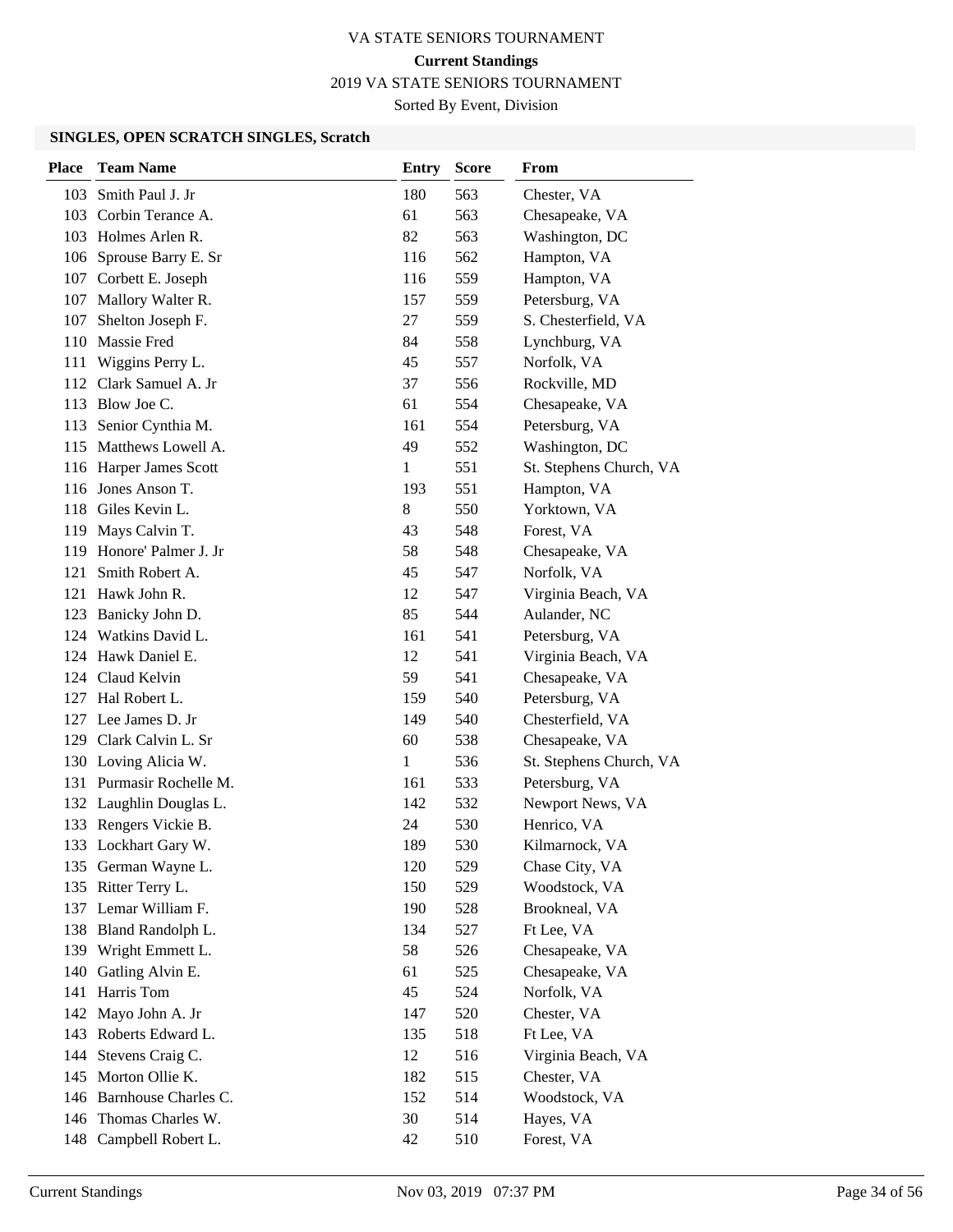VA STATE SENIORS TOURNAMENT

**Current Standings**

2019 VA STATE SENIORS TOURNAMENT

Sorted By Event, Division

### SINGLES, OPEN SCRATCH SINGLES, Scratch

| Place | Team Name | Entry | Score | From |
|---|---|---|---|---|
| 103 | Smith Paul J. Jr | 180 | 563 | Chester, VA |
| 103 | Corbin Terance A. | 61 | 563 | Chesapeake, VA |
| 103 | Holmes Arlen R. | 82 | 563 | Washington, DC |
| 106 | Sprouse Barry E. Sr | 116 | 562 | Hampton, VA |
| 107 | Corbett E. Joseph | 116 | 559 | Hampton, VA |
| 107 | Mallory Walter R. | 157 | 559 | Petersburg, VA |
| 107 | Shelton Joseph F. | 27 | 559 | S. Chesterfield, VA |
| 110 | Massie Fred | 84 | 558 | Lynchburg, VA |
| 111 | Wiggins Perry L. | 45 | 557 | Norfolk, VA |
| 112 | Clark Samuel A. Jr | 37 | 556 | Rockville, MD |
| 113 | Blow Joe C. | 61 | 554 | Chesapeake, VA |
| 113 | Senior Cynthia M. | 161 | 554 | Petersburg, VA |
| 115 | Matthews Lowell A. | 49 | 552 | Washington, DC |
| 116 | Harper James Scott | 1 | 551 | St. Stephens Church, VA |
| 116 | Jones Anson T. | 193 | 551 | Hampton, VA |
| 118 | Giles Kevin L. | 8 | 550 | Yorktown, VA |
| 119 | Mays Calvin T. | 43 | 548 | Forest, VA |
| 119 | Honore' Palmer J. Jr | 58 | 548 | Chesapeake, VA |
| 121 | Smith Robert A. | 45 | 547 | Norfolk, VA |
| 121 | Hawk John R. | 12 | 547 | Virginia Beach, VA |
| 123 | Banicky John D. | 85 | 544 | Aulander, NC |
| 124 | Watkins David L. | 161 | 541 | Petersburg, VA |
| 124 | Hawk Daniel E. | 12 | 541 | Virginia Beach, VA |
| 124 | Claud Kelvin | 59 | 541 | Chesapeake, VA |
| 127 | Hal Robert L. | 159 | 540 | Petersburg, VA |
| 127 | Lee James D. Jr | 149 | 540 | Chesterfield, VA |
| 129 | Clark Calvin L. Sr | 60 | 538 | Chesapeake, VA |
| 130 | Loving Alicia W. | 1 | 536 | St. Stephens Church, VA |
| 131 | Purmasir Rochelle M. | 161 | 533 | Petersburg, VA |
| 132 | Laughlin Douglas L. | 142 | 532 | Newport News, VA |
| 133 | Rengers Vickie B. | 24 | 530 | Henrico, VA |
| 133 | Lockhart Gary W. | 189 | 530 | Kilmarnock, VA |
| 135 | German Wayne L. | 120 | 529 | Chase City, VA |
| 135 | Ritter Terry L. | 150 | 529 | Woodstock, VA |
| 137 | Lemar William F. | 190 | 528 | Brookneal, VA |
| 138 | Bland Randolph L. | 134 | 527 | Ft Lee, VA |
| 139 | Wright Emmett L. | 58 | 526 | Chesapeake, VA |
| 140 | Gatling Alvin E. | 61 | 525 | Chesapeake, VA |
| 141 | Harris Tom | 45 | 524 | Norfolk, VA |
| 142 | Mayo John A. Jr | 147 | 520 | Chester, VA |
| 143 | Roberts Edward L. | 135 | 518 | Ft Lee, VA |
| 144 | Stevens Craig C. | 12 | 516 | Virginia Beach, VA |
| 145 | Morton Ollie K. | 182 | 515 | Chester, VA |
| 146 | Barnhouse Charles C. | 152 | 514 | Woodstock, VA |
| 146 | Thomas Charles W. | 30 | 514 | Hayes, VA |
| 148 | Campbell Robert L. | 42 | 510 | Forest, VA |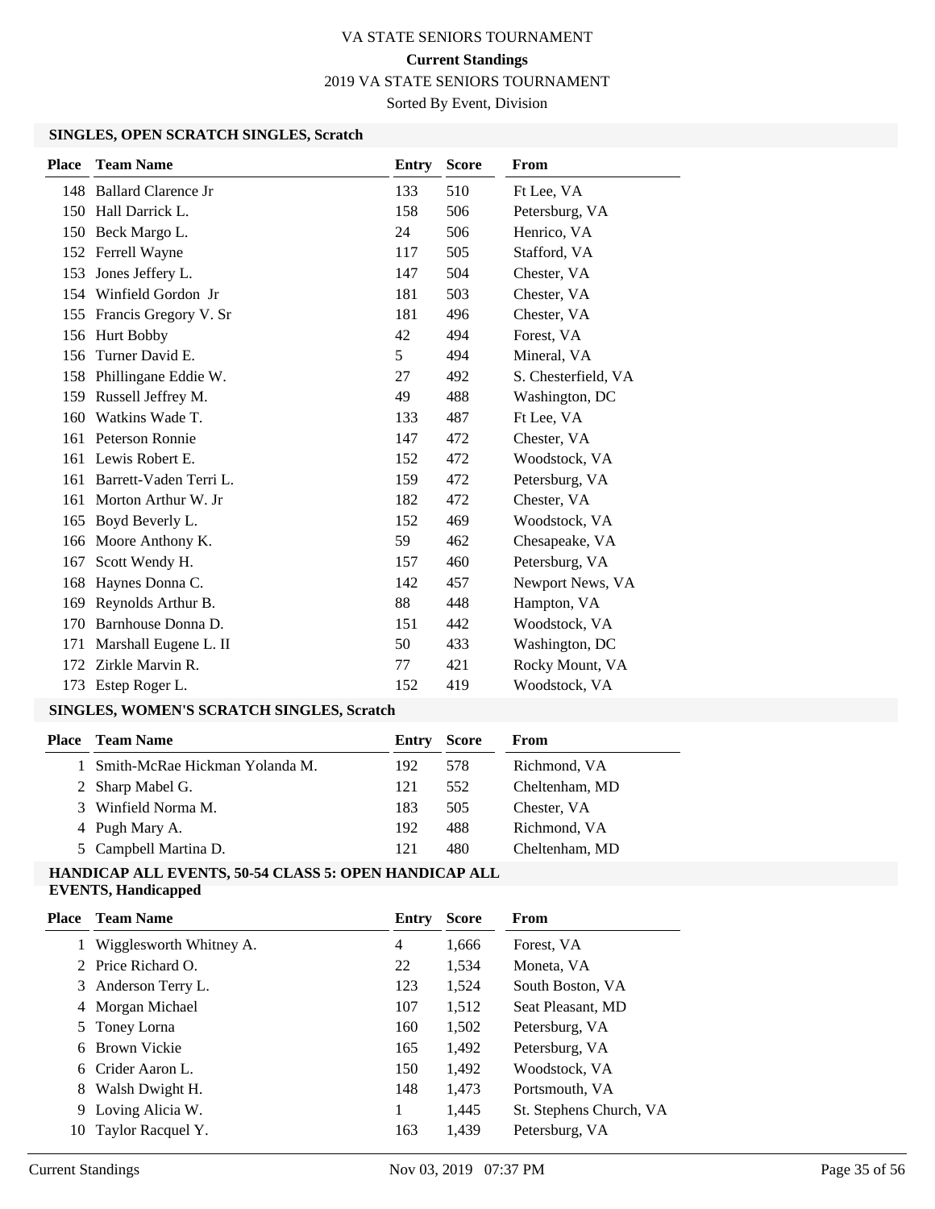# VA STATE SENIORS TOURNAMENT

**Current Standings**

2019 VA STATE SENIORS TOURNAMENT

Sorted By Event, Division

### SINGLES, OPEN SCRATCH SINGLES, Scratch

| Place | Team Name | Entry | Score | From |
|---|---|---|---|---|
| 148 | Ballard Clarence Jr | 133 | 510 | Ft Lee, VA |
| 150 | Hall Darrick L. | 158 | 506 | Petersburg, VA |
| 150 | Beck Margo L. | 24 | 506 | Henrico, VA |
| 152 | Ferrell Wayne | 117 | 505 | Stafford, VA |
| 153 | Jones Jeffery L. | 147 | 504 | Chester, VA |
| 154 | Winfield Gordon Jr | 181 | 503 | Chester, VA |
| 155 | Francis Gregory V. Sr | 181 | 496 | Chester, VA |
| 156 | Hurt Bobby | 42 | 494 | Forest, VA |
| 156 | Turner David E. | 5 | 494 | Mineral, VA |
| 158 | Phillingane Eddie W. | 27 | 492 | S. Chesterfield, VA |
| 159 | Russell Jeffrey M. | 49 | 488 | Washington, DC |
| 160 | Watkins Wade T. | 133 | 487 | Ft Lee, VA |
| 161 | Peterson Ronnie | 147 | 472 | Chester, VA |
| 161 | Lewis Robert E. | 152 | 472 | Woodstock, VA |
| 161 | Barrett-Vaden Terri L. | 159 | 472 | Petersburg, VA |
| 161 | Morton Arthur W. Jr | 182 | 472 | Chester, VA |
| 165 | Boyd Beverly L. | 152 | 469 | Woodstock, VA |
| 166 | Moore Anthony K. | 59 | 462 | Chesapeake, VA |
| 167 | Scott Wendy H. | 157 | 460 | Petersburg, VA |
| 168 | Haynes Donna C. | 142 | 457 | Newport News, VA |
| 169 | Reynolds Arthur B. | 88 | 448 | Hampton, VA |
| 170 | Barnhouse Donna D. | 151 | 442 | Woodstock, VA |
| 171 | Marshall Eugene L. II | 50 | 433 | Washington, DC |
| 172 | Zirkle Marvin R. | 77 | 421 | Rocky Mount, VA |
| 173 | Estep Roger L. | 152 | 419 | Woodstock, VA |

### SINGLES, WOMEN'S SCRATCH SINGLES, Scratch

| Place | Team Name | Entry | Score | From |
|---|---|---|---|---|
| 1 | Smith-McRae Hickman Yolanda M. | 192 | 578 | Richmond, VA |
| 2 | Sharp Mabel G. | 121 | 552 | Cheltenham, MD |
| 3 | Winfield Norma M. | 183 | 505 | Chester, VA |
| 4 | Pugh Mary A. | 192 | 488 | Richmond, VA |
| 5 | Campbell Martina D. | 121 | 480 | Cheltenham, MD |

### HANDICAP ALL EVENTS, 50-54 CLASS 5: OPEN HANDICAP ALL EVENTS, Handicapped

| Place | Team Name | Entry | Score | From |
|---|---|---|---|---|
| 1 | Wigglesworth Whitney A. | 4 | 1,666 | Forest, VA |
| 2 | Price Richard O. | 22 | 1,534 | Moneta, VA |
| 3 | Anderson Terry L. | 123 | 1,524 | South Boston, VA |
| 4 | Morgan Michael | 107 | 1,512 | Seat Pleasant, MD |
| 5 | Toney Lorna | 160 | 1,502 | Petersburg, VA |
| 6 | Brown Vickie | 165 | 1,492 | Petersburg, VA |
| 6 | Crider Aaron L. | 150 | 1,492 | Woodstock, VA |
| 8 | Walsh Dwight H. | 148 | 1,473 | Portsmouth, VA |
| 9 | Loving Alicia W. | 1 | 1,445 | St. Stephens Church, VA |
| 10 | Taylor Racquel Y. | 163 | 1,439 | Petersburg, VA |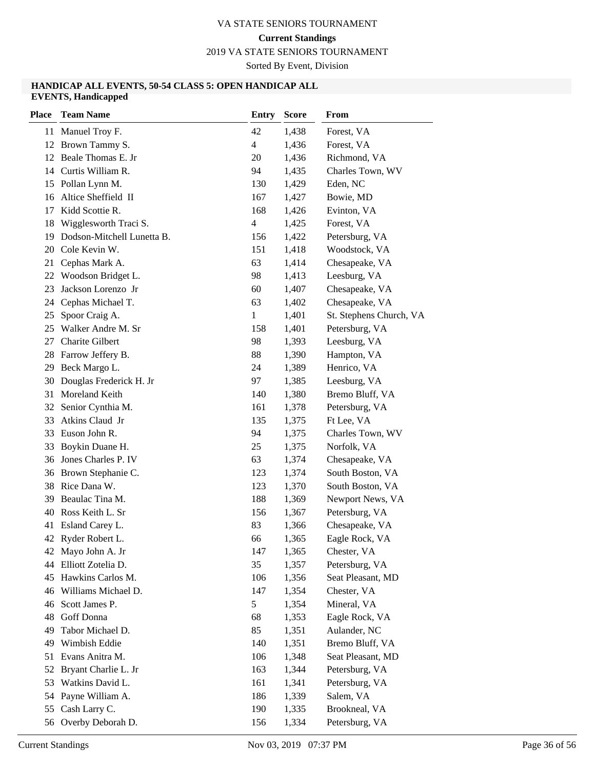VA STATE SENIORS TOURNAMENT

**Current Standings**

2019 VA STATE SENIORS TOURNAMENT

Sorted By Event, Division

### HANDICAP ALL EVENTS, 50-54 CLASS 5: OPEN HANDICAP ALL EVENTS, Handicapped

| Place | Team Name | Entry | Score | From |
|---|---|---|---|---|
| 11 | Manuel Troy F. | 42 | 1,438 | Forest, VA |
| 12 | Brown Tammy S. | 4 | 1,436 | Forest, VA |
| 12 | Beale Thomas E. Jr | 20 | 1,436 | Richmond, VA |
| 14 | Curtis William R. | 94 | 1,435 | Charles Town, WV |
| 15 | Pollan Lynn M. | 130 | 1,429 | Eden, NC |
| 16 | Altice Sheffield II | 167 | 1,427 | Bowie, MD |
| 17 | Kidd Scottie R. | 168 | 1,426 | Evinton, VA |
| 18 | Wigglesworth Traci S. | 4 | 1,425 | Forest, VA |
| 19 | Dodson-Mitchell Lunetta B. | 156 | 1,422 | Petersburg, VA |
| 20 | Cole Kevin W. | 151 | 1,418 | Woodstock, VA |
| 21 | Cephas Mark A. | 63 | 1,414 | Chesapeake, VA |
| 22 | Woodson Bridget L. | 98 | 1,413 | Leesburg, VA |
| 23 | Jackson Lorenzo Jr | 60 | 1,407 | Chesapeake, VA |
| 24 | Cephas Michael T. | 63 | 1,402 | Chesapeake, VA |
| 25 | Spoor Craig A. | 1 | 1,401 | St. Stephens Church, VA |
| 25 | Walker Andre M. Sr | 158 | 1,401 | Petersburg, VA |
| 27 | Charite Gilbert | 98 | 1,393 | Leesburg, VA |
| 28 | Farrow Jeffery B. | 88 | 1,390 | Hampton, VA |
| 29 | Beck Margo L. | 24 | 1,389 | Henrico, VA |
| 30 | Douglas Frederick H. Jr | 97 | 1,385 | Leesburg, VA |
| 31 | Moreland Keith | 140 | 1,380 | Bremo Bluff, VA |
| 32 | Senior Cynthia M. | 161 | 1,378 | Petersburg, VA |
| 33 | Atkins Claud Jr | 135 | 1,375 | Ft Lee, VA |
| 33 | Euson John R. | 94 | 1,375 | Charles Town, WV |
| 33 | Boykin Duane H. | 25 | 1,375 | Norfolk, VA |
| 36 | Jones Charles P. IV | 63 | 1,374 | Chesapeake, VA |
| 36 | Brown Stephanie C. | 123 | 1,374 | South Boston, VA |
| 38 | Rice Dana W. | 123 | 1,370 | South Boston, VA |
| 39 | Beaulac Tina M. | 188 | 1,369 | Newport News, VA |
| 40 | Ross Keith L. Sr | 156 | 1,367 | Petersburg, VA |
| 41 | Esland Carey L. | 83 | 1,366 | Chesapeake, VA |
| 42 | Ryder Robert L. | 66 | 1,365 | Eagle Rock, VA |
| 42 | Mayo John A. Jr | 147 | 1,365 | Chester, VA |
| 44 | Elliott Zotelia D. | 35 | 1,357 | Petersburg, VA |
| 45 | Hawkins Carlos M. | 106 | 1,356 | Seat Pleasant, MD |
| 46 | Williams Michael D. | 147 | 1,354 | Chester, VA |
| 46 | Scott James P. | 5 | 1,354 | Mineral, VA |
| 48 | Goff Donna | 68 | 1,353 | Eagle Rock, VA |
| 49 | Tabor Michael D. | 85 | 1,351 | Aulander, NC |
| 49 | Wimbish Eddie | 140 | 1,351 | Bremo Bluff, VA |
| 51 | Evans Anitra M. | 106 | 1,348 | Seat Pleasant, MD |
| 52 | Bryant Charlie L. Jr | 163 | 1,344 | Petersburg, VA |
| 53 | Watkins David L. | 161 | 1,341 | Petersburg, VA |
| 54 | Payne William A. | 186 | 1,339 | Salem, VA |
| 55 | Cash Larry C. | 190 | 1,335 | Brookneal, VA |
| 56 | Overby Deborah D. | 156 | 1,334 | Petersburg, VA |

Current Standings — Nov 03, 2019 07:37 PM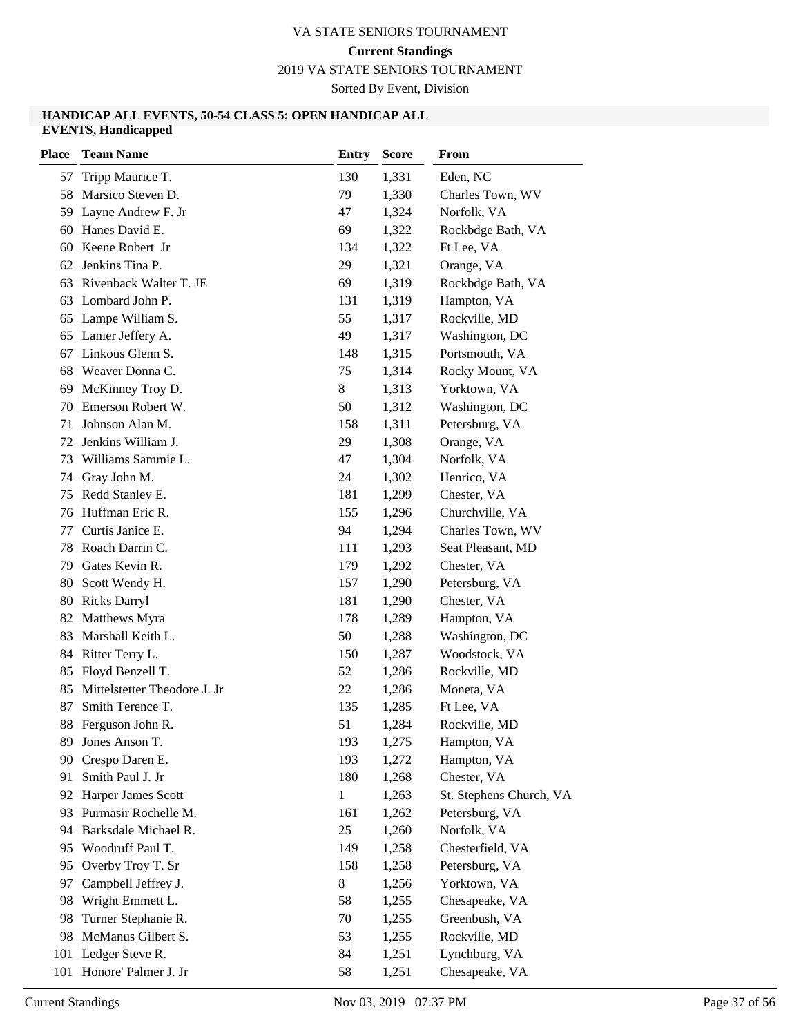VA STATE SENIORS TOURNAMENT

**Current Standings**

2019 VA STATE SENIORS TOURNAMENT

Sorted By Event, Division

**HANDICAP ALL EVENTS, 50-54 CLASS 5: OPEN HANDICAP ALL EVENTS, Handicapped**

| Place | Team Name | Entry | Score | From |
|---|---|---|---|---|
| 57 | Tripp Maurice T. | 130 | 1,331 | Eden, NC |
| 58 | Marsico Steven D. | 79 | 1,330 | Charles Town, WV |
| 59 | Layne Andrew F. Jr | 47 | 1,324 | Norfolk, VA |
| 60 | Hanes David E. | 69 | 1,322 | Rockbdge Bath, VA |
| 60 | Keene Robert Jr | 134 | 1,322 | Ft Lee, VA |
| 62 | Jenkins Tina P. | 29 | 1,321 | Orange, VA |
| 63 | Rivenback Walter T. JE | 69 | 1,319 | Rockbdge Bath, VA |
| 63 | Lombard John P. | 131 | 1,319 | Hampton, VA |
| 65 | Lampe William S. | 55 | 1,317 | Rockville, MD |
| 65 | Lanier Jeffery A. | 49 | 1,317 | Washington, DC |
| 67 | Linkous Glenn S. | 148 | 1,315 | Portsmouth, VA |
| 68 | Weaver Donna C. | 75 | 1,314 | Rocky Mount, VA |
| 69 | McKinney Troy D. | 8 | 1,313 | Yorktown, VA |
| 70 | Emerson Robert W. | 50 | 1,312 | Washington, DC |
| 71 | Johnson Alan M. | 158 | 1,311 | Petersburg, VA |
| 72 | Jenkins William J. | 29 | 1,308 | Orange, VA |
| 73 | Williams Sammie L. | 47 | 1,304 | Norfolk, VA |
| 74 | Gray John M. | 24 | 1,302 | Henrico, VA |
| 75 | Redd Stanley E. | 181 | 1,299 | Chester, VA |
| 76 | Huffman Eric R. | 155 | 1,296 | Churchville, VA |
| 77 | Curtis Janice E. | 94 | 1,294 | Charles Town, WV |
| 78 | Roach Darrin C. | 111 | 1,293 | Seat Pleasant, MD |
| 79 | Gates Kevin R. | 179 | 1,292 | Chester, VA |
| 80 | Scott Wendy H. | 157 | 1,290 | Petersburg, VA |
| 80 | Ricks Darryl | 181 | 1,290 | Chester, VA |
| 82 | Matthews Myra | 178 | 1,289 | Hampton, VA |
| 83 | Marshall Keith L. | 50 | 1,288 | Washington, DC |
| 84 | Ritter Terry L. | 150 | 1,287 | Woodstock, VA |
| 85 | Floyd Benzell T. | 52 | 1,286 | Rockville, MD |
| 85 | Mittelstetter Theodore J. Jr | 22 | 1,286 | Moneta, VA |
| 87 | Smith Terence T. | 135 | 1,285 | Ft Lee, VA |
| 88 | Ferguson John R. | 51 | 1,284 | Rockville, MD |
| 89 | Jones Anson T. | 193 | 1,275 | Hampton, VA |
| 90 | Crespo Daren E. | 193 | 1,272 | Hampton, VA |
| 91 | Smith Paul J. Jr | 180 | 1,268 | Chester, VA |
| 92 | Harper James Scott | 1 | 1,263 | St. Stephens Church, VA |
| 93 | Purmasir Rochelle M. | 161 | 1,262 | Petersburg, VA |
| 94 | Barksdale Michael R. | 25 | 1,260 | Norfolk, VA |
| 95 | Woodruff Paul T. | 149 | 1,258 | Chesterfield, VA |
| 95 | Overby Troy T. Sr | 158 | 1,258 | Petersburg, VA |
| 97 | Campbell Jeffrey J. | 8 | 1,256 | Yorktown, VA |
| 98 | Wright Emmett L. | 58 | 1,255 | Chesapeake, VA |
| 98 | Turner Stephanie R. | 70 | 1,255 | Greenbush, VA |
| 98 | McManus Gilbert S. | 53 | 1,255 | Rockville, MD |
| 101 | Ledger Steve R. | 84 | 1,251 | Lynchburg, VA |
| 101 | Honore' Palmer J. Jr | 58 | 1,251 | Chesapeake, VA |

Current Standings    Nov 03, 2019 07:37 PM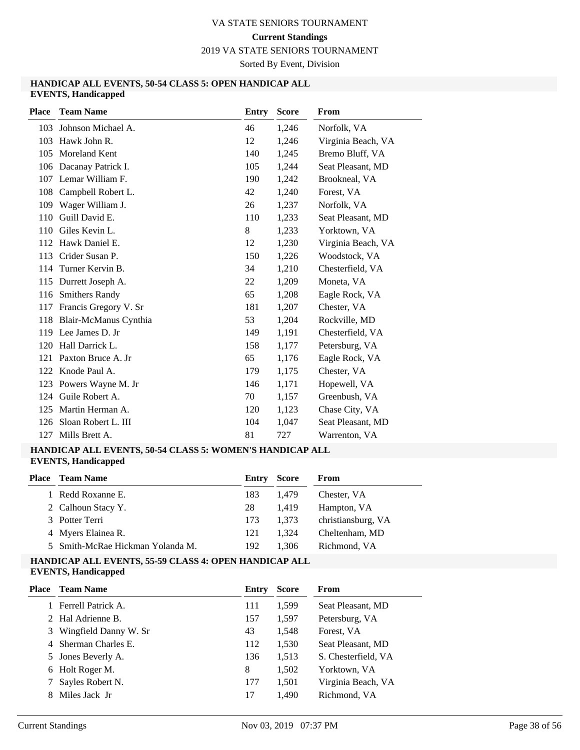VA STATE SENIORS TOURNAMENT

**Current Standings**

2019 VA STATE SENIORS TOURNAMENT

Sorted By Event, Division

### HANDICAP ALL EVENTS, 50-54 CLASS 5: OPEN HANDICAP ALL EVENTS, Handicapped

| Place | Team Name | Entry | Score | From |
|---|---|---|---|---|
| 103 | Johnson Michael A. | 46 | 1,246 | Norfolk, VA |
| 103 | Hawk John R. | 12 | 1,246 | Virginia Beach, VA |
| 105 | Moreland Kent | 140 | 1,245 | Bremo Bluff, VA |
| 106 | Dacanay Patrick I. | 105 | 1,244 | Seat Pleasant, MD |
| 107 | Lemar William F. | 190 | 1,242 | Brookneal, VA |
| 108 | Campbell Robert L. | 42 | 1,240 | Forest, VA |
| 109 | Wager William J. | 26 | 1,237 | Norfolk, VA |
| 110 | Guill David E. | 110 | 1,233 | Seat Pleasant, MD |
| 110 | Giles Kevin L. | 8 | 1,233 | Yorktown, VA |
| 112 | Hawk Daniel E. | 12 | 1,230 | Virginia Beach, VA |
| 113 | Crider Susan P. | 150 | 1,226 | Woodstock, VA |
| 114 | Turner Kervin B. | 34 | 1,210 | Chesterfield, VA |
| 115 | Durrett Joseph A. | 22 | 1,209 | Moneta, VA |
| 116 | Smithers Randy | 65 | 1,208 | Eagle Rock, VA |
| 117 | Francis Gregory V. Sr | 181 | 1,207 | Chester, VA |
| 118 | Blair-McManus Cynthia | 53 | 1,204 | Rockville, MD |
| 119 | Lee James D. Jr | 149 | 1,191 | Chesterfield, VA |
| 120 | Hall Darrick L. | 158 | 1,177 | Petersburg, VA |
| 121 | Paxton Bruce A. Jr | 65 | 1,176 | Eagle Rock, VA |
| 122 | Knode Paul A. | 179 | 1,175 | Chester, VA |
| 123 | Powers Wayne M. Jr | 146 | 1,171 | Hopewell, VA |
| 124 | Guile Robert A. | 70 | 1,157 | Greenbush, VA |
| 125 | Martin Herman A. | 120 | 1,123 | Chase City, VA |
| 126 | Sloan Robert L. III | 104 | 1,047 | Seat Pleasant, MD |
| 127 | Mills Brett A. | 81 | 727 | Warrenton, VA |

### HANDICAP ALL EVENTS, 50-54 CLASS 5: WOMEN'S HANDICAP ALL EVENTS, Handicapped

| Place | Team Name | Entry | Score | From |
|---|---|---|---|---|
| 1 | Redd Roxanne E. | 183 | 1,479 | Chester, VA |
| 2 | Calhoun Stacy Y. | 28 | 1,419 | Hampton, VA |
| 3 | Potter Terri | 173 | 1,373 | christiansburg, VA |
| 4 | Myers Elainea R. | 121 | 1,324 | Cheltenham, MD |
| 5 | Smith-McRae Hickman Yolanda M. | 192 | 1,306 | Richmond, VA |

### HANDICAP ALL EVENTS, 55-59 CLASS 4: OPEN HANDICAP ALL EVENTS, Handicapped

| Place | Team Name | Entry | Score | From |
|---|---|---|---|---|
| 1 | Ferrell Patrick A. | 111 | 1,599 | Seat Pleasant, MD |
| 2 | Hal Adrienne B. | 157 | 1,597 | Petersburg, VA |
| 3 | Wingfield Danny W. Sr | 43 | 1,548 | Forest, VA |
| 4 | Sherman Charles E. | 112 | 1,530 | Seat Pleasant, MD |
| 5 | Jones Beverly A. | 136 | 1,513 | S. Chesterfield, VA |
| 6 | Holt Roger M. | 8 | 1,502 | Yorktown, VA |
| 7 | Sayles Robert N. | 177 | 1,501 | Virginia Beach, VA |
| 8 | Miles Jack Jr | 17 | 1,490 | Richmond, VA |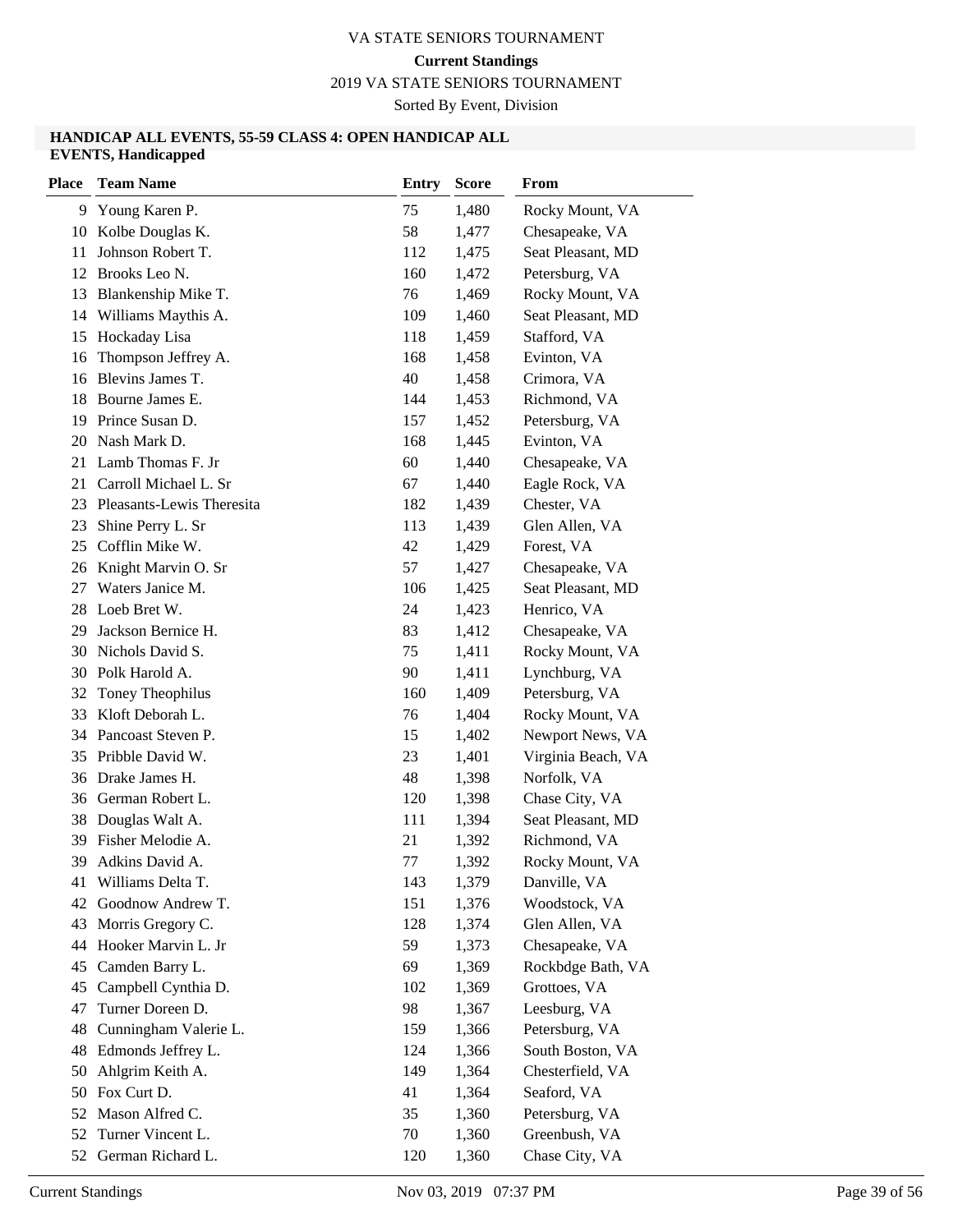VA STATE SENIORS TOURNAMENT

**Current Standings**

2019 VA STATE SENIORS TOURNAMENT

Sorted By Event, Division

**HANDICAP ALL EVENTS, 55-59 CLASS 4: OPEN HANDICAP ALL EVENTS, Handicapped**

| Place | Team Name | Entry | Score | From |
|---|---|---|---|---|
| 9 | Young Karen P. | 75 | 1,480 | Rocky Mount, VA |
| 10 | Kolbe Douglas K. | 58 | 1,477 | Chesapeake, VA |
| 11 | Johnson Robert T. | 112 | 1,475 | Seat Pleasant, MD |
| 12 | Brooks Leo N. | 160 | 1,472 | Petersburg, VA |
| 13 | Blankenship Mike T. | 76 | 1,469 | Rocky Mount, VA |
| 14 | Williams Maythis A. | 109 | 1,460 | Seat Pleasant, MD |
| 15 | Hockaday Lisa | 118 | 1,459 | Stafford, VA |
| 16 | Thompson Jeffrey A. | 168 | 1,458 | Evinton, VA |
| 16 | Blevins James T. | 40 | 1,458 | Crimora, VA |
| 18 | Bourne James E. | 144 | 1,453 | Richmond, VA |
| 19 | Prince Susan D. | 157 | 1,452 | Petersburg, VA |
| 20 | Nash Mark D. | 168 | 1,445 | Evinton, VA |
| 21 | Lamb Thomas F. Jr | 60 | 1,440 | Chesapeake, VA |
| 21 | Carroll Michael L. Sr | 67 | 1,440 | Eagle Rock, VA |
| 23 | Pleasants-Lewis Theresita | 182 | 1,439 | Chester, VA |
| 23 | Shine Perry L. Sr | 113 | 1,439 | Glen Allen, VA |
| 25 | Cofflin Mike W. | 42 | 1,429 | Forest, VA |
| 26 | Knight Marvin O. Sr | 57 | 1,427 | Chesapeake, VA |
| 27 | Waters Janice M. | 106 | 1,425 | Seat Pleasant, MD |
| 28 | Loeb Bret W. | 24 | 1,423 | Henrico, VA |
| 29 | Jackson Bernice H. | 83 | 1,412 | Chesapeake, VA |
| 30 | Nichols David S. | 75 | 1,411 | Rocky Mount, VA |
| 30 | Polk Harold A. | 90 | 1,411 | Lynchburg, VA |
| 32 | Toney Theophilus | 160 | 1,409 | Petersburg, VA |
| 33 | Kloft Deborah L. | 76 | 1,404 | Rocky Mount, VA |
| 34 | Pancoast Steven P. | 15 | 1,402 | Newport News, VA |
| 35 | Pribble David W. | 23 | 1,401 | Virginia Beach, VA |
| 36 | Drake James H. | 48 | 1,398 | Norfolk, VA |
| 36 | German Robert L. | 120 | 1,398 | Chase City, VA |
| 38 | Douglas Walt A. | 111 | 1,394 | Seat Pleasant, MD |
| 39 | Fisher Melodie A. | 21 | 1,392 | Richmond, VA |
| 39 | Adkins David A. | 77 | 1,392 | Rocky Mount, VA |
| 41 | Williams Delta T. | 143 | 1,379 | Danville, VA |
| 42 | Goodnow Andrew T. | 151 | 1,376 | Woodstock, VA |
| 43 | Morris Gregory C. | 128 | 1,374 | Glen Allen, VA |
| 44 | Hooker Marvin L. Jr | 59 | 1,373 | Chesapeake, VA |
| 45 | Camden Barry L. | 69 | 1,369 | Rockbdge Bath, VA |
| 45 | Campbell Cynthia D. | 102 | 1,369 | Grottoes, VA |
| 47 | Turner Doreen D. | 98 | 1,367 | Leesburg, VA |
| 48 | Cunningham Valerie L. | 159 | 1,366 | Petersburg, VA |
| 48 | Edmonds Jeffrey L. | 124 | 1,366 | South Boston, VA |
| 50 | Ahlgrim Keith A. | 149 | 1,364 | Chesterfield, VA |
| 50 | Fox Curt D. | 41 | 1,364 | Seaford, VA |
| 52 | Mason Alfred C. | 35 | 1,360 | Petersburg, VA |
| 52 | Turner Vincent L. | 70 | 1,360 | Greenbush, VA |
| 52 | German Richard L. | 120 | 1,360 | Chase City, VA |

Current Standings    Nov 03, 2019 07:37 PM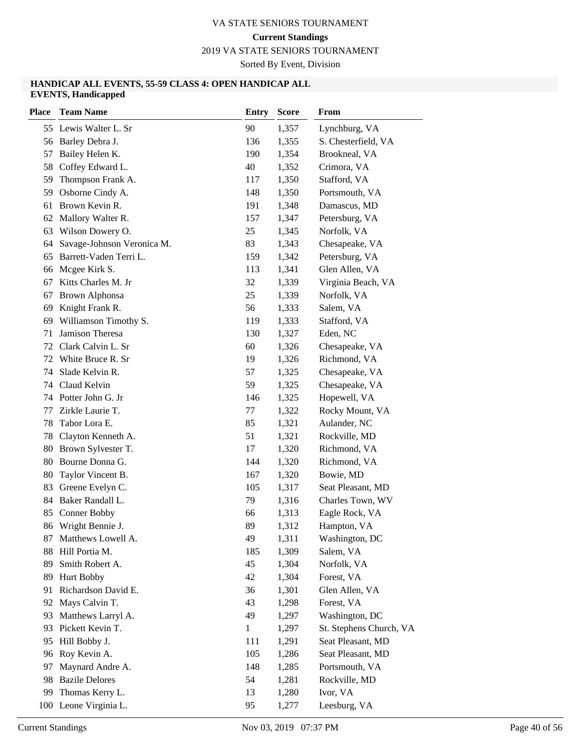# VA STATE SENIORS TOURNAMENT

**Current Standings**

2019 VA STATE SENIORS TOURNAMENT

Sorted By Event, Division

### HANDICAP ALL EVENTS, 55-59 CLASS 4: OPEN HANDICAP ALL EVENTS, Handicapped

| Place | Team Name | Entry | Score | From |
|---|---|---|---|---|
| 55 | Lewis Walter L. Sr | 90 | 1,357 | Lynchburg, VA |
| 56 | Barley Debra J. | 136 | 1,355 | S. Chesterfield, VA |
| 57 | Bailey Helen K. | 190 | 1,354 | Brookneal, VA |
| 58 | Coffey Edward L. | 40 | 1,352 | Crimora, VA |
| 59 | Thompson Frank A. | 117 | 1,350 | Stafford, VA |
| 59 | Osborne Cindy A. | 148 | 1,350 | Portsmouth, VA |
| 61 | Brown Kevin R. | 191 | 1,348 | Damascus, MD |
| 62 | Mallory Walter R. | 157 | 1,347 | Petersburg, VA |
| 63 | Wilson Dowery O. | 25 | 1,345 | Norfolk, VA |
| 64 | Savage-Johnson Veronica M. | 83 | 1,343 | Chesapeake, VA |
| 65 | Barrett-Vaden Terri L. | 159 | 1,342 | Petersburg, VA |
| 66 | Mcgee Kirk S. | 113 | 1,341 | Glen Allen, VA |
| 67 | Kitts Charles M. Jr | 32 | 1,339 | Virginia Beach, VA |
| 67 | Brown Alphonsa | 25 | 1,339 | Norfolk, VA |
| 69 | Knight Frank R. | 56 | 1,333 | Salem, VA |
| 69 | Williamson Timothy S. | 119 | 1,333 | Stafford, VA |
| 71 | Jamison Theresa | 130 | 1,327 | Eden, NC |
| 72 | Clark Calvin L. Sr | 60 | 1,326 | Chesapeake, VA |
| 72 | White Bruce R. Sr | 19 | 1,326 | Richmond, VA |
| 74 | Slade Kelvin R. | 57 | 1,325 | Chesapeake, VA |
| 74 | Claud Kelvin | 59 | 1,325 | Chesapeake, VA |
| 74 | Potter John G. Jr | 146 | 1,325 | Hopewell, VA |
| 77 | Zirkle Laurie T. | 77 | 1,322 | Rocky Mount, VA |
| 78 | Tabor Lora E. | 85 | 1,321 | Aulander, NC |
| 78 | Clayton Kenneth A. | 51 | 1,321 | Rockville, MD |
| 80 | Brown Sylvester T. | 17 | 1,320 | Richmond, VA |
| 80 | Bourne Donna G. | 144 | 1,320 | Richmond, VA |
| 80 | Taylor Vincent B. | 167 | 1,320 | Bowie, MD |
| 83 | Greene Evelyn C. | 105 | 1,317 | Seat Pleasant, MD |
| 84 | Baker Randall L. | 79 | 1,316 | Charles Town, WV |
| 85 | Conner Bobby | 66 | 1,313 | Eagle Rock, VA |
| 86 | Wright Bennie J. | 89 | 1,312 | Hampton, VA |
| 87 | Matthews Lowell A. | 49 | 1,311 | Washington, DC |
| 88 | Hill Portia M. | 185 | 1,309 | Salem, VA |
| 89 | Smith Robert A. | 45 | 1,304 | Norfolk, VA |
| 89 | Hurt Bobby | 42 | 1,304 | Forest, VA |
| 91 | Richardson David E. | 36 | 1,301 | Glen Allen, VA |
| 92 | Mays Calvin T. | 43 | 1,298 | Forest, VA |
| 93 | Matthews Larryl A. | 49 | 1,297 | Washington, DC |
| 93 | Pickett Kevin T. | 1 | 1,297 | St. Stephens Church, VA |
| 95 | Hill Bobby J. | 111 | 1,291 | Seat Pleasant, MD |
| 96 | Roy Kevin A. | 105 | 1,286 | Seat Pleasant, MD |
| 97 | Maynard Andre A. | 148 | 1,285 | Portsmouth, VA |
| 98 | Bazile Delores | 54 | 1,281 | Rockville, MD |
| 99 | Thomas Kerry L. | 13 | 1,280 | Ivor, VA |
| 100 | Leone Virginia L. | 95 | 1,277 | Leesburg, VA |

Current Standings — Nov 03, 2019 07:37 PM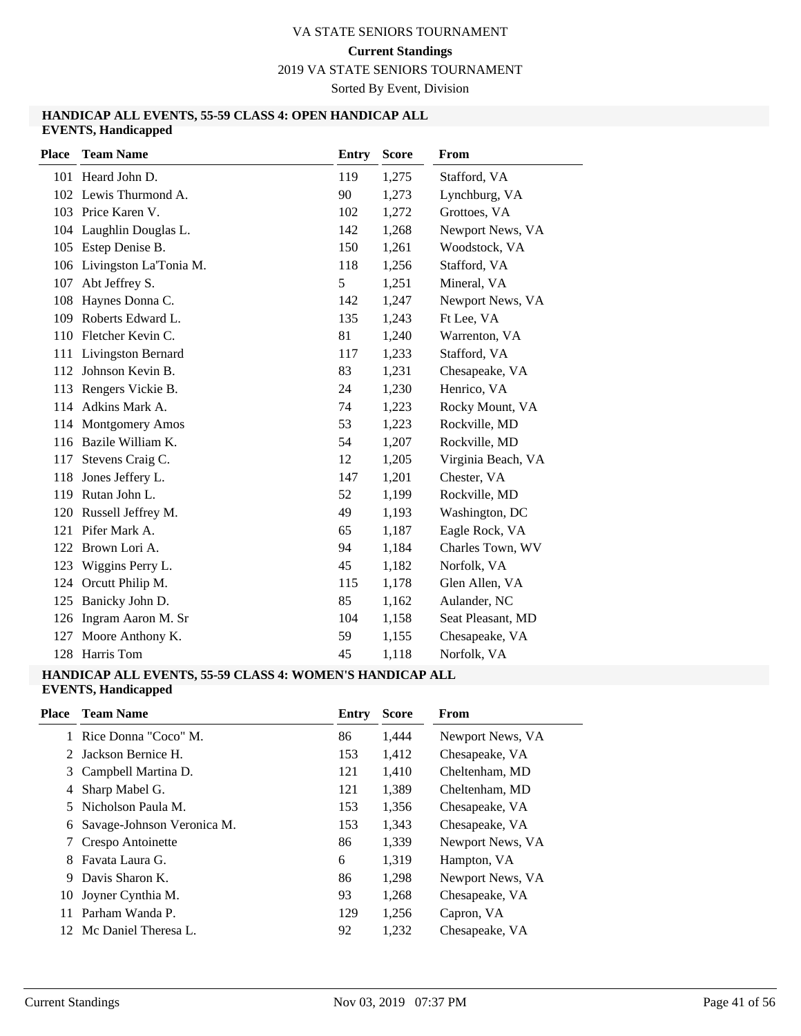VA STATE SENIORS TOURNAMENT

**Current Standings**

2019 VA STATE SENIORS TOURNAMENT

Sorted By Event, Division

### HANDICAP ALL EVENTS, 55-59 CLASS 4: OPEN HANDICAP ALL EVENTS, Handicapped

| Place | Team Name | Entry | Score | From |
|---|---|---|---|---|
| 101 | Heard John D. | 119 | 1,275 | Stafford, VA |
| 102 | Lewis Thurmond A. | 90 | 1,273 | Lynchburg, VA |
| 103 | Price Karen V. | 102 | 1,272 | Grottoes, VA |
| 104 | Laughlin Douglas L. | 142 | 1,268 | Newport News, VA |
| 105 | Estep Denise B. | 150 | 1,261 | Woodstock, VA |
| 106 | Livingston La'Tonia M. | 118 | 1,256 | Stafford, VA |
| 107 | Abt Jeffrey S. | 5 | 1,251 | Mineral, VA |
| 108 | Haynes Donna C. | 142 | 1,247 | Newport News, VA |
| 109 | Roberts Edward L. | 135 | 1,243 | Ft Lee, VA |
| 110 | Fletcher Kevin C. | 81 | 1,240 | Warrenton, VA |
| 111 | Livingston Bernard | 117 | 1,233 | Stafford, VA |
| 112 | Johnson Kevin B. | 83 | 1,231 | Chesapeake, VA |
| 113 | Rengers Vickie B. | 24 | 1,230 | Henrico, VA |
| 114 | Adkins Mark A. | 74 | 1,223 | Rocky Mount, VA |
| 114 | Montgomery Amos | 53 | 1,223 | Rockville, MD |
| 116 | Bazile William K. | 54 | 1,207 | Rockville, MD |
| 117 | Stevens Craig C. | 12 | 1,205 | Virginia Beach, VA |
| 118 | Jones Jeffery L. | 147 | 1,201 | Chester, VA |
| 119 | Rutan John L. | 52 | 1,199 | Rockville, MD |
| 120 | Russell Jeffrey M. | 49 | 1,193 | Washington, DC |
| 121 | Pifer Mark A. | 65 | 1,187 | Eagle Rock, VA |
| 122 | Brown Lori A. | 94 | 1,184 | Charles Town, WV |
| 123 | Wiggins Perry L. | 45 | 1,182 | Norfolk, VA |
| 124 | Orcutt Philip M. | 115 | 1,178 | Glen Allen, VA |
| 125 | Banicky John D. | 85 | 1,162 | Aulander, NC |
| 126 | Ingram Aaron M. Sr | 104 | 1,158 | Seat Pleasant, MD |
| 127 | Moore Anthony K. | 59 | 1,155 | Chesapeake, VA |
| 128 | Harris Tom | 45 | 1,118 | Norfolk, VA |

### HANDICAP ALL EVENTS, 55-59 CLASS 4: WOMEN'S HANDICAP ALL EVENTS, Handicapped

| Place | Team Name | Entry | Score | From |
|---|---|---|---|---|
| 1 | Rice Donna "Coco" M. | 86 | 1,444 | Newport News, VA |
| 2 | Jackson Bernice H. | 153 | 1,412 | Chesapeake, VA |
| 3 | Campbell Martina D. | 121 | 1,410 | Cheltenham, MD |
| 4 | Sharp Mabel G. | 121 | 1,389 | Cheltenham, MD |
| 5 | Nicholson Paula M. | 153 | 1,356 | Chesapeake, VA |
| 6 | Savage-Johnson Veronica M. | 153 | 1,343 | Chesapeake, VA |
| 7 | Crespo Antoinette | 86 | 1,339 | Newport News, VA |
| 8 | Favata Laura G. | 6 | 1,319 | Hampton, VA |
| 9 | Davis Sharon K. | 86 | 1,298 | Newport News, VA |
| 10 | Joyner Cynthia M. | 93 | 1,268 | Chesapeake, VA |
| 11 | Parham Wanda P. | 129 | 1,256 | Capron, VA |
| 12 | Mc Daniel Theresa L. | 92 | 1,232 | Chesapeake, VA |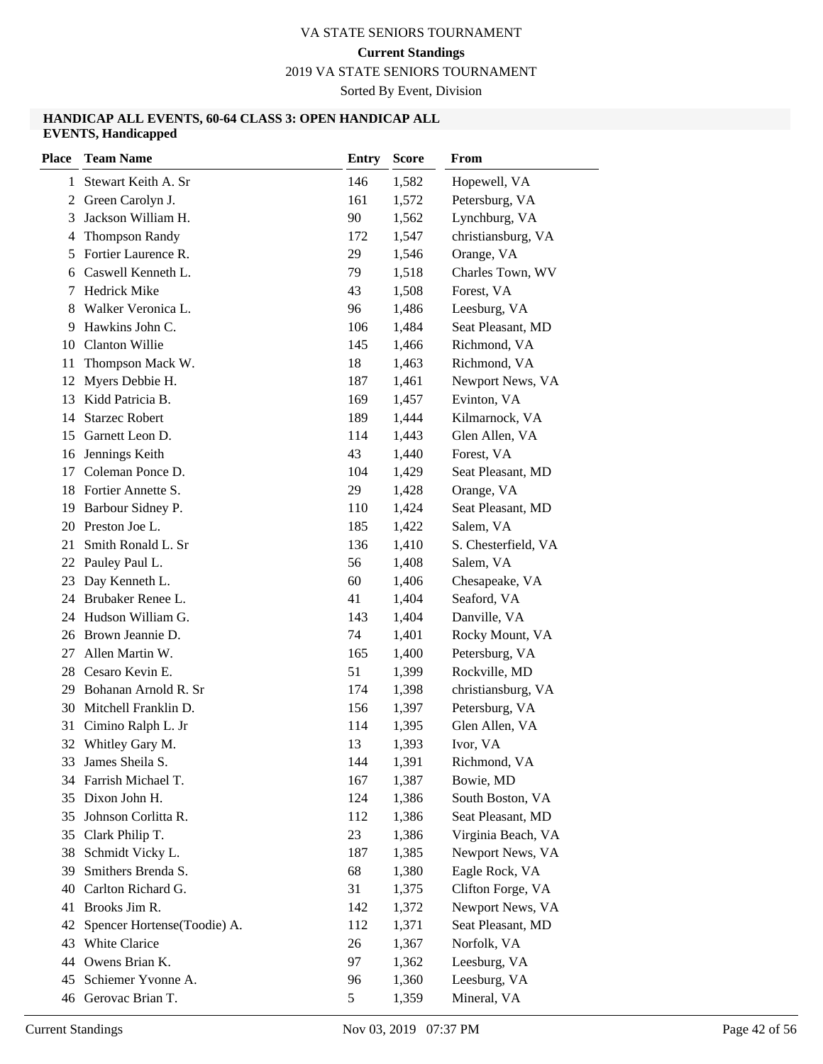VA STATE SENIORS TOURNAMENT

**Current Standings**

2019 VA STATE SENIORS TOURNAMENT

Sorted By Event, Division

### HANDICAP ALL EVENTS, 60-64 CLASS 3: OPEN HANDICAP ALL EVENTS, Handicapped

| Place | Team Name | Entry | Score | From |
|---|---|---|---|---|
| 1 | Stewart Keith A. Sr | 146 | 1,582 | Hopewell, VA |
| 2 | Green Carolyn J. | 161 | 1,572 | Petersburg, VA |
| 3 | Jackson William H. | 90 | 1,562 | Lynchburg, VA |
| 4 | Thompson Randy | 172 | 1,547 | christiansburg, VA |
| 5 | Fortier Laurence R. | 29 | 1,546 | Orange, VA |
| 6 | Caswell Kenneth L. | 79 | 1,518 | Charles Town, WV |
| 7 | Hedrick Mike | 43 | 1,508 | Forest, VA |
| 8 | Walker Veronica L. | 96 | 1,486 | Leesburg, VA |
| 9 | Hawkins John C. | 106 | 1,484 | Seat Pleasant, MD |
| 10 | Clanton Willie | 145 | 1,466 | Richmond, VA |
| 11 | Thompson Mack W. | 18 | 1,463 | Richmond, VA |
| 12 | Myers Debbie H. | 187 | 1,461 | Newport News, VA |
| 13 | Kidd Patricia B. | 169 | 1,457 | Evinton, VA |
| 14 | Starzec Robert | 189 | 1,444 | Kilmarnock, VA |
| 15 | Garnett Leon D. | 114 | 1,443 | Glen Allen, VA |
| 16 | Jennings Keith | 43 | 1,440 | Forest, VA |
| 17 | Coleman Ponce D. | 104 | 1,429 | Seat Pleasant, MD |
| 18 | Fortier Annette S. | 29 | 1,428 | Orange, VA |
| 19 | Barbour Sidney P. | 110 | 1,424 | Seat Pleasant, MD |
| 20 | Preston Joe L. | 185 | 1,422 | Salem, VA |
| 21 | Smith Ronald L. Sr | 136 | 1,410 | S. Chesterfield, VA |
| 22 | Pauley Paul L. | 56 | 1,408 | Salem, VA |
| 23 | Day Kenneth L. | 60 | 1,406 | Chesapeake, VA |
| 24 | Brubaker Renee L. | 41 | 1,404 | Seaford, VA |
| 24 | Hudson William G. | 143 | 1,404 | Danville, VA |
| 26 | Brown Jeannie D. | 74 | 1,401 | Rocky Mount, VA |
| 27 | Allen Martin W. | 165 | 1,400 | Petersburg, VA |
| 28 | Cesaro Kevin E. | 51 | 1,399 | Rockville, MD |
| 29 | Bohanan Arnold R. Sr | 174 | 1,398 | christiansburg, VA |
| 30 | Mitchell Franklin D. | 156 | 1,397 | Petersburg, VA |
| 31 | Cimino Ralph L. Jr | 114 | 1,395 | Glen Allen, VA |
| 32 | Whitley Gary M. | 13 | 1,393 | Ivor, VA |
| 33 | James Sheila S. | 144 | 1,391 | Richmond, VA |
| 34 | Farrish Michael T. | 167 | 1,387 | Bowie, MD |
| 35 | Dixon John H. | 124 | 1,386 | South Boston, VA |
| 35 | Johnson Corlitta R. | 112 | 1,386 | Seat Pleasant, MD |
| 35 | Clark Philip T. | 23 | 1,386 | Virginia Beach, VA |
| 38 | Schmidt Vicky L. | 187 | 1,385 | Newport News, VA |
| 39 | Smithers Brenda S. | 68 | 1,380 | Eagle Rock, VA |
| 40 | Carlton Richard G. | 31 | 1,375 | Clifton Forge, VA |
| 41 | Brooks Jim R. | 142 | 1,372 | Newport News, VA |
| 42 | Spencer Hortense(Toodie) A. | 112 | 1,371 | Seat Pleasant, MD |
| 43 | White Clarice | 26 | 1,367 | Norfolk, VA |
| 44 | Owens Brian K. | 97 | 1,362 | Leesburg, VA |
| 45 | Schiemer Yvonne A. | 96 | 1,360 | Leesburg, VA |
| 46 | Gerovac Brian T. | 5 | 1,359 | Mineral, VA |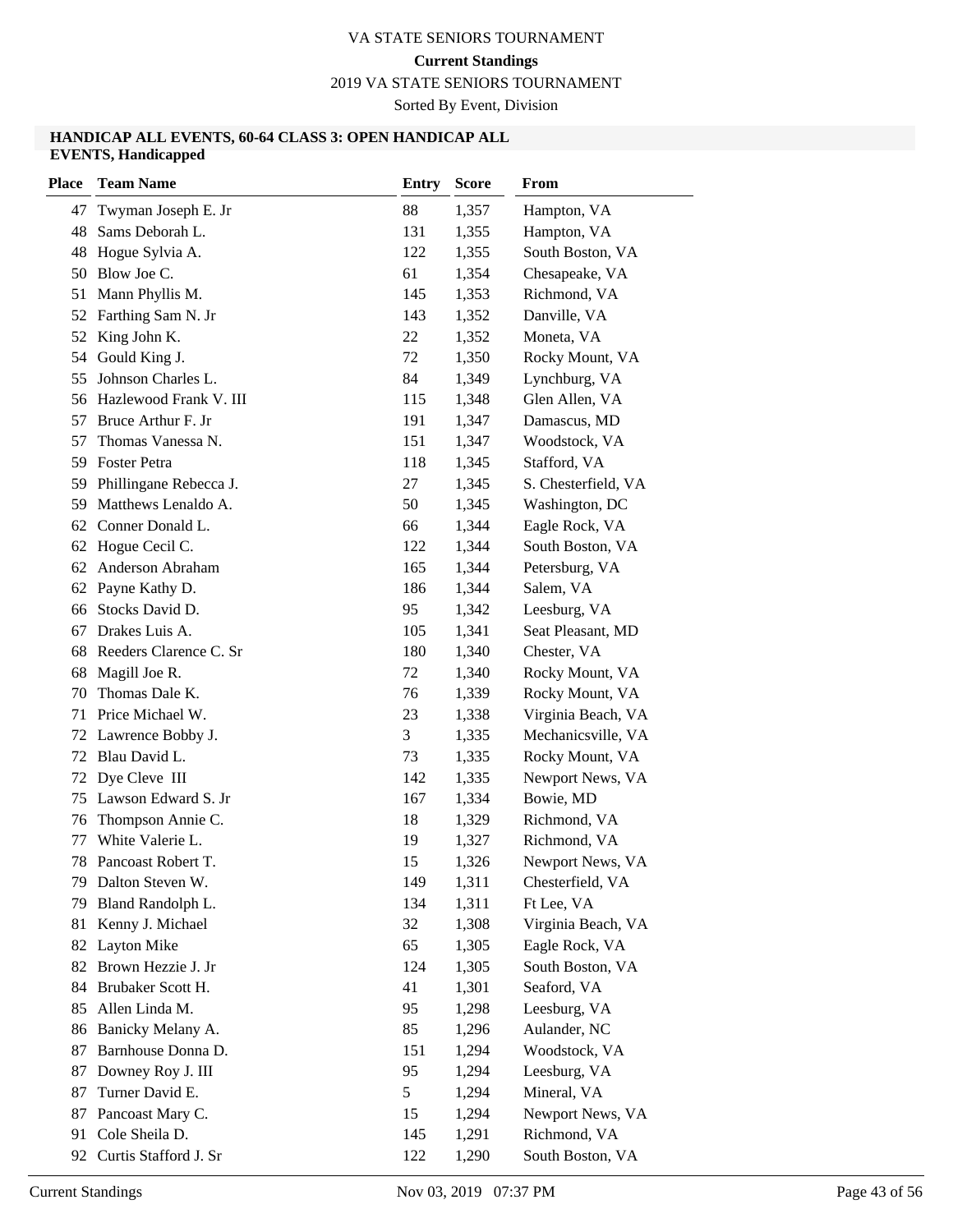VA STATE SENIORS TOURNAMENT

**Current Standings**

2019 VA STATE SENIORS TOURNAMENT

Sorted By Event, Division

### HANDICAP ALL EVENTS, 60-64 CLASS 3: OPEN HANDICAP ALL EVENTS, Handicapped

| Place | Team Name | Entry | Score | From |
|---|---|---|---|---|
| 47 | Twyman Joseph E. Jr | 88 | 1,357 | Hampton, VA |
| 48 | Sams Deborah L. | 131 | 1,355 | Hampton, VA |
| 48 | Hogue Sylvia A. | 122 | 1,355 | South Boston, VA |
| 50 | Blow Joe C. | 61 | 1,354 | Chesapeake, VA |
| 51 | Mann Phyllis M. | 145 | 1,353 | Richmond, VA |
| 52 | Farthing Sam N. Jr | 143 | 1,352 | Danville, VA |
| 52 | King John K. | 22 | 1,352 | Moneta, VA |
| 54 | Gould King J. | 72 | 1,350 | Rocky Mount, VA |
| 55 | Johnson Charles L. | 84 | 1,349 | Lynchburg, VA |
| 56 | Hazlewood Frank V. III | 115 | 1,348 | Glen Allen, VA |
| 57 | Bruce Arthur F. Jr | 191 | 1,347 | Damascus, MD |
| 57 | Thomas Vanessa N. | 151 | 1,347 | Woodstock, VA |
| 59 | Foster Petra | 118 | 1,345 | Stafford, VA |
| 59 | Phillingane Rebecca J. | 27 | 1,345 | S. Chesterfield, VA |
| 59 | Matthews Lenaldo A. | 50 | 1,345 | Washington, DC |
| 62 | Conner Donald L. | 66 | 1,344 | Eagle Rock, VA |
| 62 | Hogue Cecil C. | 122 | 1,344 | South Boston, VA |
| 62 | Anderson Abraham | 165 | 1,344 | Petersburg, VA |
| 62 | Payne Kathy D. | 186 | 1,344 | Salem, VA |
| 66 | Stocks David D. | 95 | 1,342 | Leesburg, VA |
| 67 | Drakes Luis A. | 105 | 1,341 | Seat Pleasant, MD |
| 68 | Reeders Clarence C. Sr | 180 | 1,340 | Chester, VA |
| 68 | Magill Joe R. | 72 | 1,340 | Rocky Mount, VA |
| 70 | Thomas Dale K. | 76 | 1,339 | Rocky Mount, VA |
| 71 | Price Michael W. | 23 | 1,338 | Virginia Beach, VA |
| 72 | Lawrence Bobby J. | 3 | 1,335 | Mechanicsville, VA |
| 72 | Blau David L. | 73 | 1,335 | Rocky Mount, VA |
| 72 | Dye Cleve III | 142 | 1,335 | Newport News, VA |
| 75 | Lawson Edward S. Jr | 167 | 1,334 | Bowie, MD |
| 76 | Thompson Annie C. | 18 | 1,329 | Richmond, VA |
| 77 | White Valerie L. | 19 | 1,327 | Richmond, VA |
| 78 | Pancoast Robert T. | 15 | 1,326 | Newport News, VA |
| 79 | Dalton Steven W. | 149 | 1,311 | Chesterfield, VA |
| 79 | Bland Randolph L. | 134 | 1,311 | Ft Lee, VA |
| 81 | Kenny J. Michael | 32 | 1,308 | Virginia Beach, VA |
| 82 | Layton Mike | 65 | 1,305 | Eagle Rock, VA |
| 82 | Brown Hezzie J. Jr | 124 | 1,305 | South Boston, VA |
| 84 | Brubaker Scott H. | 41 | 1,301 | Seaford, VA |
| 85 | Allen Linda M. | 95 | 1,298 | Leesburg, VA |
| 86 | Banicky Melany A. | 85 | 1,296 | Aulander, NC |
| 87 | Barnhouse Donna D. | 151 | 1,294 | Woodstock, VA |
| 87 | Downey Roy J. III | 95 | 1,294 | Leesburg, VA |
| 87 | Turner David E. | 5 | 1,294 | Mineral, VA |
| 87 | Pancoast Mary C. | 15 | 1,294 | Newport News, VA |
| 91 | Cole Sheila D. | 145 | 1,291 | Richmond, VA |
| 92 | Curtis Stafford J. Sr | 122 | 1,290 | South Boston, VA |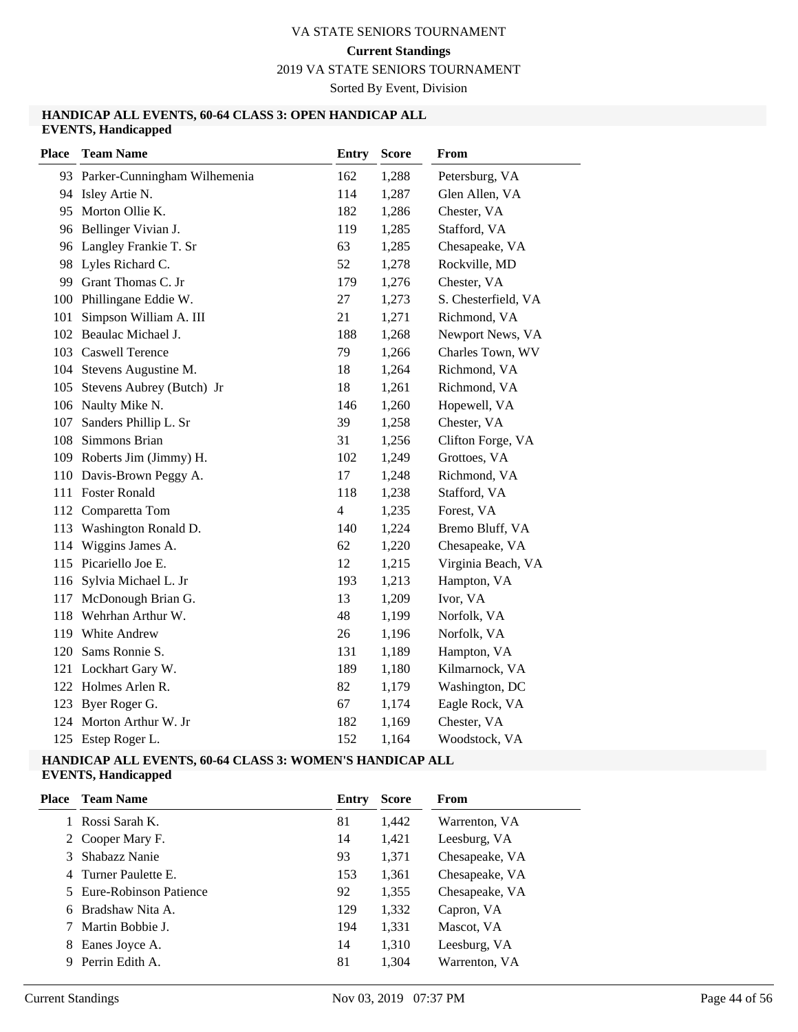VA STATE SENIORS TOURNAMENT

**Current Standings**

2019 VA STATE SENIORS TOURNAMENT

Sorted By Event, Division

### HANDICAP ALL EVENTS, 60-64 CLASS 3: OPEN HANDICAP ALL EVENTS, Handicapped

| Place | Team Name | Entry | Score | From |
|---|---|---|---|---|
| 93 | Parker-Cunningham Wilhemenia | 162 | 1,288 | Petersburg, VA |
| 94 | Isley Artie N. | 114 | 1,287 | Glen Allen, VA |
| 95 | Morton Ollie K. | 182 | 1,286 | Chester, VA |
| 96 | Bellinger Vivian J. | 119 | 1,285 | Stafford, VA |
| 96 | Langley Frankie T. Sr | 63 | 1,285 | Chesapeake, VA |
| 98 | Lyles Richard C. | 52 | 1,278 | Rockville, MD |
| 99 | Grant Thomas C. Jr | 179 | 1,276 | Chester, VA |
| 100 | Phillingane Eddie W. | 27 | 1,273 | S. Chesterfield, VA |
| 101 | Simpson William A. III | 21 | 1,271 | Richmond, VA |
| 102 | Beaulac Michael J. | 188 | 1,268 | Newport News, VA |
| 103 | Caswell Terence | 79 | 1,266 | Charles Town, WV |
| 104 | Stevens Augustine M. | 18 | 1,264 | Richmond, VA |
| 105 | Stevens Aubrey (Butch) Jr | 18 | 1,261 | Richmond, VA |
| 106 | Naulty Mike N. | 146 | 1,260 | Hopewell, VA |
| 107 | Sanders Phillip L. Sr | 39 | 1,258 | Chester, VA |
| 108 | Simmons Brian | 31 | 1,256 | Clifton Forge, VA |
| 109 | Roberts Jim (Jimmy) H. | 102 | 1,249 | Grottoes, VA |
| 110 | Davis-Brown Peggy A. | 17 | 1,248 | Richmond, VA |
| 111 | Foster Ronald | 118 | 1,238 | Stafford, VA |
| 112 | Comparetta Tom | 4 | 1,235 | Forest, VA |
| 113 | Washington Ronald D. | 140 | 1,224 | Bremo Bluff, VA |
| 114 | Wiggins James A. | 62 | 1,220 | Chesapeake, VA |
| 115 | Picariello Joe E. | 12 | 1,215 | Virginia Beach, VA |
| 116 | Sylvia Michael L. Jr | 193 | 1,213 | Hampton, VA |
| 117 | McDonough Brian G. | 13 | 1,209 | Ivor, VA |
| 118 | Wehrhan Arthur W. | 48 | 1,199 | Norfolk, VA |
| 119 | White Andrew | 26 | 1,196 | Norfolk, VA |
| 120 | Sams Ronnie S. | 131 | 1,189 | Hampton, VA |
| 121 | Lockhart Gary W. | 189 | 1,180 | Kilmarnock, VA |
| 122 | Holmes Arlen R. | 82 | 1,179 | Washington, DC |
| 123 | Byer Roger G. | 67 | 1,174 | Eagle Rock, VA |
| 124 | Morton Arthur W. Jr | 182 | 1,169 | Chester, VA |
| 125 | Estep Roger L. | 152 | 1,164 | Woodstock, VA |

### HANDICAP ALL EVENTS, 60-64 CLASS 3: WOMEN'S HANDICAP ALL EVENTS, Handicapped

| Place | Team Name | Entry | Score | From |
|---|---|---|---|---|
| 1 | Rossi Sarah K. | 81 | 1,442 | Warrenton, VA |
| 2 | Cooper Mary F. | 14 | 1,421 | Leesburg, VA |
| 3 | Shabazz Nanie | 93 | 1,371 | Chesapeake, VA |
| 4 | Turner Paulette E. | 153 | 1,361 | Chesapeake, VA |
| 5 | Eure-Robinson Patience | 92 | 1,355 | Chesapeake, VA |
| 6 | Bradshaw Nita A. | 129 | 1,332 | Capron, VA |
| 7 | Martin Bobbie J. | 194 | 1,331 | Mascot, VA |
| 8 | Eanes Joyce A. | 14 | 1,310 | Leesburg, VA |
| 9 | Perrin Edith A. | 81 | 1,304 | Warrenton, VA |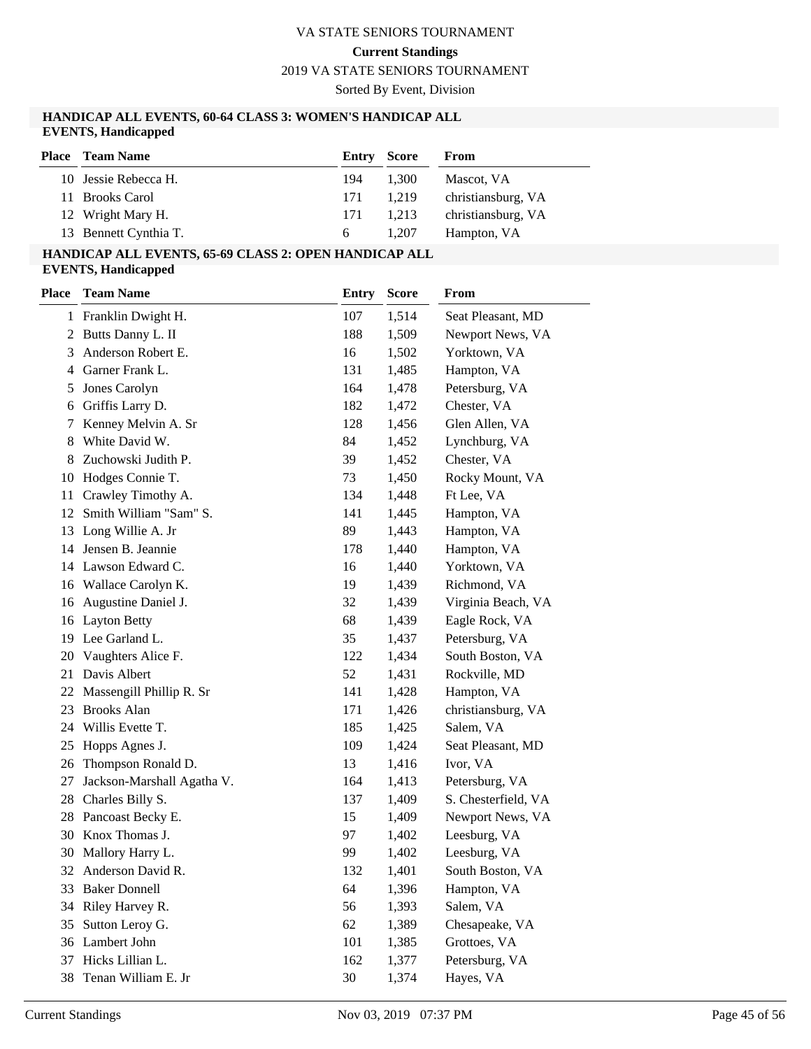# VA STATE SENIORS TOURNAMENT

**Current Standings**

2019 VA STATE SENIORS TOURNAMENT

Sorted By Event, Division

### HANDICAP ALL EVENTS, 60-64 CLASS 3: WOMEN'S HANDICAP ALL EVENTS, Handicapped

| Place | Team Name | Entry | Score | From |
|---|---|---|---|---|
| 10 | Jessie Rebecca H. | 194 | 1,300 | Mascot, VA |
| 11 | Brooks Carol | 171 | 1,219 | christiansburg, VA |
| 12 | Wright Mary H. | 171 | 1,213 | christiansburg, VA |
| 13 | Bennett Cynthia T. | 6 | 1,207 | Hampton, VA |

### HANDICAP ALL EVENTS, 65-69 CLASS 2: OPEN HANDICAP ALL EVENTS, Handicapped

| Place | Team Name | Entry | Score | From |
|---|---|---|---|---|
| 1 | Franklin Dwight H. | 107 | 1,514 | Seat Pleasant, MD |
| 2 | Butts Danny L. II | 188 | 1,509 | Newport News, VA |
| 3 | Anderson Robert E. | 16 | 1,502 | Yorktown, VA |
| 4 | Garner Frank L. | 131 | 1,485 | Hampton, VA |
| 5 | Jones Carolyn | 164 | 1,478 | Petersburg, VA |
| 6 | Griffis Larry D. | 182 | 1,472 | Chester, VA |
| 7 | Kenney Melvin A. Sr | 128 | 1,456 | Glen Allen, VA |
| 8 | White David W. | 84 | 1,452 | Lynchburg, VA |
| 8 | Zuchowski Judith P. | 39 | 1,452 | Chester, VA |
| 10 | Hodges Connie T. | 73 | 1,450 | Rocky Mount, VA |
| 11 | Crawley Timothy A. | 134 | 1,448 | Ft Lee, VA |
| 12 | Smith William "Sam" S. | 141 | 1,445 | Hampton, VA |
| 13 | Long Willie A. Jr | 89 | 1,443 | Hampton, VA |
| 14 | Jensen B. Jeannie | 178 | 1,440 | Hampton, VA |
| 14 | Lawson Edward C. | 16 | 1,440 | Yorktown, VA |
| 16 | Wallace Carolyn K. | 19 | 1,439 | Richmond, VA |
| 16 | Augustine Daniel J. | 32 | 1,439 | Virginia Beach, VA |
| 16 | Layton Betty | 68 | 1,439 | Eagle Rock, VA |
| 19 | Lee Garland L. | 35 | 1,437 | Petersburg, VA |
| 20 | Vaughters Alice F. | 122 | 1,434 | South Boston, VA |
| 21 | Davis Albert | 52 | 1,431 | Rockville, MD |
| 22 | Massengill Phillip R. Sr | 141 | 1,428 | Hampton, VA |
| 23 | Brooks Alan | 171 | 1,426 | christiansburg, VA |
| 24 | Willis Evette T. | 185 | 1,425 | Salem, VA |
| 25 | Hopps Agnes J. | 109 | 1,424 | Seat Pleasant, MD |
| 26 | Thompson Ronald D. | 13 | 1,416 | Ivor, VA |
| 27 | Jackson-Marshall Agatha V. | 164 | 1,413 | Petersburg, VA |
| 28 | Charles Billy S. | 137 | 1,409 | S. Chesterfield, VA |
| 28 | Pancoast Becky E. | 15 | 1,409 | Newport News, VA |
| 30 | Knox Thomas J. | 97 | 1,402 | Leesburg, VA |
| 30 | Mallory Harry L. | 99 | 1,402 | Leesburg, VA |
| 32 | Anderson David R. | 132 | 1,401 | South Boston, VA |
| 33 | Baker Donnell | 64 | 1,396 | Hampton, VA |
| 34 | Riley Harvey R. | 56 | 1,393 | Salem, VA |
| 35 | Sutton Leroy G. | 62 | 1,389 | Chesapeake, VA |
| 36 | Lambert John | 101 | 1,385 | Grottoes, VA |
| 37 | Hicks Lillian L. | 162 | 1,377 | Petersburg, VA |
| 38 | Tenan William E. Jr | 30 | 1,374 | Hayes, VA |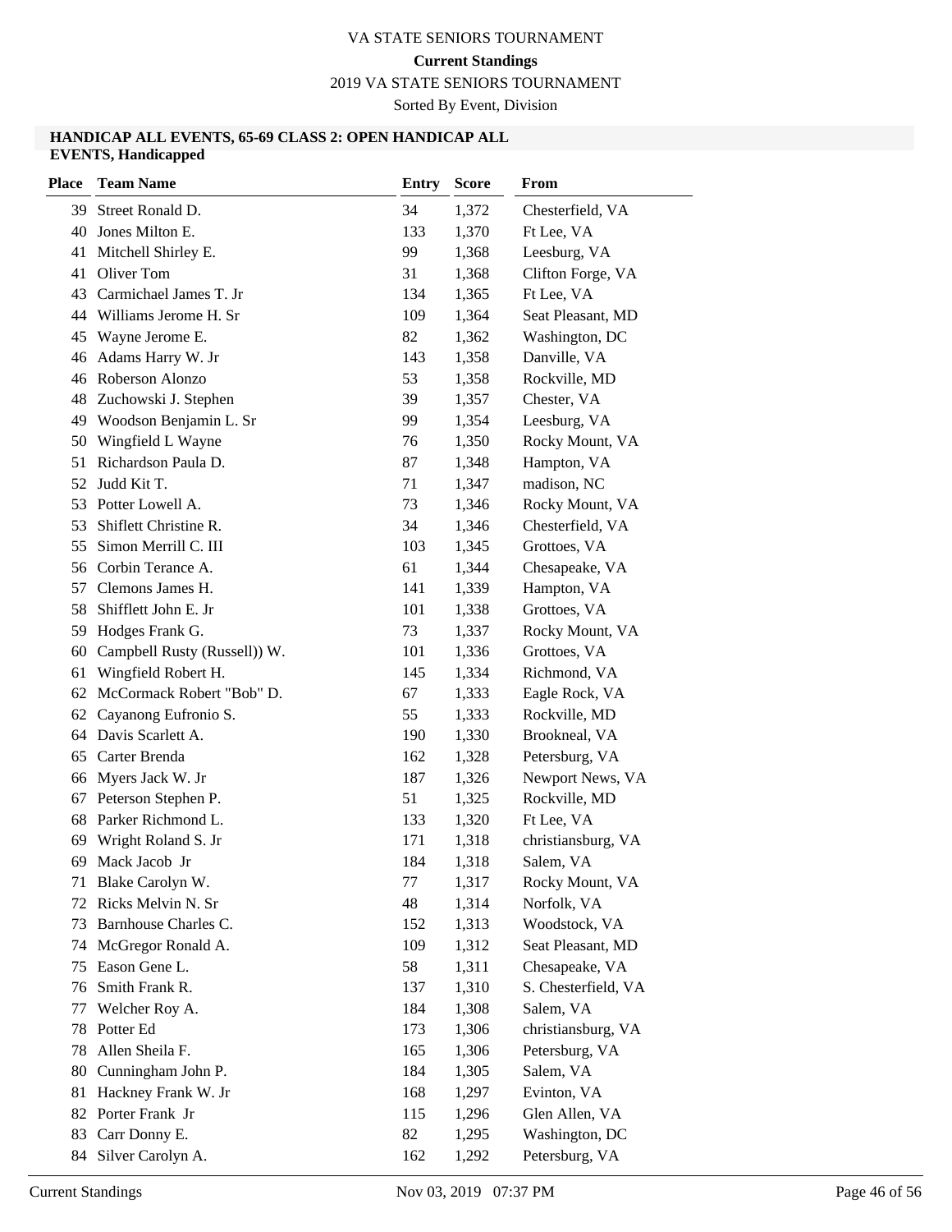VA STATE SENIORS TOURNAMENT

**Current Standings**

2019 VA STATE SENIORS TOURNAMENT

Sorted By Event, Division

### HANDICAP ALL EVENTS, 65-69 CLASS 2: OPEN HANDICAP ALL EVENTS, Handicapped

| Place | Team Name | Entry | Score | From |
|---|---|---|---|---|
| 39 | Street Ronald D. | 34 | 1,372 | Chesterfield, VA |
| 40 | Jones Milton E. | 133 | 1,370 | Ft Lee, VA |
| 41 | Mitchell Shirley E. | 99 | 1,368 | Leesburg, VA |
| 41 | Oliver Tom | 31 | 1,368 | Clifton Forge, VA |
| 43 | Carmichael James T. Jr | 134 | 1,365 | Ft Lee, VA |
| 44 | Williams Jerome H. Sr | 109 | 1,364 | Seat Pleasant, MD |
| 45 | Wayne Jerome E. | 82 | 1,362 | Washington, DC |
| 46 | Adams Harry W. Jr | 143 | 1,358 | Danville, VA |
| 46 | Roberson Alonzo | 53 | 1,358 | Rockville, MD |
| 48 | Zuchowski J. Stephen | 39 | 1,357 | Chester, VA |
| 49 | Woodson Benjamin L. Sr | 99 | 1,354 | Leesburg, VA |
| 50 | Wingfield L Wayne | 76 | 1,350 | Rocky Mount, VA |
| 51 | Richardson Paula D. | 87 | 1,348 | Hampton, VA |
| 52 | Judd Kit T. | 71 | 1,347 | madison, NC |
| 53 | Potter Lowell A. | 73 | 1,346 | Rocky Mount, VA |
| 53 | Shiflett Christine R. | 34 | 1,346 | Chesterfield, VA |
| 55 | Simon Merrill C. III | 103 | 1,345 | Grottoes, VA |
| 56 | Corbin Terance A. | 61 | 1,344 | Chesapeake, VA |
| 57 | Clemons James H. | 141 | 1,339 | Hampton, VA |
| 58 | Shifflett John E. Jr | 101 | 1,338 | Grottoes, VA |
| 59 | Hodges Frank G. | 73 | 1,337 | Rocky Mount, VA |
| 60 | Campbell Rusty (Russell)) W. | 101 | 1,336 | Grottoes, VA |
| 61 | Wingfield Robert H. | 145 | 1,334 | Richmond, VA |
| 62 | McCormack Robert "Bob" D. | 67 | 1,333 | Eagle Rock, VA |
| 62 | Cayanong Eufronio S. | 55 | 1,333 | Rockville, MD |
| 64 | Davis Scarlett A. | 190 | 1,330 | Brookneal, VA |
| 65 | Carter Brenda | 162 | 1,328 | Petersburg, VA |
| 66 | Myers Jack W. Jr | 187 | 1,326 | Newport News, VA |
| 67 | Peterson Stephen P. | 51 | 1,325 | Rockville, MD |
| 68 | Parker Richmond L. | 133 | 1,320 | Ft Lee, VA |
| 69 | Wright Roland S. Jr | 171 | 1,318 | christiansburg, VA |
| 69 | Mack Jacob Jr | 184 | 1,318 | Salem, VA |
| 71 | Blake Carolyn W. | 77 | 1,317 | Rocky Mount, VA |
| 72 | Ricks Melvin N. Sr | 48 | 1,314 | Norfolk, VA |
| 73 | Barnhouse Charles C. | 152 | 1,313 | Woodstock, VA |
| 74 | McGregor Ronald A. | 109 | 1,312 | Seat Pleasant, MD |
| 75 | Eason Gene L. | 58 | 1,311 | Chesapeake, VA |
| 76 | Smith Frank R. | 137 | 1,310 | S. Chesterfield, VA |
| 77 | Welcher Roy A. | 184 | 1,308 | Salem, VA |
| 78 | Potter Ed | 173 | 1,306 | christiansburg, VA |
| 78 | Allen Sheila F. | 165 | 1,306 | Petersburg, VA |
| 80 | Cunningham John P. | 184 | 1,305 | Salem, VA |
| 81 | Hackney Frank W. Jr | 168 | 1,297 | Evinton, VA |
| 82 | Porter Frank Jr | 115 | 1,296 | Glen Allen, VA |
| 83 | Carr Donny E. | 82 | 1,295 | Washington, DC |
| 84 | Silver Carolyn A. | 162 | 1,292 | Petersburg, VA |

Current Standings Nov 03, 2019 07:37 PM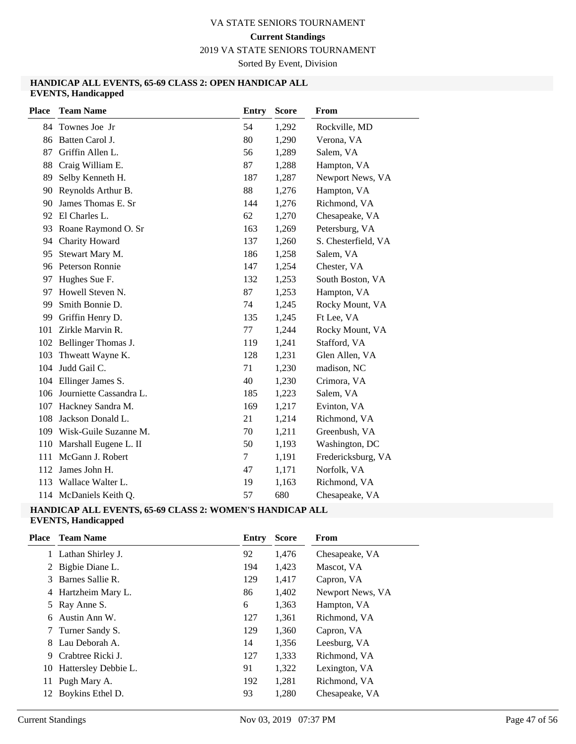# VA STATE SENIORS TOURNAMENT

**Current Standings**

2019 VA STATE SENIORS TOURNAMENT

Sorted By Event, Division

### HANDICAP ALL EVENTS, 65-69 CLASS 2: OPEN HANDICAP ALL EVENTS, Handicapped

| Place | Team Name | Entry | Score | From |
|---|---|---|---|---|
| 84 | Townes Joe Jr | 54 | 1,292 | Rockville, MD |
| 86 | Batten Carol J. | 80 | 1,290 | Verona, VA |
| 87 | Griffin Allen L. | 56 | 1,289 | Salem, VA |
| 88 | Craig William E. | 87 | 1,288 | Hampton, VA |
| 89 | Selby Kenneth H. | 187 | 1,287 | Newport News, VA |
| 90 | Reynolds Arthur B. | 88 | 1,276 | Hampton, VA |
| 90 | James Thomas E. Sr | 144 | 1,276 | Richmond, VA |
| 92 | El Charles L. | 62 | 1,270 | Chesapeake, VA |
| 93 | Roane Raymond O. Sr | 163 | 1,269 | Petersburg, VA |
| 94 | Charity Howard | 137 | 1,260 | S. Chesterfield, VA |
| 95 | Stewart Mary M. | 186 | 1,258 | Salem, VA |
| 96 | Peterson Ronnie | 147 | 1,254 | Chester, VA |
| 97 | Hughes Sue F. | 132 | 1,253 | South Boston, VA |
| 97 | Howell Steven N. | 87 | 1,253 | Hampton, VA |
| 99 | Smith Bonnie D. | 74 | 1,245 | Rocky Mount, VA |
| 99 | Griffin Henry D. | 135 | 1,245 | Ft Lee, VA |
| 101 | Zirkle Marvin R. | 77 | 1,244 | Rocky Mount, VA |
| 102 | Bellinger Thomas J. | 119 | 1,241 | Stafford, VA |
| 103 | Thweatt Wayne K. | 128 | 1,231 | Glen Allen, VA |
| 104 | Judd Gail C. | 71 | 1,230 | madison, NC |
| 104 | Ellinger James S. | 40 | 1,230 | Crimora, VA |
| 106 | Journiette Cassandra L. | 185 | 1,223 | Salem, VA |
| 107 | Hackney Sandra M. | 169 | 1,217 | Evinton, VA |
| 108 | Jackson Donald L. | 21 | 1,214 | Richmond, VA |
| 109 | Wisk-Guile Suzanne M. | 70 | 1,211 | Greenbush, VA |
| 110 | Marshall Eugene L. II | 50 | 1,193 | Washington, DC |
| 111 | McGann J. Robert | 7 | 1,191 | Fredericksburg, VA |
| 112 | James John H. | 47 | 1,171 | Norfolk, VA |
| 113 | Wallace Walter L. | 19 | 1,163 | Richmond, VA |
| 114 | McDaniels Keith Q. | 57 | 680 | Chesapeake, VA |

### HANDICAP ALL EVENTS, 65-69 CLASS 2: WOMEN'S HANDICAP ALL EVENTS, Handicapped

| Place | Team Name | Entry | Score | From |
|---|---|---|---|---|
| 1 | Lathan Shirley J. | 92 | 1,476 | Chesapeake, VA |
| 2 | Bigbie Diane L. | 194 | 1,423 | Mascot, VA |
| 3 | Barnes Sallie R. | 129 | 1,417 | Capron, VA |
| 4 | Hartzheim Mary L. | 86 | 1,402 | Newport News, VA |
| 5 | Ray Anne S. | 6 | 1,363 | Hampton, VA |
| 6 | Austin Ann W. | 127 | 1,361 | Richmond, VA |
| 7 | Turner Sandy S. | 129 | 1,360 | Capron, VA |
| 8 | Lau Deborah A. | 14 | 1,356 | Leesburg, VA |
| 9 | Crabtree Ricki J. | 127 | 1,333 | Richmond, VA |
| 10 | Hattersley Debbie L. | 91 | 1,322 | Lexington, VA |
| 11 | Pugh Mary A. | 192 | 1,281 | Richmond, VA |
| 12 | Boykins Ethel D. | 93 | 1,280 | Chesapeake, VA |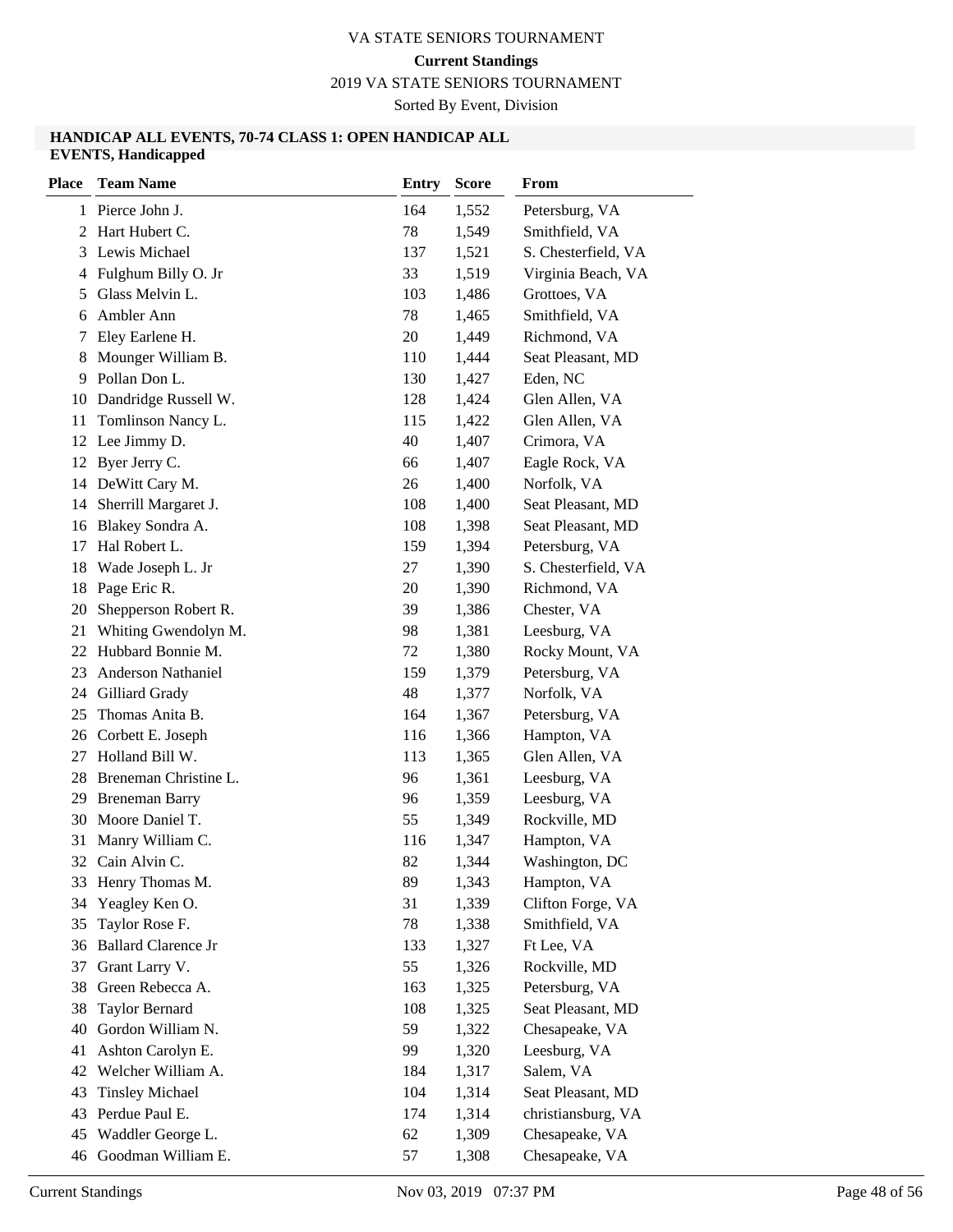VA STATE SENIORS TOURNAMENT

**Current Standings**

2019 VA STATE SENIORS TOURNAMENT

Sorted By Event, Division

### HANDICAP ALL EVENTS, 70-74 CLASS 1: OPEN HANDICAP ALL EVENTS, Handicapped

| Place | Team Name | Entry | Score | From |
|---|---|---|---|---|
| 1 | Pierce John J. | 164 | 1,552 | Petersburg, VA |
| 2 | Hart Hubert C. | 78 | 1,549 | Smithfield, VA |
| 3 | Lewis Michael | 137 | 1,521 | S. Chesterfield, VA |
| 4 | Fulghum Billy O. Jr | 33 | 1,519 | Virginia Beach, VA |
| 5 | Glass Melvin L. | 103 | 1,486 | Grottoes, VA |
| 6 | Ambler Ann | 78 | 1,465 | Smithfield, VA |
| 7 | Eley Earlene H. | 20 | 1,449 | Richmond, VA |
| 8 | Mounger William B. | 110 | 1,444 | Seat Pleasant, MD |
| 9 | Pollan Don L. | 130 | 1,427 | Eden, NC |
| 10 | Dandridge Russell W. | 128 | 1,424 | Glen Allen, VA |
| 11 | Tomlinson Nancy L. | 115 | 1,422 | Glen Allen, VA |
| 12 | Lee Jimmy D. | 40 | 1,407 | Crimora, VA |
| 12 | Byer Jerry C. | 66 | 1,407 | Eagle Rock, VA |
| 14 | DeWitt Cary M. | 26 | 1,400 | Norfolk, VA |
| 14 | Sherrill Margaret J. | 108 | 1,400 | Seat Pleasant, MD |
| 16 | Blakey Sondra A. | 108 | 1,398 | Seat Pleasant, MD |
| 17 | Hal Robert L. | 159 | 1,394 | Petersburg, VA |
| 18 | Wade Joseph L. Jr | 27 | 1,390 | S. Chesterfield, VA |
| 18 | Page Eric R. | 20 | 1,390 | Richmond, VA |
| 20 | Shepperson Robert R. | 39 | 1,386 | Chester, VA |
| 21 | Whiting Gwendolyn M. | 98 | 1,381 | Leesburg, VA |
| 22 | Hubbard Bonnie M. | 72 | 1,380 | Rocky Mount, VA |
| 23 | Anderson Nathaniel | 159 | 1,379 | Petersburg, VA |
| 24 | Gilliard Grady | 48 | 1,377 | Norfolk, VA |
| 25 | Thomas Anita B. | 164 | 1,367 | Petersburg, VA |
| 26 | Corbett E. Joseph | 116 | 1,366 | Hampton, VA |
| 27 | Holland Bill W. | 113 | 1,365 | Glen Allen, VA |
| 28 | Breneman Christine L. | 96 | 1,361 | Leesburg, VA |
| 29 | Breneman Barry | 96 | 1,359 | Leesburg, VA |
| 30 | Moore Daniel T. | 55 | 1,349 | Rockville, MD |
| 31 | Manry William C. | 116 | 1,347 | Hampton, VA |
| 32 | Cain Alvin C. | 82 | 1,344 | Washington, DC |
| 33 | Henry Thomas M. | 89 | 1,343 | Hampton, VA |
| 34 | Yeagley Ken O. | 31 | 1,339 | Clifton Forge, VA |
| 35 | Taylor Rose F. | 78 | 1,338 | Smithfield, VA |
| 36 | Ballard Clarence Jr | 133 | 1,327 | Ft Lee, VA |
| 37 | Grant Larry V. | 55 | 1,326 | Rockville, MD |
| 38 | Green Rebecca A. | 163 | 1,325 | Petersburg, VA |
| 38 | Taylor Bernard | 108 | 1,325 | Seat Pleasant, MD |
| 40 | Gordon William N. | 59 | 1,322 | Chesapeake, VA |
| 41 | Ashton Carolyn E. | 99 | 1,320 | Leesburg, VA |
| 42 | Welcher William A. | 184 | 1,317 | Salem, VA |
| 43 | Tinsley Michael | 104 | 1,314 | Seat Pleasant, MD |
| 43 | Perdue Paul E. | 174 | 1,314 | christiansburg, VA |
| 45 | Waddler George L. | 62 | 1,309 | Chesapeake, VA |
| 46 | Goodman William E. | 57 | 1,308 | Chesapeake, VA |

Current Standings    Nov 03, 2019 07:37 PM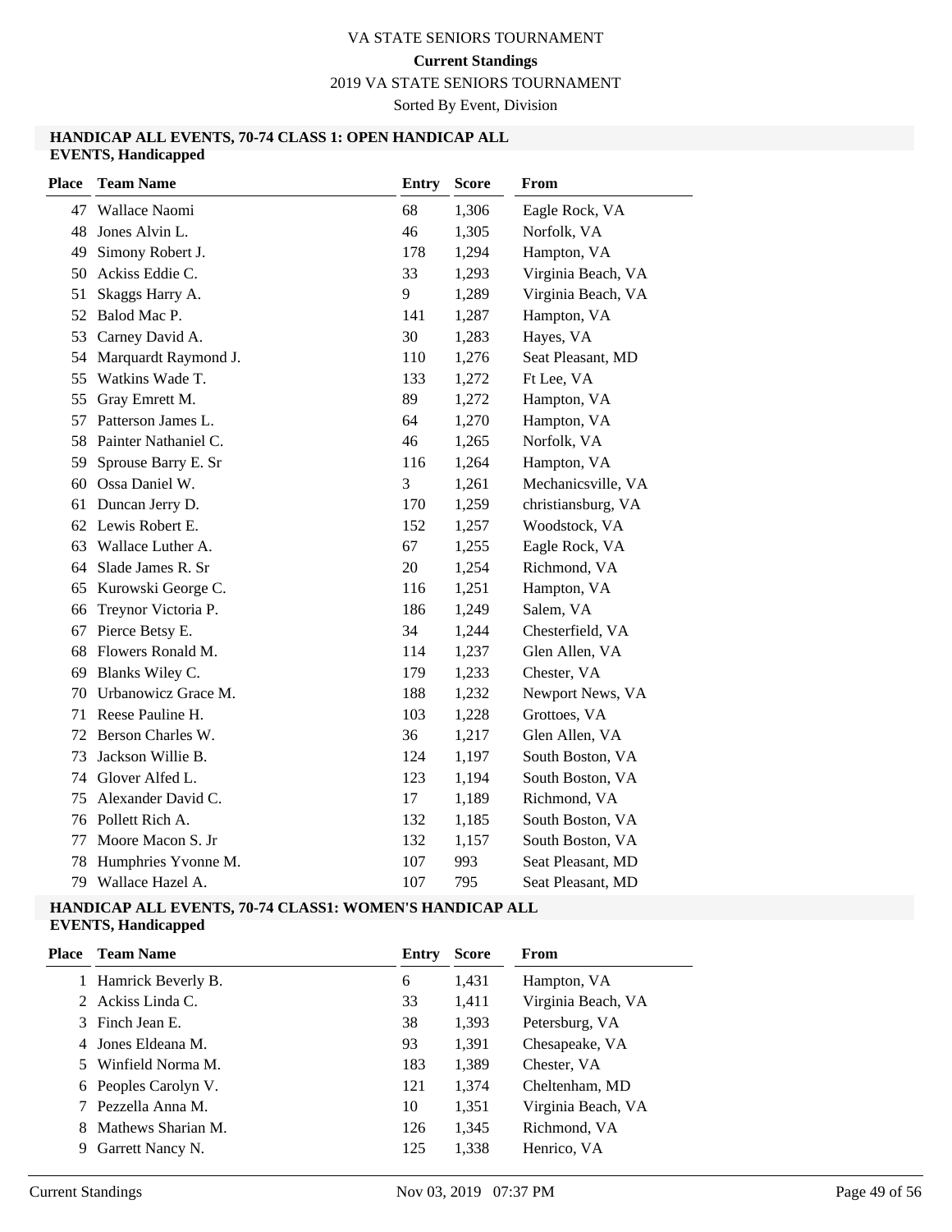VA STATE SENIORS TOURNAMENT

**Current Standings**

2019 VA STATE SENIORS TOURNAMENT

Sorted By Event, Division

### HANDICAP ALL EVENTS, 70-74 CLASS 1: OPEN HANDICAP ALL EVENTS, Handicapped

| Place | Team Name | Entry | Score | From |
|---|---|---|---|---|
| 47 | Wallace Naomi | 68 | 1,306 | Eagle Rock, VA |
| 48 | Jones Alvin L. | 46 | 1,305 | Norfolk, VA |
| 49 | Simony Robert J. | 178 | 1,294 | Hampton, VA |
| 50 | Ackiss Eddie C. | 33 | 1,293 | Virginia Beach, VA |
| 51 | Skaggs Harry A. | 9 | 1,289 | Virginia Beach, VA |
| 52 | Balod Mac P. | 141 | 1,287 | Hampton, VA |
| 53 | Carney David A. | 30 | 1,283 | Hayes, VA |
| 54 | Marquardt Raymond J. | 110 | 1,276 | Seat Pleasant, MD |
| 55 | Watkins Wade T. | 133 | 1,272 | Ft Lee, VA |
| 55 | Gray Emrett M. | 89 | 1,272 | Hampton, VA |
| 57 | Patterson James L. | 64 | 1,270 | Hampton, VA |
| 58 | Painter Nathaniel C. | 46 | 1,265 | Norfolk, VA |
| 59 | Sprouse Barry E. Sr | 116 | 1,264 | Hampton, VA |
| 60 | Ossa Daniel W. | 3 | 1,261 | Mechanicsville, VA |
| 61 | Duncan Jerry D. | 170 | 1,259 | christiansburg, VA |
| 62 | Lewis Robert E. | 152 | 1,257 | Woodstock, VA |
| 63 | Wallace Luther A. | 67 | 1,255 | Eagle Rock, VA |
| 64 | Slade James R. Sr | 20 | 1,254 | Richmond, VA |
| 65 | Kurowski George C. | 116 | 1,251 | Hampton, VA |
| 66 | Treynor Victoria P. | 186 | 1,249 | Salem, VA |
| 67 | Pierce Betsy E. | 34 | 1,244 | Chesterfield, VA |
| 68 | Flowers Ronald M. | 114 | 1,237 | Glen Allen, VA |
| 69 | Blanks Wiley C. | 179 | 1,233 | Chester, VA |
| 70 | Urbanowicz Grace M. | 188 | 1,232 | Newport News, VA |
| 71 | Reese Pauline H. | 103 | 1,228 | Grottoes, VA |
| 72 | Berson Charles W. | 36 | 1,217 | Glen Allen, VA |
| 73 | Jackson Willie B. | 124 | 1,197 | South Boston, VA |
| 74 | Glover Alfed L. | 123 | 1,194 | South Boston, VA |
| 75 | Alexander David C. | 17 | 1,189 | Richmond, VA |
| 76 | Pollett Rich A. | 132 | 1,185 | South Boston, VA |
| 77 | Moore Macon S. Jr | 132 | 1,157 | South Boston, VA |
| 78 | Humphries Yvonne M. | 107 | 993 | Seat Pleasant, MD |
| 79 | Wallace Hazel A. | 107 | 795 | Seat Pleasant, MD |

### HANDICAP ALL EVENTS, 70-74 CLASS1: WOMEN'S HANDICAP ALL EVENTS, Handicapped

| Place | Team Name | Entry | Score | From |
|---|---|---|---|---|
| 1 | Hamrick Beverly B. | 6 | 1,431 | Hampton, VA |
| 2 | Ackiss Linda C. | 33 | 1,411 | Virginia Beach, VA |
| 3 | Finch Jean E. | 38 | 1,393 | Petersburg, VA |
| 4 | Jones Eldeana M. | 93 | 1,391 | Chesapeake, VA |
| 5 | Winfield Norma M. | 183 | 1,389 | Chester, VA |
| 6 | Peoples Carolyn V. | 121 | 1,374 | Cheltenham, MD |
| 7 | Pezzella Anna M. | 10 | 1,351 | Virginia Beach, VA |
| 8 | Mathews Sharian M. | 126 | 1,345 | Richmond, VA |
| 9 | Garrett Nancy N. | 125 | 1,338 | Henrico, VA |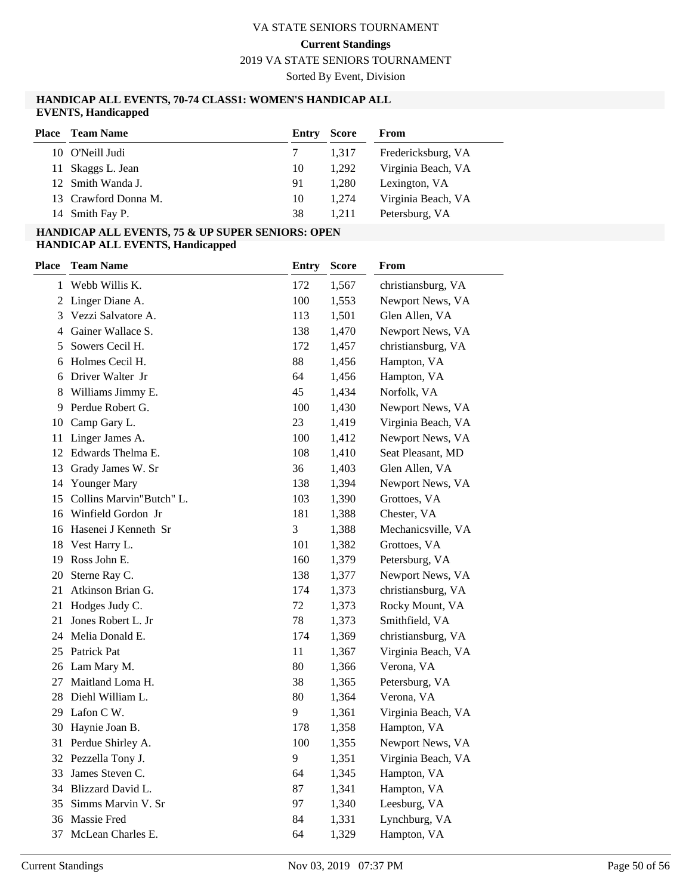VA STATE SENIORS TOURNAMENT

**Current Standings**

2019 VA STATE SENIORS TOURNAMENT

Sorted By Event, Division

### HANDICAP ALL EVENTS, 70-74 CLASS1: WOMEN'S HANDICAP ALL EVENTS, Handicapped

| Place | Team Name | Entry | Score | From |
|---|---|---|---|---|
| 10 | O'Neill Judi | 7 | 1,317 | Fredericksburg, VA |
| 11 | Skaggs L. Jean | 10 | 1,292 | Virginia Beach, VA |
| 12 | Smith Wanda J. | 91 | 1,280 | Lexington, VA |
| 13 | Crawford Donna M. | 10 | 1,274 | Virginia Beach, VA |
| 14 | Smith Fay P. | 38 | 1,211 | Petersburg, VA |

### HANDICAP ALL EVENTS, 75 & UP SUPER SENIORS: OPEN HANDICAP ALL EVENTS, Handicapped

| Place | Team Name | Entry | Score | From |
|---|---|---|---|---|
| 1 | Webb Willis K. | 172 | 1,567 | christiansburg, VA |
| 2 | Linger Diane A. | 100 | 1,553 | Newport News, VA |
| 3 | Vezzi Salvatore A. | 113 | 1,501 | Glen Allen, VA |
| 4 | Gainer Wallace S. | 138 | 1,470 | Newport News, VA |
| 5 | Sowers Cecil H. | 172 | 1,457 | christiansburg, VA |
| 6 | Holmes Cecil H. | 88 | 1,456 | Hampton, VA |
| 6 | Driver Walter Jr | 64 | 1,456 | Hampton, VA |
| 8 | Williams Jimmy E. | 45 | 1,434 | Norfolk, VA |
| 9 | Perdue Robert G. | 100 | 1,430 | Newport News, VA |
| 10 | Camp Gary L. | 23 | 1,419 | Virginia Beach, VA |
| 11 | Linger James A. | 100 | 1,412 | Newport News, VA |
| 12 | Edwards Thelma E. | 108 | 1,410 | Seat Pleasant, MD |
| 13 | Grady James W. Sr | 36 | 1,403 | Glen Allen, VA |
| 14 | Younger Mary | 138 | 1,394 | Newport News, VA |
| 15 | Collins Marvin"Butch" L. | 103 | 1,390 | Grottoes, VA |
| 16 | Winfield Gordon Jr | 181 | 1,388 | Chester, VA |
| 16 | Hasenei J Kenneth Sr | 3 | 1,388 | Mechanicsville, VA |
| 18 | Vest Harry L. | 101 | 1,382 | Grottoes, VA |
| 19 | Ross John E. | 160 | 1,379 | Petersburg, VA |
| 20 | Sterne Ray C. | 138 | 1,377 | Newport News, VA |
| 21 | Atkinson Brian G. | 174 | 1,373 | christiansburg, VA |
| 21 | Hodges Judy C. | 72 | 1,373 | Rocky Mount, VA |
| 21 | Jones Robert L. Jr | 78 | 1,373 | Smithfield, VA |
| 24 | Melia Donald E. | 174 | 1,369 | christiansburg, VA |
| 25 | Patrick Pat | 11 | 1,367 | Virginia Beach, VA |
| 26 | Lam Mary M. | 80 | 1,366 | Verona, VA |
| 27 | Maitland Loma H. | 38 | 1,365 | Petersburg, VA |
| 28 | Diehl William L. | 80 | 1,364 | Verona, VA |
| 29 | Lafon C W. | 9 | 1,361 | Virginia Beach, VA |
| 30 | Haynie Joan B. | 178 | 1,358 | Hampton, VA |
| 31 | Perdue Shirley A. | 100 | 1,355 | Newport News, VA |
| 32 | Pezzella Tony J. | 9 | 1,351 | Virginia Beach, VA |
| 33 | James Steven C. | 64 | 1,345 | Hampton, VA |
| 34 | Blizzard David L. | 87 | 1,341 | Hampton, VA |
| 35 | Simms Marvin V. Sr | 97 | 1,340 | Leesburg, VA |
| 36 | Massie Fred | 84 | 1,331 | Lynchburg, VA |
| 37 | McLean Charles E. | 64 | 1,329 | Hampton, VA |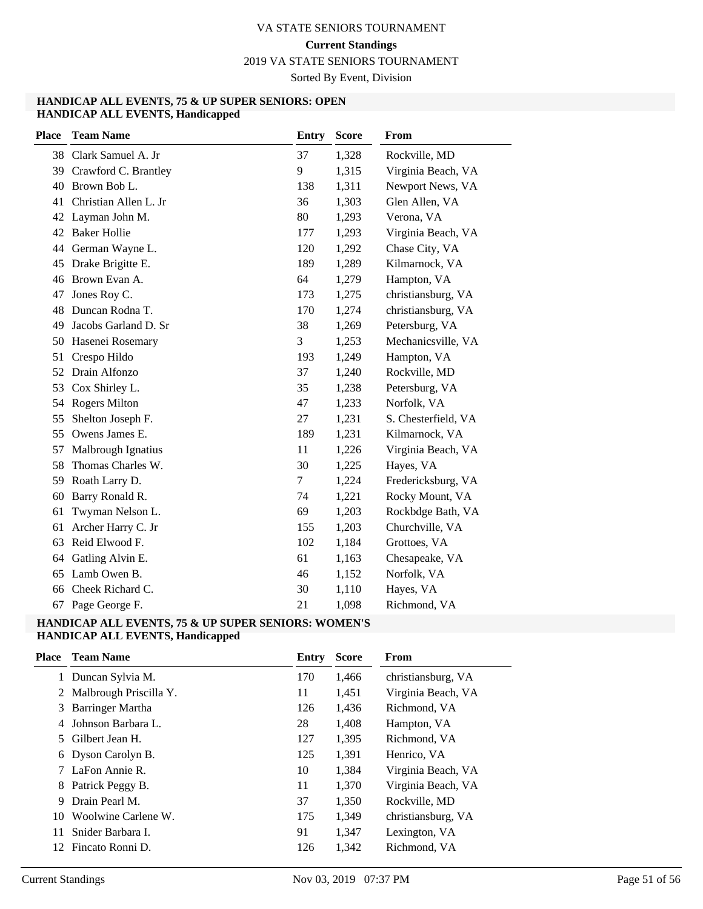VA STATE SENIORS TOURNAMENT

**Current Standings**

2019 VA STATE SENIORS TOURNAMENT

Sorted By Event, Division

### HANDICAP ALL EVENTS, 75 & UP SUPER SENIORS: OPEN
### HANDICAP ALL EVENTS, Handicapped

| Place | Team Name | Entry | Score | From |
|---|---|---|---|---|
| 38 | Clark Samuel A. Jr | 37 | 1,328 | Rockville, MD |
| 39 | Crawford C. Brantley | 9 | 1,315 | Virginia Beach, VA |
| 40 | Brown Bob L. | 138 | 1,311 | Newport News, VA |
| 41 | Christian Allen L. Jr | 36 | 1,303 | Glen Allen, VA |
| 42 | Layman John M. | 80 | 1,293 | Verona, VA |
| 42 | Baker Hollie | 177 | 1,293 | Virginia Beach, VA |
| 44 | German Wayne L. | 120 | 1,292 | Chase City, VA |
| 45 | Drake Brigitte E. | 189 | 1,289 | Kilmarnock, VA |
| 46 | Brown Evan A. | 64 | 1,279 | Hampton, VA |
| 47 | Jones Roy C. | 173 | 1,275 | christiansburg, VA |
| 48 | Duncan Rodna T. | 170 | 1,274 | christiansburg, VA |
| 49 | Jacobs Garland D. Sr | 38 | 1,269 | Petersburg, VA |
| 50 | Hasenei Rosemary | 3 | 1,253 | Mechanicsville, VA |
| 51 | Crespo Hildo | 193 | 1,249 | Hampton, VA |
| 52 | Drain Alfonzo | 37 | 1,240 | Rockville, MD |
| 53 | Cox Shirley L. | 35 | 1,238 | Petersburg, VA |
| 54 | Rogers Milton | 47 | 1,233 | Norfolk, VA |
| 55 | Shelton Joseph F. | 27 | 1,231 | S. Chesterfield, VA |
| 55 | Owens James E. | 189 | 1,231 | Kilmarnock, VA |
| 57 | Malbrough Ignatius | 11 | 1,226 | Virginia Beach, VA |
| 58 | Thomas Charles W. | 30 | 1,225 | Hayes, VA |
| 59 | Roath Larry D. | 7 | 1,224 | Fredericksburg, VA |
| 60 | Barry Ronald R. | 74 | 1,221 | Rocky Mount, VA |
| 61 | Twyman Nelson L. | 69 | 1,203 | Rockbdge Bath, VA |
| 61 | Archer Harry C. Jr | 155 | 1,203 | Churchville, VA |
| 63 | Reid Elwood F. | 102 | 1,184 | Grottoes, VA |
| 64 | Gatling Alvin E. | 61 | 1,163 | Chesapeake, VA |
| 65 | Lamb Owen B. | 46 | 1,152 | Norfolk, VA |
| 66 | Cheek Richard C. | 30 | 1,110 | Hayes, VA |
| 67 | Page George F. | 21 | 1,098 | Richmond, VA |

### HANDICAP ALL EVENTS, 75 & UP SUPER SENIORS: WOMEN'S
### HANDICAP ALL EVENTS, Handicapped

| Place | Team Name | Entry | Score | From |
|---|---|---|---|---|
| 1 | Duncan Sylvia M. | 170 | 1,466 | christiansburg, VA |
| 2 | Malbrough Priscilla Y. | 11 | 1,451 | Virginia Beach, VA |
| 3 | Barringer Martha | 126 | 1,436 | Richmond, VA |
| 4 | Johnson Barbara L. | 28 | 1,408 | Hampton, VA |
| 5 | Gilbert Jean H. | 127 | 1,395 | Richmond, VA |
| 6 | Dyson Carolyn B. | 125 | 1,391 | Henrico, VA |
| 7 | LaFon Annie R. | 10 | 1,384 | Virginia Beach, VA |
| 8 | Patrick Peggy B. | 11 | 1,370 | Virginia Beach, VA |
| 9 | Drain Pearl M. | 37 | 1,350 | Rockville, MD |
| 10 | Woolwine Carlene W. | 175 | 1,349 | christiansburg, VA |
| 11 | Snider Barbara I. | 91 | 1,347 | Lexington, VA |
| 12 | Fincato Ronni D. | 126 | 1,342 | Richmond, VA |

Current Standings Nov 03, 2019 07:37 PM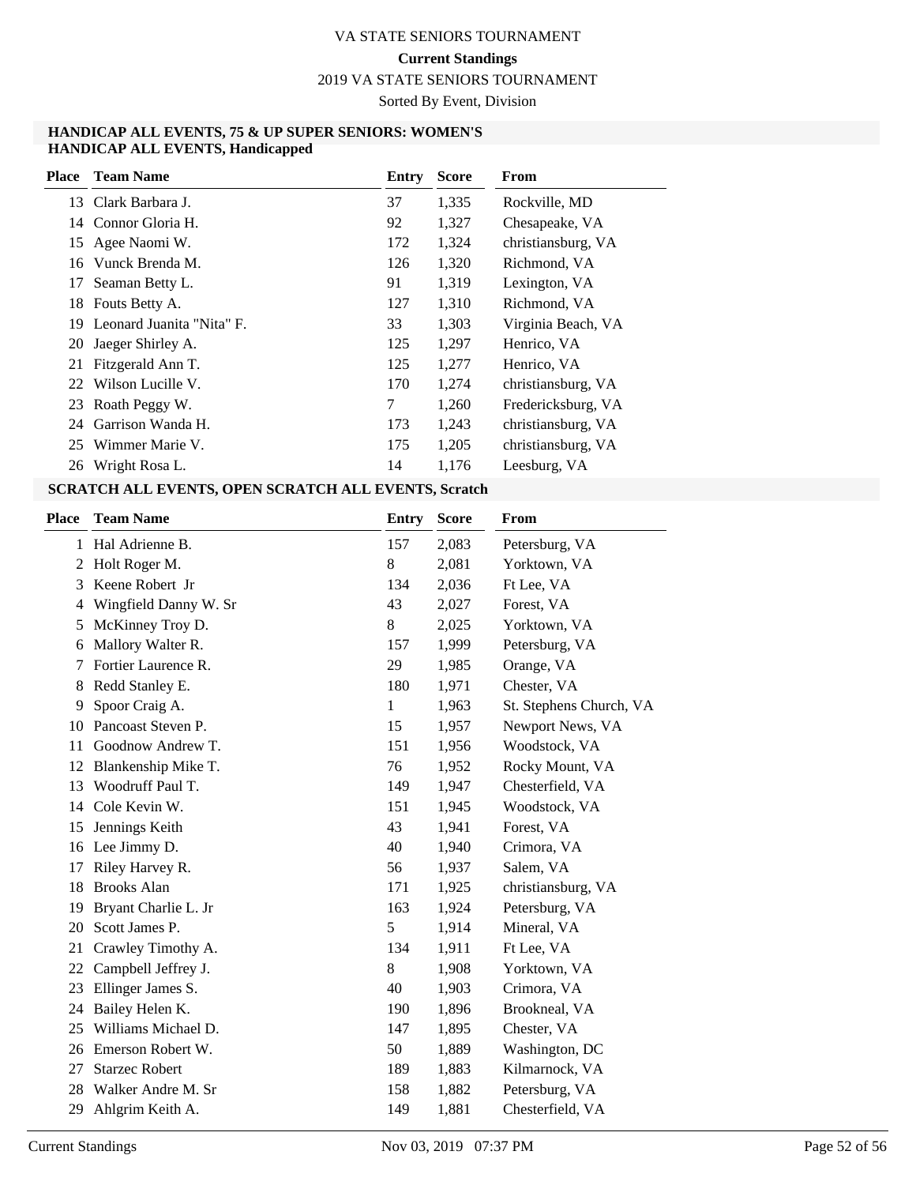# VA STATE SENIORS TOURNAMENT

**Current Standings**

2019 VA STATE SENIORS TOURNAMENT

Sorted By Event, Division

### HANDICAP ALL EVENTS, 75 & UP SUPER SENIORS: WOMEN'S HANDICAP ALL EVENTS, Handicapped

| Place | Team Name | Entry | Score | From |
|---|---|---|---|---|
| 13 | Clark Barbara J. | 37 | 1,335 | Rockville, MD |
| 14 | Connor Gloria H. | 92 | 1,327 | Chesapeake, VA |
| 15 | Agee Naomi W. | 172 | 1,324 | christiansburg, VA |
| 16 | Vunck Brenda M. | 126 | 1,320 | Richmond, VA |
| 17 | Seaman Betty L. | 91 | 1,319 | Lexington, VA |
| 18 | Fouts Betty A. | 127 | 1,310 | Richmond, VA |
| 19 | Leonard Juanita "Nita" F. | 33 | 1,303 | Virginia Beach, VA |
| 20 | Jaeger Shirley A. | 125 | 1,297 | Henrico, VA |
| 21 | Fitzgerald Ann T. | 125 | 1,277 | Henrico, VA |
| 22 | Wilson Lucille V. | 170 | 1,274 | christiansburg, VA |
| 23 | Roath Peggy W. | 7 | 1,260 | Fredericksburg, VA |
| 24 | Garrison Wanda H. | 173 | 1,243 | christiansburg, VA |
| 25 | Wimmer Marie V. | 175 | 1,205 | christiansburg, VA |
| 26 | Wright Rosa L. | 14 | 1,176 | Leesburg, VA |

### SCRATCH ALL EVENTS, OPEN SCRATCH ALL EVENTS, Scratch

| Place | Team Name | Entry | Score | From |
|---|---|---|---|---|
| 1 | Hal Adrienne B. | 157 | 2,083 | Petersburg, VA |
| 2 | Holt Roger M. | 8 | 2,081 | Yorktown, VA |
| 3 | Keene Robert Jr | 134 | 2,036 | Ft Lee, VA |
| 4 | Wingfield Danny W. Sr | 43 | 2,027 | Forest, VA |
| 5 | McKinney Troy D. | 8 | 2,025 | Yorktown, VA |
| 6 | Mallory Walter R. | 157 | 1,999 | Petersburg, VA |
| 7 | Fortier Laurence R. | 29 | 1,985 | Orange, VA |
| 8 | Redd Stanley E. | 180 | 1,971 | Chester, VA |
| 9 | Spoor Craig A. | 1 | 1,963 | St. Stephens Church, VA |
| 10 | Pancoast Steven P. | 15 | 1,957 | Newport News, VA |
| 11 | Goodnow Andrew T. | 151 | 1,956 | Woodstock, VA |
| 12 | Blankenship Mike T. | 76 | 1,952 | Rocky Mount, VA |
| 13 | Woodruff Paul T. | 149 | 1,947 | Chesterfield, VA |
| 14 | Cole Kevin W. | 151 | 1,945 | Woodstock, VA |
| 15 | Jennings Keith | 43 | 1,941 | Forest, VA |
| 16 | Lee Jimmy D. | 40 | 1,940 | Crimora, VA |
| 17 | Riley Harvey R. | 56 | 1,937 | Salem, VA |
| 18 | Brooks Alan | 171 | 1,925 | christiansburg, VA |
| 19 | Bryant Charlie L. Jr | 163 | 1,924 | Petersburg, VA |
| 20 | Scott James P. | 5 | 1,914 | Mineral, VA |
| 21 | Crawley Timothy A. | 134 | 1,911 | Ft Lee, VA |
| 22 | Campbell Jeffrey J. | 8 | 1,908 | Yorktown, VA |
| 23 | Ellinger James S. | 40 | 1,903 | Crimora, VA |
| 24 | Bailey Helen K. | 190 | 1,896 | Brookneal, VA |
| 25 | Williams Michael D. | 147 | 1,895 | Chester, VA |
| 26 | Emerson Robert W. | 50 | 1,889 | Washington, DC |
| 27 | Starzec Robert | 189 | 1,883 | Kilmarnock, VA |
| 28 | Walker Andre M. Sr | 158 | 1,882 | Petersburg, VA |
| 29 | Ahlgrim Keith A. | 149 | 1,881 | Chesterfield, VA |

Current Standings — Nov 03, 2019 07:37 PM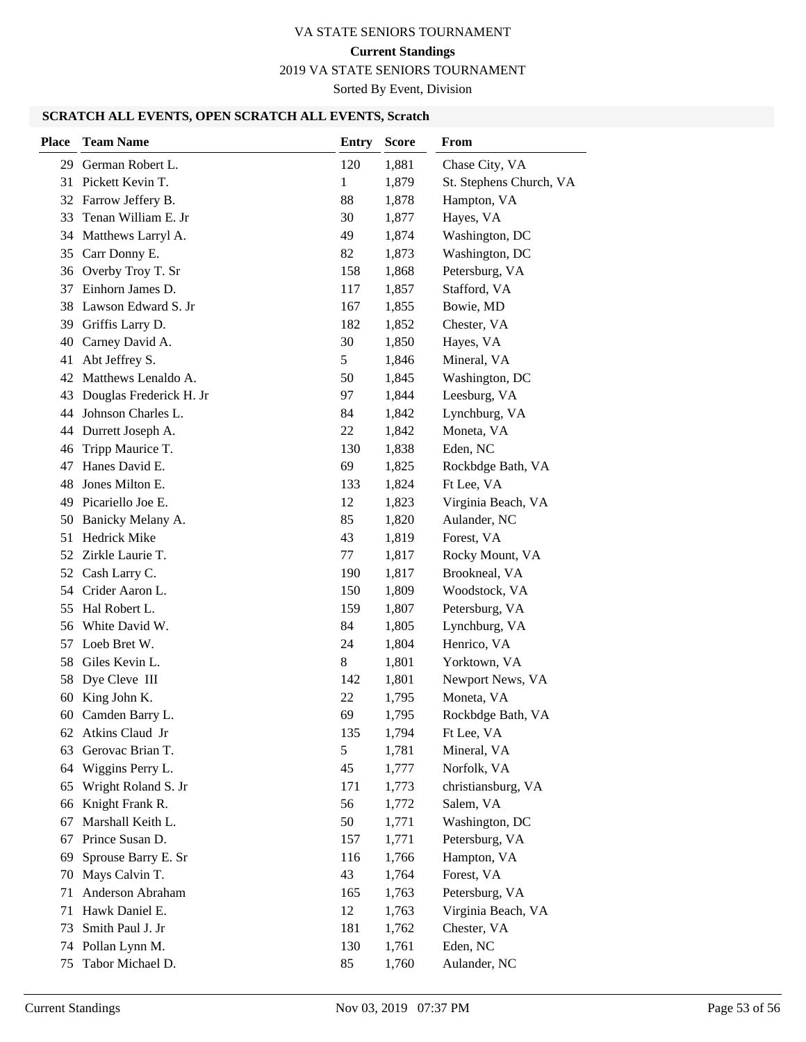VA STATE SENIORS TOURNAMENT

**Current Standings**

2019 VA STATE SENIORS TOURNAMENT

Sorted By Event, Division

### SCRATCH ALL EVENTS, OPEN SCRATCH ALL EVENTS, Scratch

| Place | Team Name | Entry | Score | From |
|---|---|---|---|---|
| 29 | German Robert L. | 120 | 1,881 | Chase City, VA |
| 31 | Pickett Kevin T. | 1 | 1,879 | St. Stephens Church, VA |
| 32 | Farrow Jeffery B. | 88 | 1,878 | Hampton, VA |
| 33 | Tenan William E. Jr | 30 | 1,877 | Hayes, VA |
| 34 | Matthews Larryl A. | 49 | 1,874 | Washington, DC |
| 35 | Carr Donny E. | 82 | 1,873 | Washington, DC |
| 36 | Overby Troy T. Sr | 158 | 1,868 | Petersburg, VA |
| 37 | Einhorn James D. | 117 | 1,857 | Stafford, VA |
| 38 | Lawson Edward S. Jr | 167 | 1,855 | Bowie, MD |
| 39 | Griffis Larry D. | 182 | 1,852 | Chester, VA |
| 40 | Carney David A. | 30 | 1,850 | Hayes, VA |
| 41 | Abt Jeffrey S. | 5 | 1,846 | Mineral, VA |
| 42 | Matthews Lenaldo A. | 50 | 1,845 | Washington, DC |
| 43 | Douglas Frederick H. Jr | 97 | 1,844 | Leesburg, VA |
| 44 | Johnson Charles L. | 84 | 1,842 | Lynchburg, VA |
| 44 | Durrett Joseph A. | 22 | 1,842 | Moneta, VA |
| 46 | Tripp Maurice T. | 130 | 1,838 | Eden, NC |
| 47 | Hanes David E. | 69 | 1,825 | Rockbdge Bath, VA |
| 48 | Jones Milton E. | 133 | 1,824 | Ft Lee, VA |
| 49 | Picariello Joe E. | 12 | 1,823 | Virginia Beach, VA |
| 50 | Banicky Melany A. | 85 | 1,820 | Aulander, NC |
| 51 | Hedrick Mike | 43 | 1,819 | Forest, VA |
| 52 | Zirkle Laurie T. | 77 | 1,817 | Rocky Mount, VA |
| 52 | Cash Larry C. | 190 | 1,817 | Brookneal, VA |
| 54 | Crider Aaron L. | 150 | 1,809 | Woodstock, VA |
| 55 | Hal Robert L. | 159 | 1,807 | Petersburg, VA |
| 56 | White David W. | 84 | 1,805 | Lynchburg, VA |
| 57 | Loeb Bret W. | 24 | 1,804 | Henrico, VA |
| 58 | Giles Kevin L. | 8 | 1,801 | Yorktown, VA |
| 58 | Dye Cleve III | 142 | 1,801 | Newport News, VA |
| 60 | King John K. | 22 | 1,795 | Moneta, VA |
| 60 | Camden Barry L. | 69 | 1,795 | Rockbdge Bath, VA |
| 62 | Atkins Claud Jr | 135 | 1,794 | Ft Lee, VA |
| 63 | Gerovac Brian T. | 5 | 1,781 | Mineral, VA |
| 64 | Wiggins Perry L. | 45 | 1,777 | Norfolk, VA |
| 65 | Wright Roland S. Jr | 171 | 1,773 | christiansburg, VA |
| 66 | Knight Frank R. | 56 | 1,772 | Salem, VA |
| 67 | Marshall Keith L. | 50 | 1,771 | Washington, DC |
| 67 | Prince Susan D. | 157 | 1,771 | Petersburg, VA |
| 69 | Sprouse Barry E. Sr | 116 | 1,766 | Hampton, VA |
| 70 | Mays Calvin T. | 43 | 1,764 | Forest, VA |
| 71 | Anderson Abraham | 165 | 1,763 | Petersburg, VA |
| 71 | Hawk Daniel E. | 12 | 1,763 | Virginia Beach, VA |
| 73 | Smith Paul J. Jr | 181 | 1,762 | Chester, VA |
| 74 | Pollan Lynn M. | 130 | 1,761 | Eden, NC |
| 75 | Tabor Michael D. | 85 | 1,760 | Aulander, NC |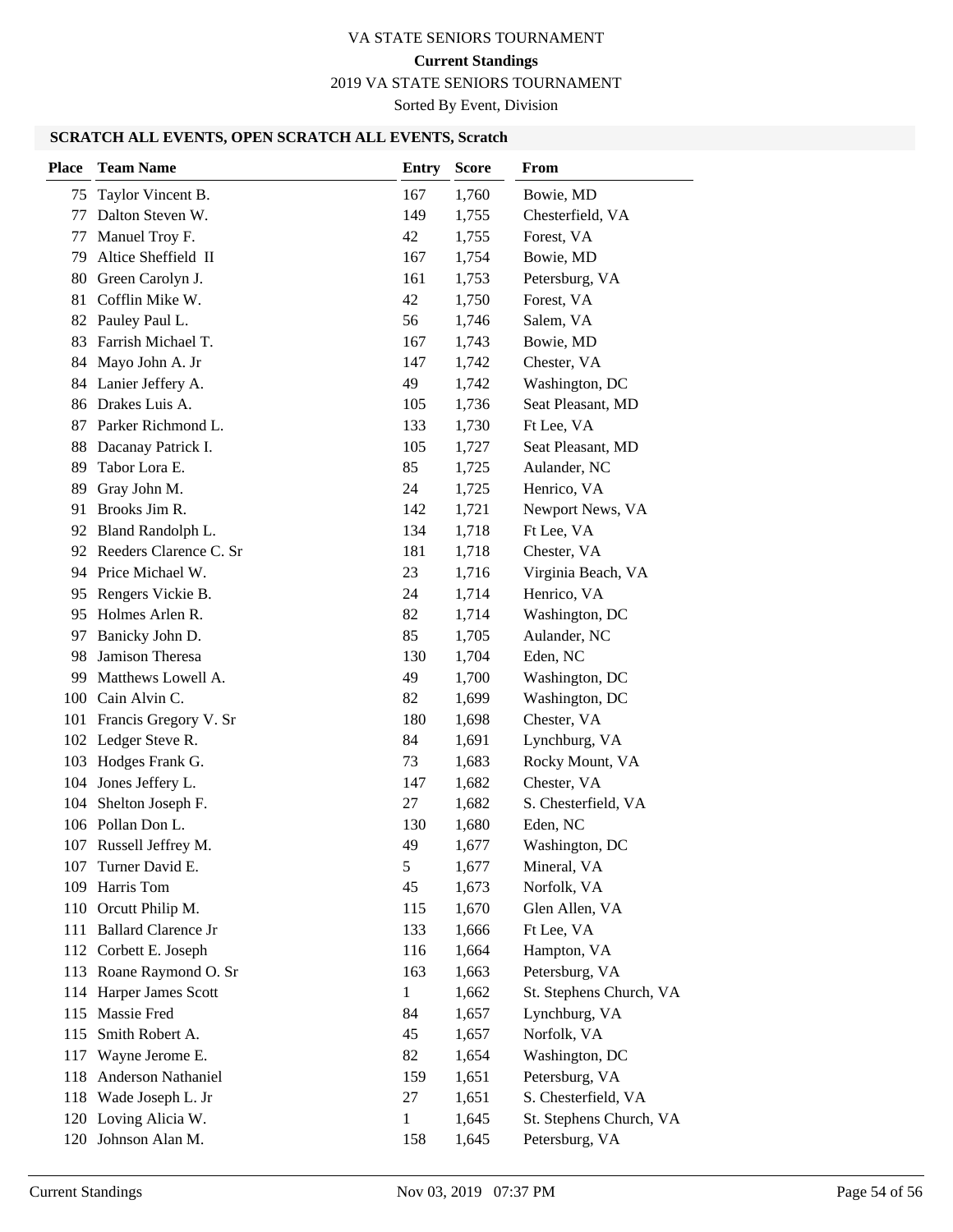VA STATE SENIORS TOURNAMENT

**Current Standings**

2019 VA STATE SENIORS TOURNAMENT

Sorted By Event, Division

### SCRATCH ALL EVENTS, OPEN SCRATCH ALL EVENTS, Scratch

| Place | Team Name | Entry | Score | From |
|---|---|---|---|---|
| 75 | Taylor Vincent B. | 167 | 1,760 | Bowie, MD |
| 77 | Dalton Steven W. | 149 | 1,755 | Chesterfield, VA |
| 77 | Manuel Troy F. | 42 | 1,755 | Forest, VA |
| 79 | Altice Sheffield II | 167 | 1,754 | Bowie, MD |
| 80 | Green Carolyn J. | 161 | 1,753 | Petersburg, VA |
| 81 | Cofflin Mike W. | 42 | 1,750 | Forest, VA |
| 82 | Pauley Paul L. | 56 | 1,746 | Salem, VA |
| 83 | Farrish Michael T. | 167 | 1,743 | Bowie, MD |
| 84 | Mayo John A. Jr | 147 | 1,742 | Chester, VA |
| 84 | Lanier Jeffery A. | 49 | 1,742 | Washington, DC |
| 86 | Drakes Luis A. | 105 | 1,736 | Seat Pleasant, MD |
| 87 | Parker Richmond L. | 133 | 1,730 | Ft Lee, VA |
| 88 | Dacanay Patrick I. | 105 | 1,727 | Seat Pleasant, MD |
| 89 | Tabor Lora E. | 85 | 1,725 | Aulander, NC |
| 89 | Gray John M. | 24 | 1,725 | Henrico, VA |
| 91 | Brooks Jim R. | 142 | 1,721 | Newport News, VA |
| 92 | Bland Randolph L. | 134 | 1,718 | Ft Lee, VA |
| 92 | Reeders Clarence C. Sr | 181 | 1,718 | Chester, VA |
| 94 | Price Michael W. | 23 | 1,716 | Virginia Beach, VA |
| 95 | Rengers Vickie B. | 24 | 1,714 | Henrico, VA |
| 95 | Holmes Arlen R. | 82 | 1,714 | Washington, DC |
| 97 | Banicky John D. | 85 | 1,705 | Aulander, NC |
| 98 | Jamison Theresa | 130 | 1,704 | Eden, NC |
| 99 | Matthews Lowell A. | 49 | 1,700 | Washington, DC |
| 100 | Cain Alvin C. | 82 | 1,699 | Washington, DC |
| 101 | Francis Gregory V. Sr | 180 | 1,698 | Chester, VA |
| 102 | Ledger Steve R. | 84 | 1,691 | Lynchburg, VA |
| 103 | Hodges Frank G. | 73 | 1,683 | Rocky Mount, VA |
| 104 | Jones Jeffery L. | 147 | 1,682 | Chester, VA |
| 104 | Shelton Joseph F. | 27 | 1,682 | S. Chesterfield, VA |
| 106 | Pollan Don L. | 130 | 1,680 | Eden, NC |
| 107 | Russell Jeffrey M. | 49 | 1,677 | Washington, DC |
| 107 | Turner David E. | 5 | 1,677 | Mineral, VA |
| 109 | Harris Tom | 45 | 1,673 | Norfolk, VA |
| 110 | Orcutt Philip M. | 115 | 1,670 | Glen Allen, VA |
| 111 | Ballard Clarence Jr | 133 | 1,666 | Ft Lee, VA |
| 112 | Corbett E. Joseph | 116 | 1,664 | Hampton, VA |
| 113 | Roane Raymond O. Sr | 163 | 1,663 | Petersburg, VA |
| 114 | Harper James Scott | 1 | 1,662 | St. Stephens Church, VA |
| 115 | Massie Fred | 84 | 1,657 | Lynchburg, VA |
| 115 | Smith Robert A. | 45 | 1,657 | Norfolk, VA |
| 117 | Wayne Jerome E. | 82 | 1,654 | Washington, DC |
| 118 | Anderson Nathaniel | 159 | 1,651 | Petersburg, VA |
| 118 | Wade Joseph L. Jr | 27 | 1,651 | S. Chesterfield, VA |
| 120 | Loving Alicia W. | 1 | 1,645 | St. Stephens Church, VA |
| 120 | Johnson Alan M. | 158 | 1,645 | Petersburg, VA |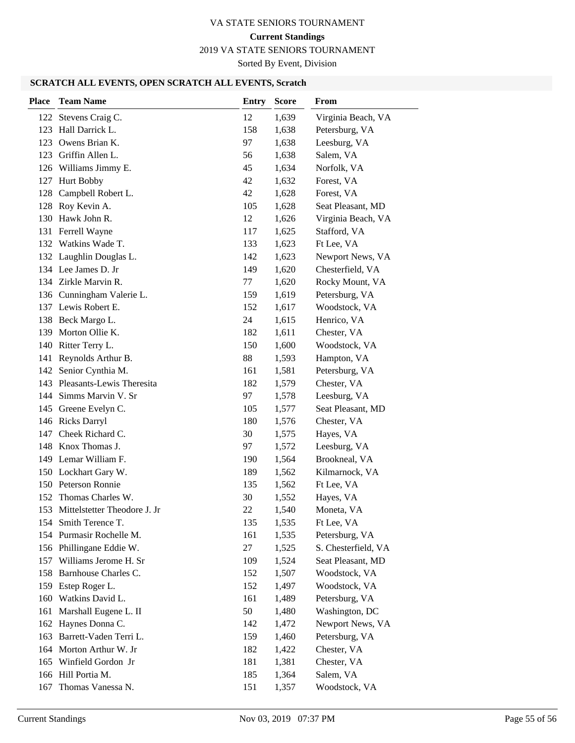VA STATE SENIORS TOURNAMENT

**Current Standings**

2019 VA STATE SENIORS TOURNAMENT

Sorted By Event, Division

### SCRATCH ALL EVENTS, OPEN SCRATCH ALL EVENTS, Scratch

| Place | Team Name | Entry | Score | From |
|---|---|---|---|---|
| 122 | Stevens Craig C. | 12 | 1,639 | Virginia Beach, VA |
| 123 | Hall Darrick L. | 158 | 1,638 | Petersburg, VA |
| 123 | Owens Brian K. | 97 | 1,638 | Leesburg, VA |
| 123 | Griffin Allen L. | 56 | 1,638 | Salem, VA |
| 126 | Williams Jimmy E. | 45 | 1,634 | Norfolk, VA |
| 127 | Hurt Bobby | 42 | 1,632 | Forest, VA |
| 128 | Campbell Robert L. | 42 | 1,628 | Forest, VA |
| 128 | Roy Kevin A. | 105 | 1,628 | Seat Pleasant, MD |
| 130 | Hawk John R. | 12 | 1,626 | Virginia Beach, VA |
| 131 | Ferrell Wayne | 117 | 1,625 | Stafford, VA |
| 132 | Watkins Wade T. | 133 | 1,623 | Ft Lee, VA |
| 132 | Laughlin Douglas L. | 142 | 1,623 | Newport News, VA |
| 134 | Lee James D. Jr | 149 | 1,620 | Chesterfield, VA |
| 134 | Zirkle Marvin R. | 77 | 1,620 | Rocky Mount, VA |
| 136 | Cunningham Valerie L. | 159 | 1,619 | Petersburg, VA |
| 137 | Lewis Robert E. | 152 | 1,617 | Woodstock, VA |
| 138 | Beck Margo L. | 24 | 1,615 | Henrico, VA |
| 139 | Morton Ollie K. | 182 | 1,611 | Chester, VA |
| 140 | Ritter Terry L. | 150 | 1,600 | Woodstock, VA |
| 141 | Reynolds Arthur B. | 88 | 1,593 | Hampton, VA |
| 142 | Senior Cynthia M. | 161 | 1,581 | Petersburg, VA |
| 143 | Pleasants-Lewis Theresita | 182 | 1,579 | Chester, VA |
| 144 | Simms Marvin V. Sr | 97 | 1,578 | Leesburg, VA |
| 145 | Greene Evelyn C. | 105 | 1,577 | Seat Pleasant, MD |
| 146 | Ricks Darryl | 180 | 1,576 | Chester, VA |
| 147 | Cheek Richard C. | 30 | 1,575 | Hayes, VA |
| 148 | Knox Thomas J. | 97 | 1,572 | Leesburg, VA |
| 149 | Lemar William F. | 190 | 1,564 | Brookneal, VA |
| 150 | Lockhart Gary W. | 189 | 1,562 | Kilmarnock, VA |
| 150 | Peterson Ronnie | 135 | 1,562 | Ft Lee, VA |
| 152 | Thomas Charles W. | 30 | 1,552 | Hayes, VA |
| 153 | Mittelstetter Theodore J. Jr | 22 | 1,540 | Moneta, VA |
| 154 | Smith Terence T. | 135 | 1,535 | Ft Lee, VA |
| 154 | Purmasir Rochelle M. | 161 | 1,535 | Petersburg, VA |
| 156 | Phillingane Eddie W. | 27 | 1,525 | S. Chesterfield, VA |
| 157 | Williams Jerome H. Sr | 109 | 1,524 | Seat Pleasant, MD |
| 158 | Barnhouse Charles C. | 152 | 1,507 | Woodstock, VA |
| 159 | Estep Roger L. | 152 | 1,497 | Woodstock, VA |
| 160 | Watkins David L. | 161 | 1,489 | Petersburg, VA |
| 161 | Marshall Eugene L. II | 50 | 1,480 | Washington, DC |
| 162 | Haynes Donna C. | 142 | 1,472 | Newport News, VA |
| 163 | Barrett-Vaden Terri L. | 159 | 1,460 | Petersburg, VA |
| 164 | Morton Arthur W. Jr | 182 | 1,422 | Chester, VA |
| 165 | Winfield Gordon Jr | 181 | 1,381 | Chester, VA |
| 166 | Hill Portia M. | 185 | 1,364 | Salem, VA |
| 167 | Thomas Vanessa N. | 151 | 1,357 | Woodstock, VA |

Current Standings    Nov 03, 2019 07:37 PM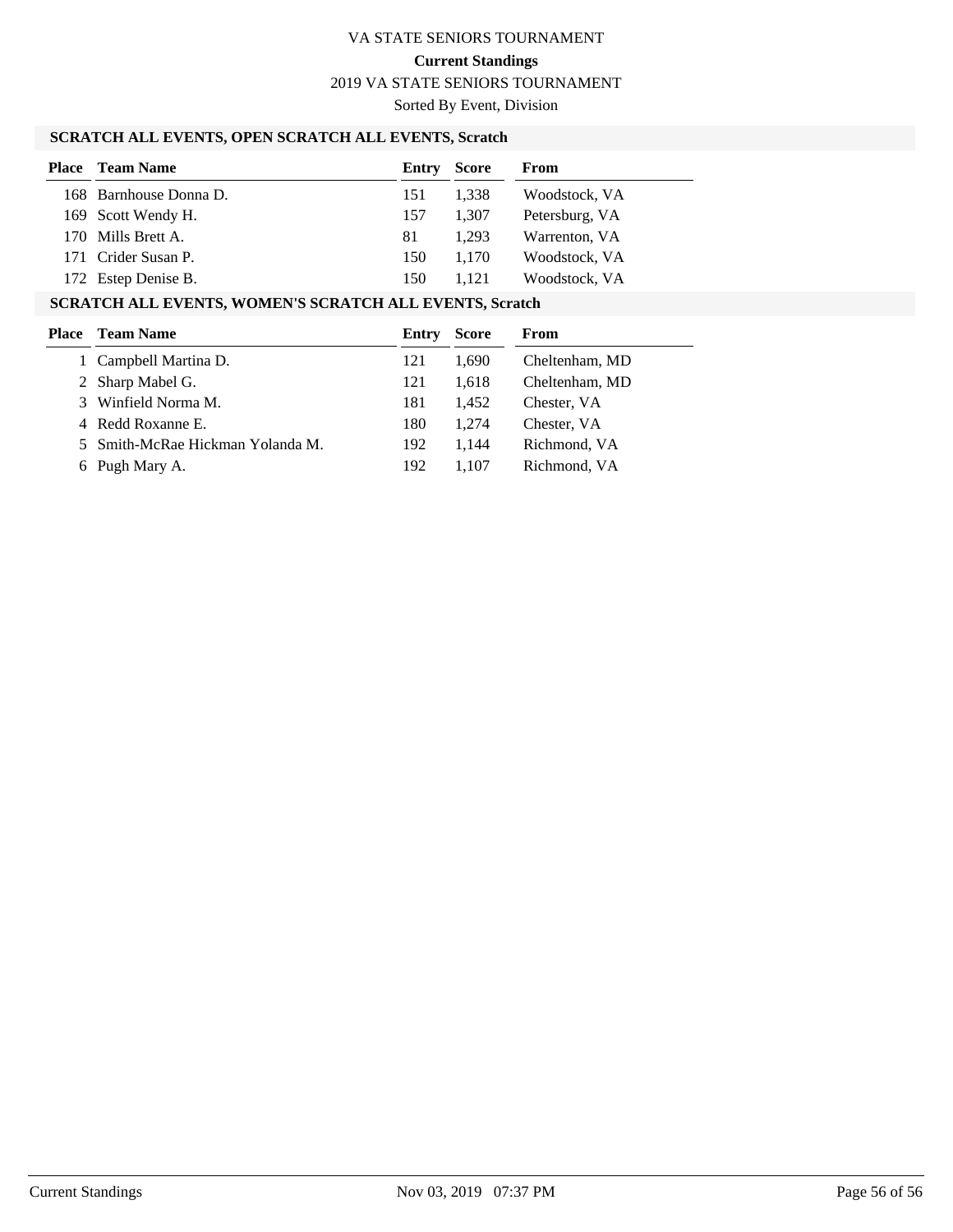# VA STATE SENIORS TOURNAMENT

**Current Standings**

2019 VA STATE SENIORS TOURNAMENT

Sorted By Event, Division

### SCRATCH ALL EVENTS, OPEN SCRATCH ALL EVENTS, Scratch

| Place | Team Name | Entry | Score | From |
|---|---|---|---|---|
| 168 | Barnhouse Donna D. | 151 | 1,338 | Woodstock, VA |
| 169 | Scott Wendy H. | 157 | 1,307 | Petersburg, VA |
| 170 | Mills Brett A. | 81 | 1,293 | Warrenton, VA |
| 171 | Crider Susan P. | 150 | 1,170 | Woodstock, VA |
| 172 | Estep Denise B. | 150 | 1,121 | Woodstock, VA |

### SCRATCH ALL EVENTS, WOMEN'S SCRATCH ALL EVENTS, Scratch

| Place | Team Name | Entry | Score | From |
|---|---|---|---|---|
| 1 | Campbell Martina D. | 121 | 1,690 | Cheltenham, MD |
| 2 | Sharp Mabel G. | 121 | 1,618 | Cheltenham, MD |
| 3 | Winfield Norma M. | 181 | 1,452 | Chester, VA |
| 4 | Redd Roxanne E. | 180 | 1,274 | Chester, VA |
| 5 | Smith-McRae Hickman Yolanda M. | 192 | 1,144 | Richmond, VA |
| 6 | Pugh Mary A. | 192 | 1,107 | Richmond, VA |